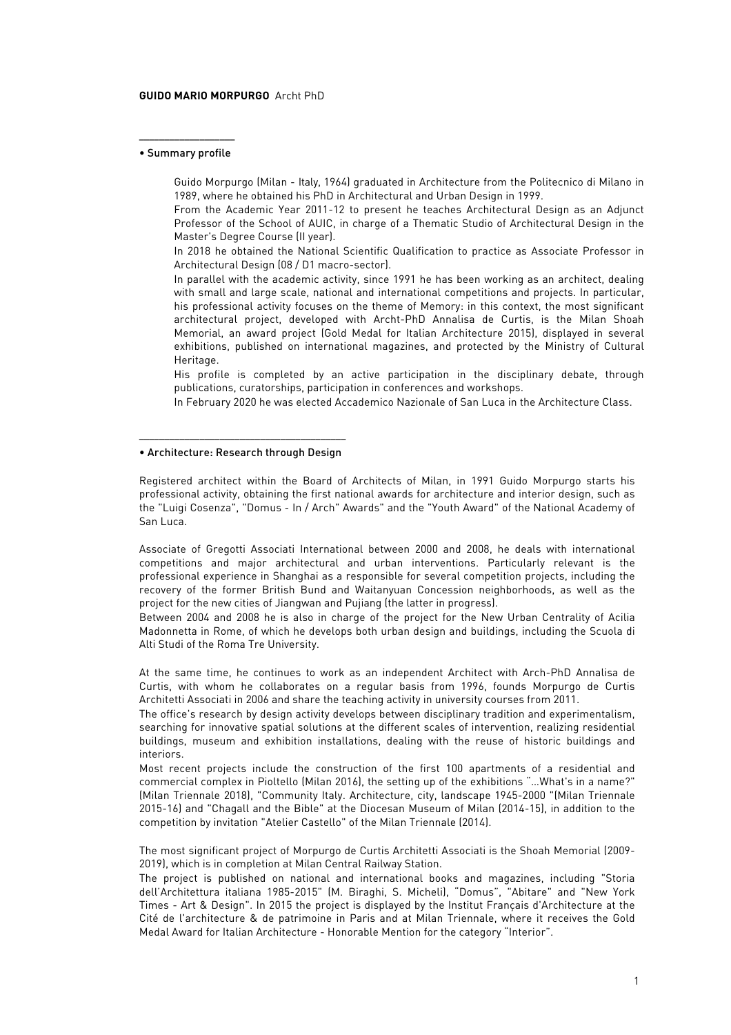**GUIDO MARIO MORPURGO** Archt PhD

## • Summary profile

Guido Morpurgo (Milan - Italy, 1964) graduated in Architecture from the Politecnico di Milano in 1989, where he obtained his PhD in Architectural and Urban Design in 1999.

From the Academic Year 2011-12 to present he teaches Architectural Design as an Adjunct Professor of the School of AUIC, in charge of a Thematic Studio of Architectural Design in the Master's Degree Course (II year).

In 2018 he obtained the National Scientific Qualification to practice as Associate Professor in Architectural Design (08 / D1 macro-sector).

In parallel with the academic activity, since 1991 he has been working as an architect, dealing with small and large scale, national and international competitions and projects. In particular, his professional activity focuses on the theme of Memory: in this context, the most significant architectural project, developed with Archt-PhD Annalisa de Curtis, is the Milan Shoah Memorial, an award project (Gold Medal for Italian Architecture 2015), displayed in several exhibitions, published on international magazines, and protected by the Ministry of Cultural Heritage.

His profile is completed by an active participation in the disciplinary debate, through publications, curatorships, participation in conferences and workshops.

In February 2020 he was elected Accademico Nazionale of San Luca in the Architecture Class.

## • Architecture: Research through Design

Registered architect within the Board of Architects of Milan, in 1991 Guido Morpurgo starts his professional activity, obtaining the first national awards for architecture and interior design, such as the "Luigi Cosenza", "Domus - In / Arch" Awards" and the "Youth Award" of the National Academy of San Luca.

Associate of Gregotti Associati International between 2000 and 2008, he deals with international competitions and major architectural and urban interventions. Particularly relevant is the professional experience in Shanghai as a responsible for several competition projects, including the recovery of the former British Bund and Waitanyuan Concession neighborhoods, as well as the project for the new cities of Jiangwan and Pujiang (the latter in progress).

Between 2004 and 2008 he is also in charge of the project for the New Urban Centrality of Acilia Madonnetta in Rome, of which he develops both urban design and buildings, including the Scuola di Alti Studi of the Roma Tre University.

At the same time, he continues to work as an independent Architect with Arch-PhD Annalisa de Curtis, with whom he collaborates on a regular basis from 1996, founds Morpurgo de Curtis Architetti Associati in 2006 and share the teaching activity in university courses from 2011.

The office's research by design activity develops between disciplinary tradition and experimentalism, searching for innovative spatial solutions at the different scales of intervention, realizing residential buildings, museum and exhibition installations, dealing with the reuse of historic buildings and interiors.

Most recent projects include the construction of the first 100 apartments of a residential and commercial complex in Pioltello (Milan 2016), the setting up of the exhibitions "...What's in a name?" (Milan Triennale 2018), "Community Italy. Architecture, city, landscape 1945-2000 "(Milan Triennale 2015-16) and "Chagall and the Bible" at the Diocesan Museum of Milan (2014-15), in addition to the competition by invitation "Atelier Castello" of the Milan Triennale (2014).

The most significant project of Morpurgo de Curtis Architetti Associati is the Shoah Memorial (2009-2019), which is in completion at Milan Central Railway Station.

The project is published on national and international books and magazines, including "Storia dell'Architettura italiana 1985-2015" (M. Biraghi, S. Micheli), "Domus", "Abitare" and "New York Times - Art & Design". In 2015 the project is displayed by the Institut Français d'Architecture at the Cité de l'architecture & de patrimoine in Paris and at Milan Triennale, where it receives the Gold Medal Award for Italian Architecture - Honorable Mention for the category "Interior".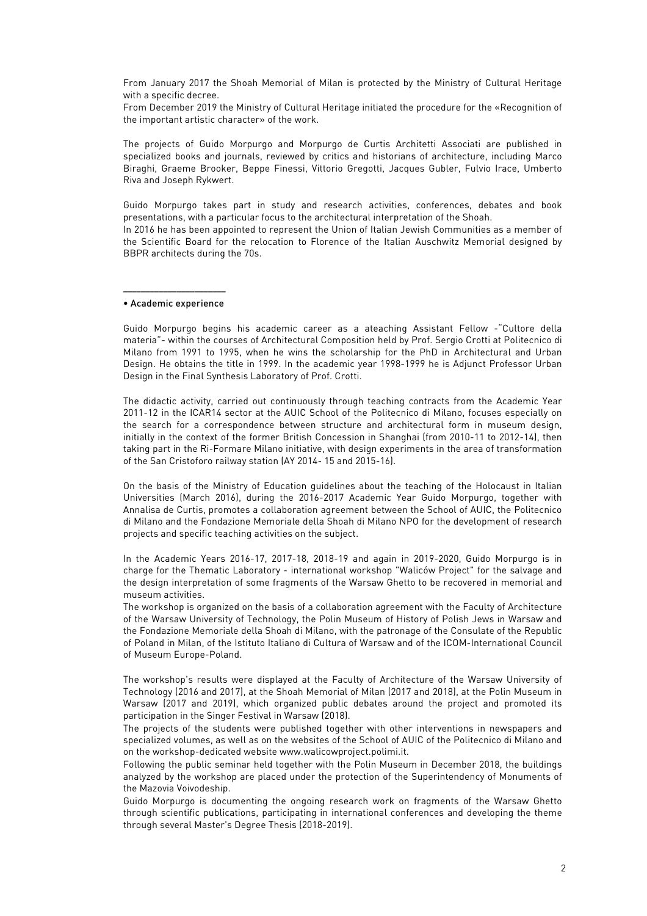From January 2017 the Shoah Memorial of Milan is protected by the Ministry of Cultural Heritage with a specific decree.
From December 2019 the Ministry of Cultural Heritage initiated the procedure for the «Recognition of the important artistic character» of the work.

The projects of Guido Morpurgo and Morpurgo de Curtis Architetti Associati are published in specialized books and journals, reviewed by critics and historians of architecture, including Marco Biraghi, Graeme Brooker, Beppe Finessi, Vittorio Gregotti, Jacques Gubler, Fulvio Irace, Umberto Riva and Joseph Rykwert.

Guido Morpurgo takes part in study and research activities, conferences, debates and book presentations, with a particular focus to the architectural interpretation of the Shoah.
In 2016 he has been appointed to represent the Union of Italian Jewish Communities as a member of the Scientific Board for the relocation to Florence of the Italian Auschwitz Memorial designed by BBPR architects during the 70s.

---

• Academic experience

Guido Morpurgo begins his academic career as a ateaching Assistant Fellow -"Cultore della materia"- within the courses of Architectural Composition held by Prof. Sergio Crotti at Politecnico di Milano from 1991 to 1995, when he wins the scholarship for the PhD in Architectural and Urban Design. He obtains the title in 1999. In the academic year 1998-1999 he is Adjunct Professor Urban Design in the Final Synthesis Laboratory of Prof. Crotti.

The didactic activity, carried out continuously through teaching contracts from the Academic Year 2011-12 in the ICAR14 sector at the AUIC School of the Politecnico di Milano, focuses especially on the search for a correspondence between structure and architectural form in museum design, initially in the context of the former British Concession in Shanghai (from 2010-11 to 2012-14), then taking part in the Ri-Formare Milano initiative, with design experiments in the area of transformation of the San Cristoforo railway station (AY 2014- 15 and 2015-16).

On the basis of the Ministry of Education guidelines about the teaching of the Holocaust in Italian Universities (March 2016), during the 2016-2017 Academic Year Guido Morpurgo, together with Annalisa de Curtis, promotes a collaboration agreement between the School of AUIC, the Politecnico di Milano and the Fondazione Memoriale della Shoah di Milano NPO for the development of research projects and specific teaching activities on the subject.

In the Academic Years 2016-17, 2017-18, 2018-19 and again in 2019-2020, Guido Morpurgo is in charge for the Thematic Laboratory - international workshop "Waliców Project" for the salvage and the design interpretation of some fragments of the Warsaw Ghetto to be recovered in memorial and museum activities.
The workshop is organized on the basis of a collaboration agreement with the Faculty of Architecture of the Warsaw University of Technology, the Polin Museum of History of Polish Jews in Warsaw and the Fondazione Memoriale della Shoah di Milano, with the patronage of the Consulate of the Republic of Poland in Milan, of the Istituto Italiano di Cultura of Warsaw and of the ICOM-International Council of Museum Europe-Poland.

The workshop's results were displayed at the Faculty of Architecture of the Warsaw University of Technology (2016 and 2017), at the Shoah Memorial of Milan (2017 and 2018), at the Polin Museum in Warsaw (2017 and 2019), which organized public debates around the project and promoted its participation in the Singer Festival in Warsaw (2018).
The projects of the students were published together with other interventions in newspapers and specialized volumes, as well as on the websites of the School of AUIC of the Politecnico di Milano and on the workshop-dedicated website www.walicowproject.polimi.it.
Following the public seminar held together with the Polin Museum in December 2018, the buildings analyzed by the workshop are placed under the protection of the Superintendency of Monuments of the Mazovia Voivodeship.
Guido Morpurgo is documenting the ongoing research work on fragments of the Warsaw Ghetto through scientific publications, participating in international conferences and developing the theme through several Master's Degree Thesis (2018-2019).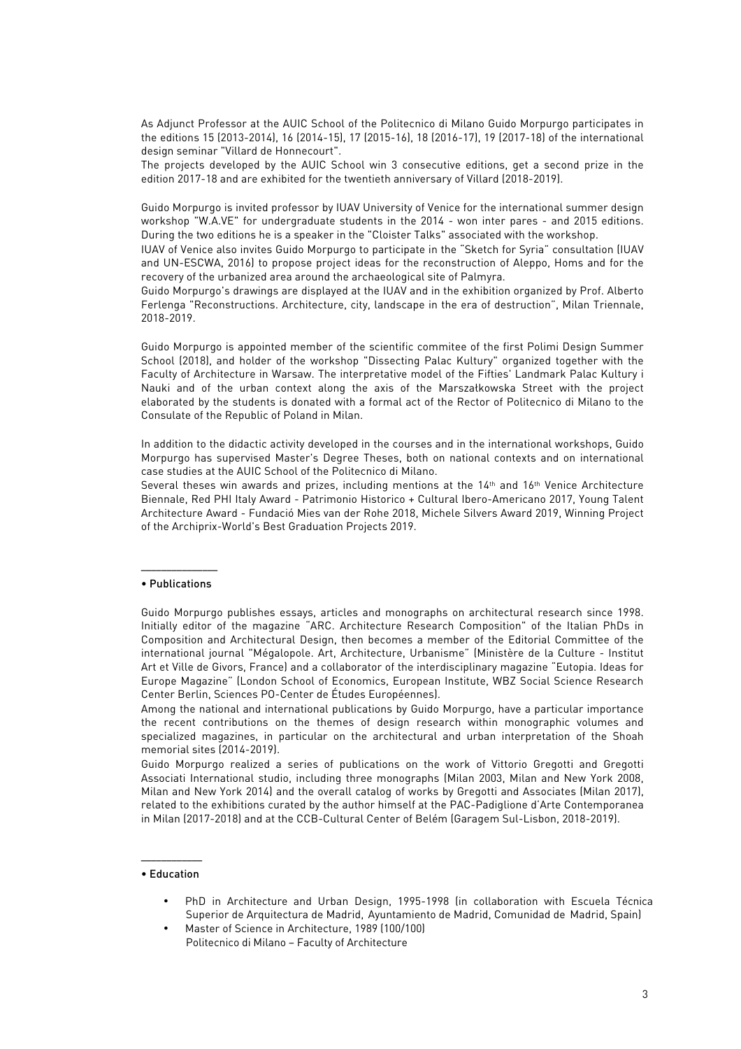As Adjunct Professor at the AUIC School of the Politecnico di Milano Guido Morpurgo participates in the editions 15 (2013-2014), 16 (2014-15), 17 (2015-16), 18 (2016-17), 19 (2017-18) of the international design seminar "Villard de Honnecourt".
The projects developed by the AUIC School win 3 consecutive editions, get a second prize in the edition 2017-18 and are exhibited for the twentieth anniversary of Villard (2018-2019).

Guido Morpurgo is invited professor by IUAV University of Venice for the international summer design workshop "W.A.VE" for undergraduate students in the 2014 - won inter pares - and 2015 editions. During the two editions he is a speaker in the "Cloister Talks" associated with the workshop.
IUAV of Venice also invites Guido Morpurgo to participate in the "Sketch for Syria" consultation (IUAV and UN-ESCWA, 2016) to propose project ideas for the reconstruction of Aleppo, Homs and for the recovery of the urbanized area around the archaeological site of Palmyra.
Guido Morpurgo's drawings are displayed at the IUAV and in the exhibition organized by Prof. Alberto Ferlenga "Reconstructions. Architecture, city, landscape in the era of destruction", Milan Triennale, 2018-2019.

Guido Morpurgo is appointed member of the scientific commitee of the first Polimi Design Summer School (2018), and holder of the workshop "Dissecting Palac Kultury" organized together with the Faculty of Architecture in Warsaw. The interpretative model of the Fifties' Landmark Palac Kultury i Nauki and of the urban context along the axis of the Marszałkowska Street with the project elaborated by the students is donated with a formal act of the Rector of Politecnico di Milano to the Consulate of the Republic of Poland in Milan.

In addition to the didactic activity developed in the courses and in the international workshops, Guido Morpurgo has supervised Master's Degree Theses, both on national contexts and on international case studies at the AUIC School of the Politecnico di Milano.
Several theses win awards and prizes, including mentions at the 14th and 16th Venice Architecture Biennale, Red PHI Italy Award - Patrimonio Historico + Cultural Ibero-Americano 2017, Young Talent Architecture Award - Fundació Mies van der Rohe 2018, Michele Silvers Award 2019, Winning Project of the Archiprix-World's Best Graduation Projects 2019.

---

• Publications

Guido Morpurgo publishes essays, articles and monographs on architectural research since 1998. Initially editor of the magazine "ARC. Architecture Research Composition" of the Italian PhDs in Composition and Architectural Design, then becomes a member of the Editorial Committee of the international journal "Mégalopole. Art, Architecture, Urbanisme" (Ministère de la Culture - Institut Art et Ville de Givors, France) and a collaborator of the interdisciplinary magazine "Eutopia. Ideas for Europe Magazine" (London School of Economics, European Institute, WBZ Social Science Research Center Berlin, Sciences PO-Center de Études Européennes).
Among the national and international publications by Guido Morpurgo, have a particular importance the recent contributions on the themes of design research within monographic volumes and specialized magazines, in particular on the architectural and urban interpretation of the Shoah memorial sites (2014-2019).
Guido Morpurgo realized a series of publications on the work of Vittorio Gregotti and Gregotti Associati International studio, including three monographs (Milan 2003, Milan and New York 2008, Milan and New York 2014) and the overall catalog of works by Gregotti and Associates (Milan 2017), related to the exhibitions curated by the author himself at the PAC-Padiglione d'Arte Contemporanea in Milan (2017-2018) and at the CCB-Cultural Center of Belém (Garagem Sul-Lisbon, 2018-2019).

---

• Education

- PhD in Architecture and Urban Design, 1995-1998 (in collaboration with Escuela Técnica Superior de Arquitectura de Madrid, Ayuntamiento de Madrid, Comunidad de Madrid, Spain)
- Master of Science in Architecture, 1989 (100/100)
  Politecnico di Milano – Faculty of Architecture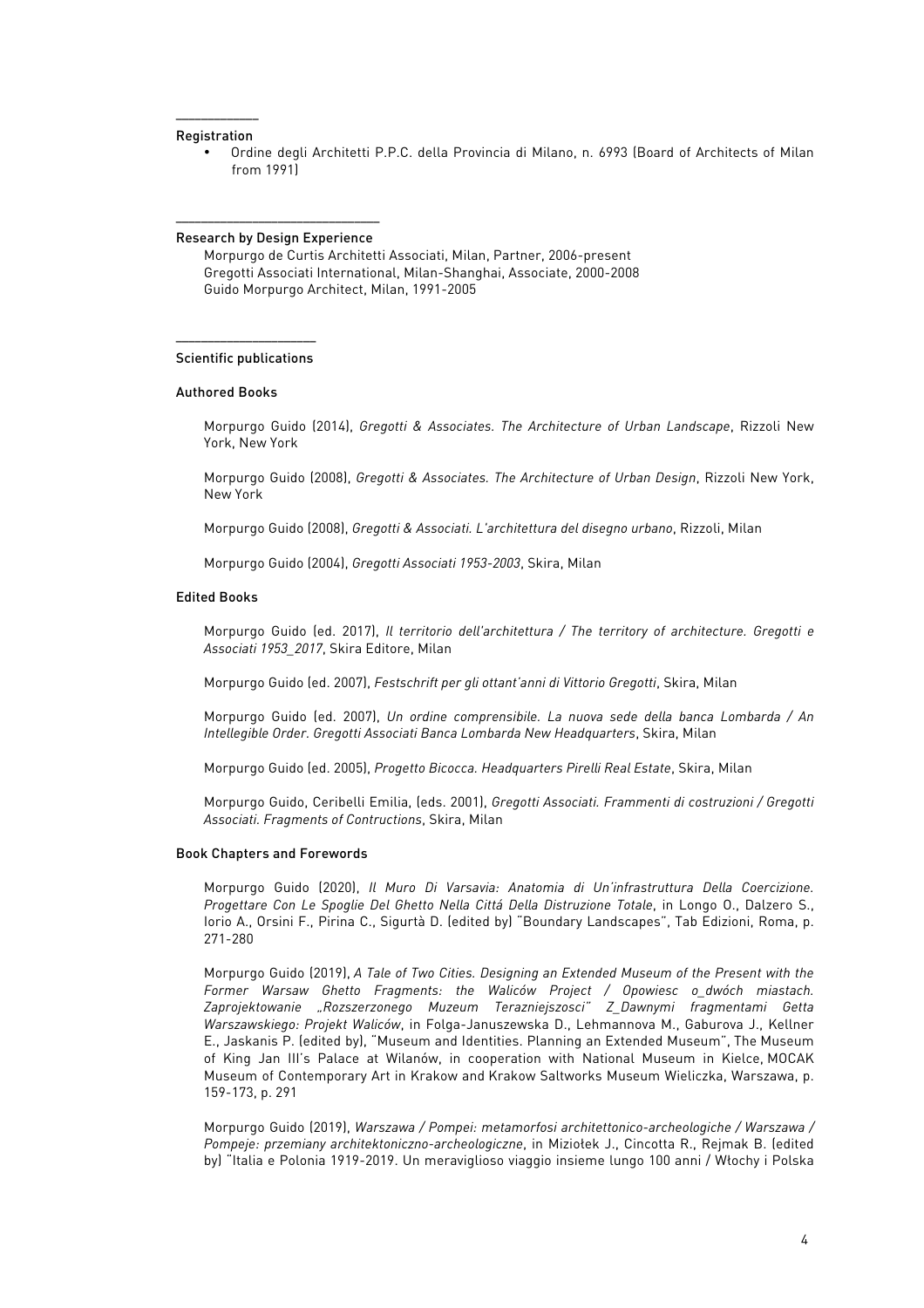## Registration

- Ordine degli Architetti P.P.C. della Provincia di Milano, n. 6993 (Board of Architects of Milan from 1991)

## Research by Design Experience

Morpurgo de Curtis Architetti Associati, Milan, Partner, 2006-present
Gregotti Associati International, Milan-Shanghai, Associate, 2000-2008
Guido Morpurgo Architect, Milan, 1991-2005

## Scientific publications

### Authored Books

Morpurgo Guido (2014), *Gregotti & Associates. The Architecture of Urban Landscape*, Rizzoli New York, New York

Morpurgo Guido (2008), *Gregotti & Associates. The Architecture of Urban Design*, Rizzoli New York, New York

Morpurgo Guido (2008), *Gregotti & Associati. L'architettura del disegno urbano*, Rizzoli, Milan

Morpurgo Guido (2004), *Gregotti Associati 1953-2003*, Skira, Milan

### Edited Books

Morpurgo Guido (ed. 2017), *Il territorio dell'architettura / The territory of architecture. Gregotti e Associati 1953_2017*, Skira Editore, Milan

Morpurgo Guido (ed. 2007), *Festschrift per gli ottant'anni di Vittorio Gregotti*, Skira, Milan

Morpurgo Guido (ed. 2007), *Un ordine comprensibile. La nuova sede della banca Lombarda / An Intellegible Order. Gregotti Associati Banca Lombarda New Headquarters*, Skira, Milan

Morpurgo Guido (ed. 2005), *Progetto Bicocca. Headquarters Pirelli Real Estate*, Skira, Milan

Morpurgo Guido, Ceribelli Emilia, (eds. 2001), *Gregotti Associati. Frammenti di costruzioni / Gregotti Associati. Fragments of Contructions*, Skira, Milan

### Book Chapters and Forewords

Morpurgo Guido (2020), *Il Muro Di Varsavia: Anatomia di Un'infrastruttura Della Coercizione. Progettare Con Le Spoglie Del Ghetto Nella Cittá Della Distruzione Totale*, in Longo O., Dalzero S., Iorio A., Orsini F., Pirina C., Sigurtà D. (edited by) "Boundary Landscapes", Tab Edizioni, Roma, p. 271-280

Morpurgo Guido (2019), *A Tale of Two Cities. Designing an Extended Museum of the Present with the Former Warsaw Ghetto Fragments: the Waliców Project / Opowiesc o_dwóch miastach. Zaprojektowanie „Rozszerzonego Muzeum Terazniejszosci" Z_Dawnymi fragmentami Getta Warszawskiego: Projekt Waliców*, in Folga-Januszewska D., Lehmannova M., Gaburova J., Kellner E., Jaskanis P. (edited by), "Museum and Identities. Planning an Extended Museum", The Museum of King Jan III's Palace at Wilanów, in cooperation with National Museum in Kielce, MOCAK Museum of Contemporary Art in Krakow and Krakow Saltworks Museum Wieliczka, Warszawa, p. 159-173, p. 291

Morpurgo Guido (2019), *Warszawa / Pompei: metamorfosi architettonico-archeologiche / Warszawa / Pompeje: przemiany architektoniczno-archeologiczne*, in Miziołek J., Cincotta R., Rejmak B. (edited by) "Italia e Polonia 1919-2019. Un meraviglioso viaggio insieme lungo 100 anni / Włochy i Polska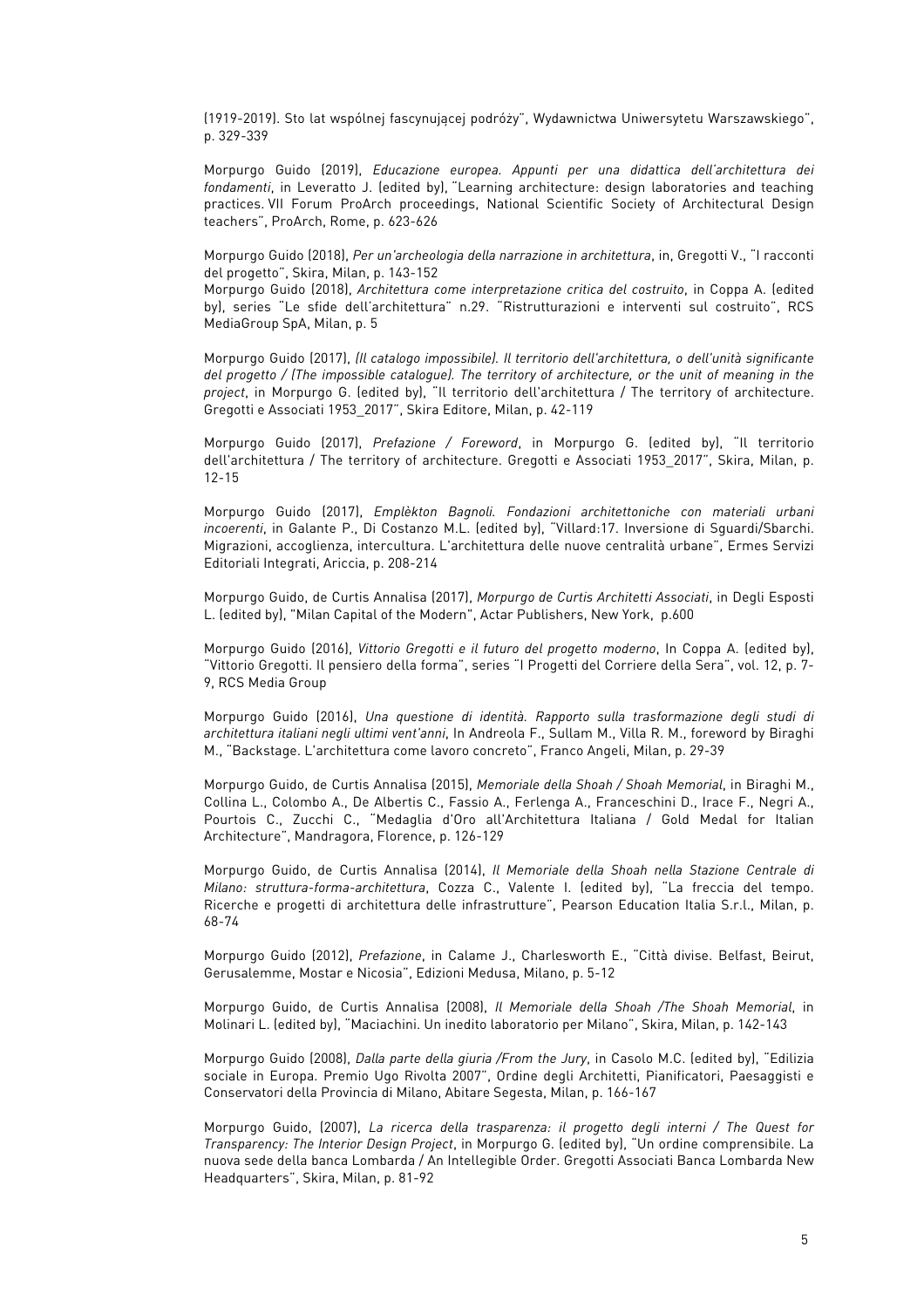(1919-2019). Sto lat wspólnej fascynującej podróży", Wydawnictwa Uniwersytetu Warszawskiego", p. 329-339

Morpurgo Guido (2019), *Educazione europea. Appunti per una didattica dell'architettura dei fondamenti*, in Leveratto J. (edited by), "Learning architecture: design laboratories and teaching practices. VII Forum ProArch proceedings, National Scientific Society of Architectural Design teachers", ProArch, Rome, p. 623-626

Morpurgo Guido (2018), *Per un'archeologia della narrazione in architettura*, in, Gregotti V., "I racconti del progetto", Skira, Milan, p. 143-152
Morpurgo Guido (2018), *Architettura come interpretazione critica del costruito*, in Coppa A. (edited by), series "Le sfide dell'architettura" n.29. "Ristrutturazioni e interventi sul costruito", RCS MediaGroup SpA, Milan, p. 5

Morpurgo Guido (2017), *(Il catalogo impossibile). Il territorio dell'architettura, o dell'unità significante del progetto / (The impossible catalogue). The territory of architecture, or the unit of meaning in the project*, in Morpurgo G. (edited by), "Il territorio dell'architettura / The territory of architecture. Gregotti e Associati 1953_2017", Skira Editore, Milan, p. 42-119

Morpurgo Guido (2017), *Prefazione / Foreword*, in Morpurgo G. (edited by), "Il territorio dell'architettura / The territory of architecture. Gregotti e Associati 1953_2017", Skira, Milan, p. 12-15

Morpurgo Guido (2017), *Emplèkton Bagnoli. Fondazioni architettoniche con materiali urbani incoerenti*, in Galante P., Di Costanzo M.L. (edited by), "Villard:17. Inversione di Sguardi/Sbarchi. Migrazioni, accoglienza, intercultura. L'architettura delle nuove centralità urbane", Ermes Servizi Editoriali Integrati, Ariccia, p. 208-214

Morpurgo Guido, de Curtis Annalisa (2017), *Morpurgo de Curtis Architetti Associati*, in Degli Esposti L. (edited by), "Milan Capital of the Modern", Actar Publishers, New York, p.600

Morpurgo Guido (2016), *Vittorio Gregotti e il futuro del progetto moderno*, In Coppa A. (edited by), "Vittorio Gregotti. Il pensiero della forma", series "I Progetti del Corriere della Sera", vol. 12, p. 7-9, RCS Media Group

Morpurgo Guido (2016), *Una questione di identità. Rapporto sulla trasformazione degli studi di architettura italiani negli ultimi vent'anni*, In Andreola F., Sullam M., Villa R. M., foreword by Biraghi M., "Backstage. L'architettura come lavoro concreto", Franco Angeli, Milan, p. 29-39

Morpurgo Guido, de Curtis Annalisa (2015), *Memoriale della Shoah / Shoah Memorial*, in Biraghi M., Collina L., Colombo A., De Albertis C., Fassio A., Ferlenga A., Franceschini D., Irace F., Negri A., Pourtois C., Zucchi C., "Medaglia d'Oro all'Architettura Italiana / Gold Medal for Italian Architecture", Mandragora, Florence, p. 126-129

Morpurgo Guido, de Curtis Annalisa (2014), *Il Memoriale della Shoah nella Stazione Centrale di Milano: struttura-forma-architettura*, Cozza C., Valente I. (edited by), "La freccia del tempo. Ricerche e progetti di architettura delle infrastrutture", Pearson Education Italia S.r.l., Milan, p. 68-74

Morpurgo Guido (2012), *Prefazione*, in Calame J., Charlesworth E., "Città divise. Belfast, Beirut, Gerusalemme, Mostar e Nicosia", Edizioni Medusa, Milano, p. 5-12

Morpurgo Guido, de Curtis Annalisa (2008), *Il Memoriale della Shoah /The Shoah Memorial*, in Molinari L. (edited by), "Maciachini. Un inedito laboratorio per Milano", Skira, Milan, p. 142-143

Morpurgo Guido (2008), *Dalla parte della giuria /From the Jury*, in Casolo M.C. (edited by), "Edilizia sociale in Europa. Premio Ugo Rivolta 2007", Ordine degli Architetti, Pianificatori, Paesaggisti e Conservatori della Provincia di Milano, Abitare Segesta, Milan, p. 166-167

Morpurgo Guido, (2007), *La ricerca della trasparenza: il progetto degli interni / The Quest for Transparency: The Interior Design Project*, in Morpurgo G. (edited by), "Un ordine comprensibile. La nuova sede della banca Lombarda / An Intellegible Order. Gregotti Associati Banca Lombarda New Headquarters", Skira, Milan, p. 81-92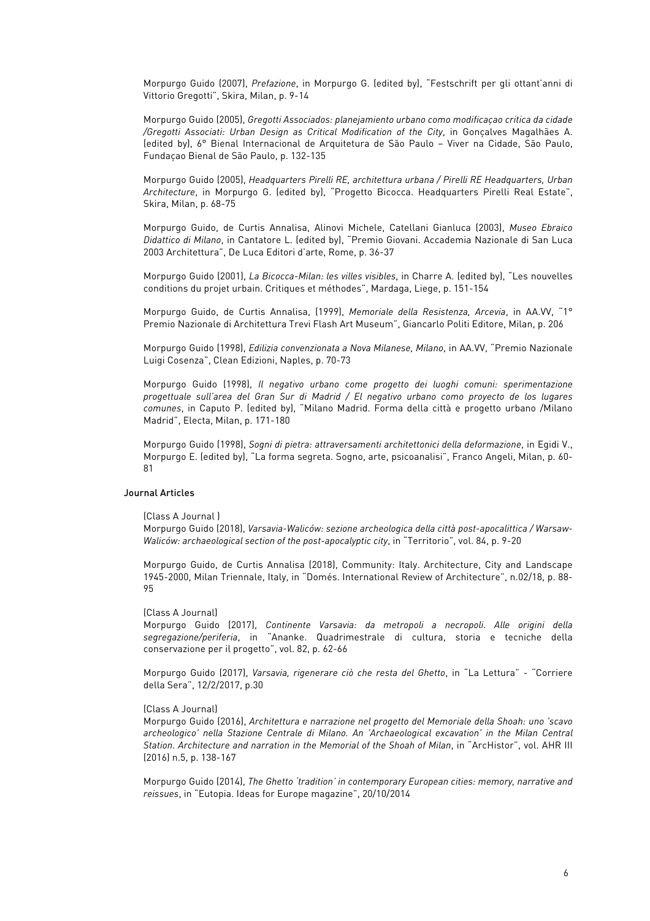Morpurgo Guido (2007), *Prefazione*, in Morpurgo G. (edited by), "Festschrift per gli ottant'anni di Vittorio Gregotti", Skira, Milan, p. 9-14

Morpurgo Guido (2005), *Gregotti Associados: planejamiento urbano como modificaçao critica da cidade /Gregotti Associati: Urban Design as Critical Modification of the City*, in Gonçalves Magalhães A. (edited by), 6° Bienal Internacional de Arquitetura de São Paulo – Viver na Cidade, São Paulo, Fundaçao Bienal de São Paulo, p. 132-135

Morpurgo Guido (2005), *Headquarters Pirelli RE, architettura urbana / Pirelli RE Headquarters, Urban Architecture*, in Morpurgo G. (edited by), "Progetto Bicocca. Headquarters Pirelli Real Estate", Skira, Milan, p. 68-75

Morpurgo Guido, de Curtis Annalisa, Alinovi Michele, Catellani Gianluca (2003), *Museo Ebraico Didattico di Milano*, in Cantatore L. (edited by), "Premio Giovani. Accademia Nazionale di San Luca 2003 Architettura", De Luca Editori d'arte, Rome, p. 36-37

Morpurgo Guido (2001), *La Bicocca-Milan: les villes visibles*, in Charre A. (edited by), "Les nouvelles conditions du projet urbain. Critiques et méthodes", Mardaga, Liege, p. 151-154

Morpurgo Guido, de Curtis Annalisa, (1999), *Memoriale della Resistenza, Arcevia*, in AA.VV, "1° Premio Nazionale di Architettura Trevi Flash Art Museum", Giancarlo Politi Editore, Milan, p. 206

Morpurgo Guido (1998), *Edilizia convenzionata a Nova Milanese, Milano*, in AA.VV, "Premio Nazionale Luigi Cosenza", Clean Edizioni, Naples, p. 70-73

Morpurgo Guido (1998), *Il negativo urbano come progetto dei luoghi comuni: sperimentazione progettuale sull'area del Gran Sur di Madrid / El negativo urbano como proyecto de los lugares comunes*, in Caputo P. (edited by), "Milano Madrid. Forma della città e progetto urbano /Milano Madrid", Electa, Milan, p. 171-180

Morpurgo Guido (1998), *Sogni di pietra: attraversamenti architettonici della deformazione*, in Egidi V., Morpurgo E. (edited by), "La forma segreta. Sogno, arte, psicoanalisi", Franco Angeli, Milan, p. 60-81

### Journal Articles

(Class A Journal )
Morpurgo Guido (2018), *Varsavia-Waliców: sezione archeologica della città post-apocalittica / Warsaw-Waliców: archaeological section of the post-apocalyptic city*, in "Territorio", vol. 84, p. 9-20

Morpurgo Guido, de Curtis Annalisa (2018), Community: Italy. Architecture, City and Landscape 1945-2000, Milan Triennale, Italy, in "Domés. International Review of Architecture", n.02/18, p. 88-95

(Class A Journal)
Morpurgo Guido (2017), *Continente Varsavia: da metropoli a necropoli. Alle origini della segregazione/periferia*, in "Ananke. Quadrimestrale di cultura, storia e tecniche della conservazione per il progetto", vol. 82, p. 62-66

Morpurgo Guido (2017), *Varsavia, rigenerare ciò che resta del Ghetto*, in "La Lettura" - "Corriere della Sera", 12/2/2017, p.30

(Class A Journal)
Morpurgo Guido (2016), *Architettura e narrazione nel progetto del Memoriale della Shoah: uno 'scavo archeologico' nella Stazione Centrale di Milano. An 'Archaeological excavation' in the Milan Central Station. Architecture and narration in the Memorial of the Shoah of Milan*, in "ArcHistor", vol. AHR III (2016) n.5, p. 138-167

Morpurgo Guido (2014), *The Ghetto 'tradition' in contemporary European cities: memory, narrative and reissues*, in "Eutopia. Ideas for Europe magazine", 20/10/2014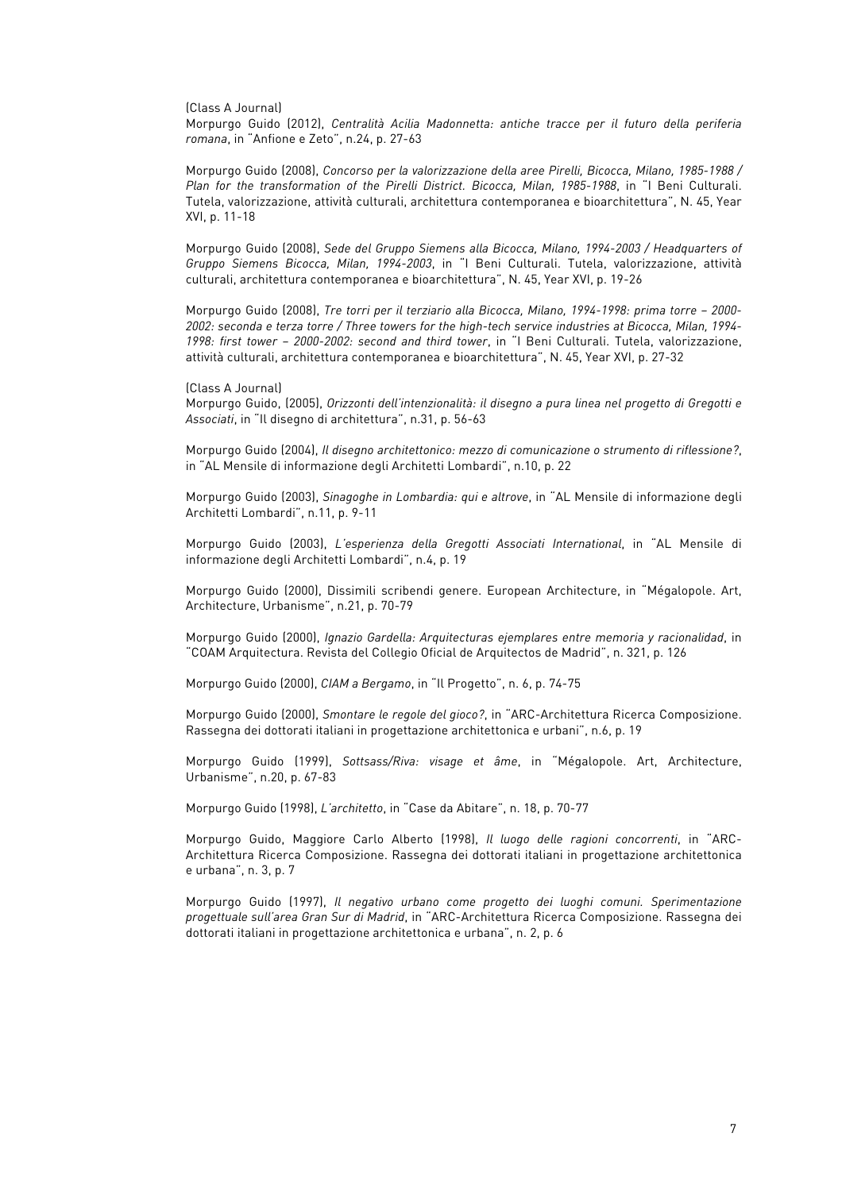(Class A Journal)
Morpurgo Guido (2012), *Centralità Acilia Madonnetta: antiche tracce per il futuro della periferia romana*, in "Anfione e Zeto", n.24, p. 27-63

Morpurgo Guido (2008), *Concorso per la valorizzazione della aree Pirelli, Bicocca, Milano, 1985-1988 / Plan for the transformation of the Pirelli District. Bicocca, Milan, 1985-1988*, in "I Beni Culturali. Tutela, valorizzazione, attività culturali, architettura contemporanea e bioarchitettura", N. 45, Year XVI, p. 11-18

Morpurgo Guido (2008), *Sede del Gruppo Siemens alla Bicocca, Milano, 1994-2003 / Headquarters of Gruppo Siemens Bicocca, Milan, 1994-2003*, in "I Beni Culturali. Tutela, valorizzazione, attività culturali, architettura contemporanea e bioarchitettura", N. 45, Year XVI, p. 19-26

Morpurgo Guido (2008), *Tre torri per il terziario alla Bicocca, Milano, 1994-1998: prima torre – 2000-2002: seconda e terza torre / Three towers for the high-tech service industries at Bicocca, Milan, 1994-1998: first tower – 2000-2002: second and third tower*, in "I Beni Culturali. Tutela, valorizzazione, attività culturali, architettura contemporanea e bioarchitettura", N. 45, Year XVI, p. 27-32

(Class A Journal)
Morpurgo Guido, (2005), *Orizzonti dell'intenzionalità: il disegno a pura linea nel progetto di Gregotti e Associati*, in "Il disegno di architettura", n.31, p. 56-63

Morpurgo Guido (2004), *Il disegno architettonico: mezzo di comunicazione o strumento di riflessione?*, in "AL Mensile di informazione degli Architetti Lombardi", n.10, p. 22

Morpurgo Guido (2003), *Sinagoghe in Lombardia: qui e altrove*, in "AL Mensile di informazione degli Architetti Lombardi", n.11, p. 9-11

Morpurgo Guido (2003), *L'esperienza della Gregotti Associati International*, in "AL Mensile di informazione degli Architetti Lombardi", n.4, p. 19

Morpurgo Guido (2000), Dissimili scribendi genere. European Architecture, in "Mégalopole. Art, Architecture, Urbanisme", n.21, p. 70-79

Morpurgo Guido (2000), *Ignazio Gardella: Arquitecturas ejemplares entre memoria y racionalidad*, in "COAM Arquitectura. Revista del Collegio Oficial de Arquitectos de Madrid", n. 321, p. 126

Morpurgo Guido (2000), *CIAM a Bergamo*, in "Il Progetto", n. 6, p. 74-75

Morpurgo Guido (2000), *Smontare le regole del gioco?*, in "ARC-Architettura Ricerca Composizione. Rassegna dei dottorati italiani in progettazione architettonica e urbani", n.6, p. 19

Morpurgo Guido (1999), *Sottsass/Riva: visage et âme*, in "Mégalopole. Art, Architecture, Urbanisme", n.20, p. 67-83

Morpurgo Guido (1998), *L'architetto*, in "Case da Abitare", n. 18, p. 70-77

Morpurgo Guido, Maggiore Carlo Alberto (1998), *Il luogo delle ragioni concorrenti*, in "ARC-Architettura Ricerca Composizione. Rassegna dei dottorati italiani in progettazione architettonica e urbana", n. 3, p. 7

Morpurgo Guido (1997), *Il negativo urbano come progetto dei luoghi comuni. Sperimentazione progettuale sull'area Gran Sur di Madrid*, in "ARC-Architettura Ricerca Composizione. Rassegna dei dottorati italiani in progettazione architettonica e urbana", n. 2, p. 6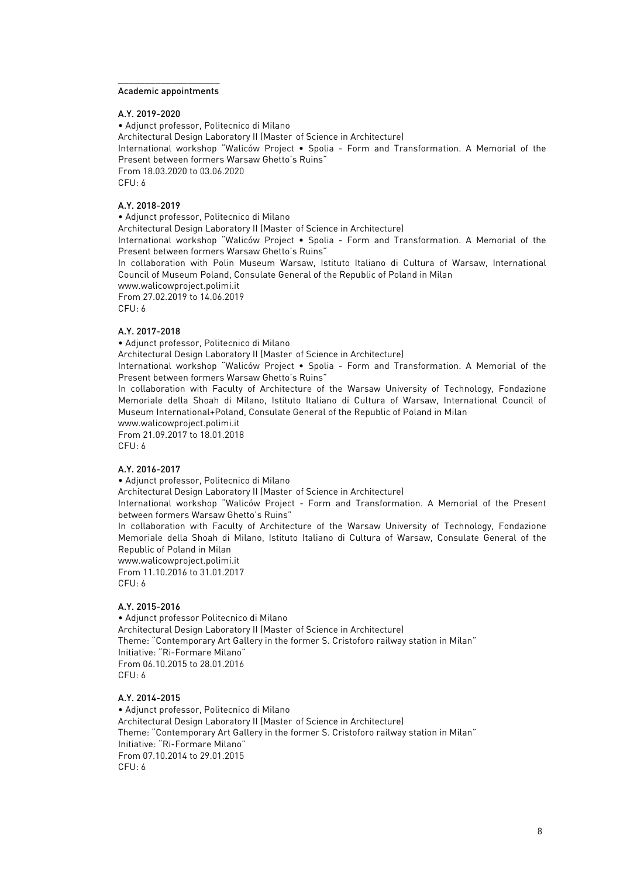## Academic appointments

### A.Y. 2019-2020

• Adjunct professor, Politecnico di Milano
Architectural Design Laboratory II (Master of Science in Architecture)
International workshop "Waliców Project • Spolia - Form and Transformation. A Memorial of the Present between formers Warsaw Ghetto's Ruins"
From 18.03.2020 to 03.06.2020
CFU: 6

### A.Y. 2018-2019

• Adjunct professor, Politecnico di Milano
Architectural Design Laboratory II (Master of Science in Architecture)
International workshop "Waliców Project • Spolia - Form and Transformation. A Memorial of the Present between formers Warsaw Ghetto's Ruins"
In collaboration with Polin Museum Warsaw, Istituto Italiano di Cultura of Warsaw, International Council of Museum Poland, Consulate General of the Republic of Poland in Milan
www.walicowproject.polimi.it
From 27.02.2019 to 14.06.2019
CFU: 6

### A.Y. 2017-2018

• Adjunct professor, Politecnico di Milano
Architectural Design Laboratory II (Master of Science in Architecture)
International workshop "Waliców Project • Spolia - Form and Transformation. A Memorial of the Present between formers Warsaw Ghetto's Ruins"
In collaboration with Faculty of Architecture of the Warsaw University of Technology, Fondazione Memoriale della Shoah di Milano, Istituto Italiano di Cultura of Warsaw, International Council of Museum International+Poland, Consulate General of the Republic of Poland in Milan
www.walicowproject.polimi.it
From 21.09.2017 to 18.01.2018
CFU: 6

### A.Y. 2016-2017

• Adjunct professor, Politecnico di Milano
Architectural Design Laboratory II (Master of Science in Architecture)
International workshop "Waliców Project - Form and Transformation. A Memorial of the Present between formers Warsaw Ghetto's Ruins"
In collaboration with Faculty of Architecture of the Warsaw University of Technology, Fondazione Memoriale della Shoah di Milano, Istituto Italiano di Cultura of Warsaw, Consulate General of the Republic of Poland in Milan
www.walicowproject.polimi.it
From 11.10.2016 to 31.01.2017
CFU: 6

### A.Y. 2015-2016

• Adjunct professor Politecnico di Milano
Architectural Design Laboratory II (Master of Science in Architecture)
Theme: "Contemporary Art Gallery in the former S. Cristoforo railway station in Milan"
Initiative: "Ri-Formare Milano"
From 06.10.2015 to 28.01.2016
CFU: 6

### A.Y. 2014-2015

• Adjunct professor, Politecnico di Milano
Architectural Design Laboratory II (Master of Science in Architecture)
Theme: "Contemporary Art Gallery in the former S. Cristoforo railway station in Milan"
Initiative: "Ri-Formare Milano"
From 07.10.2014 to 29.01.2015
CFU: 6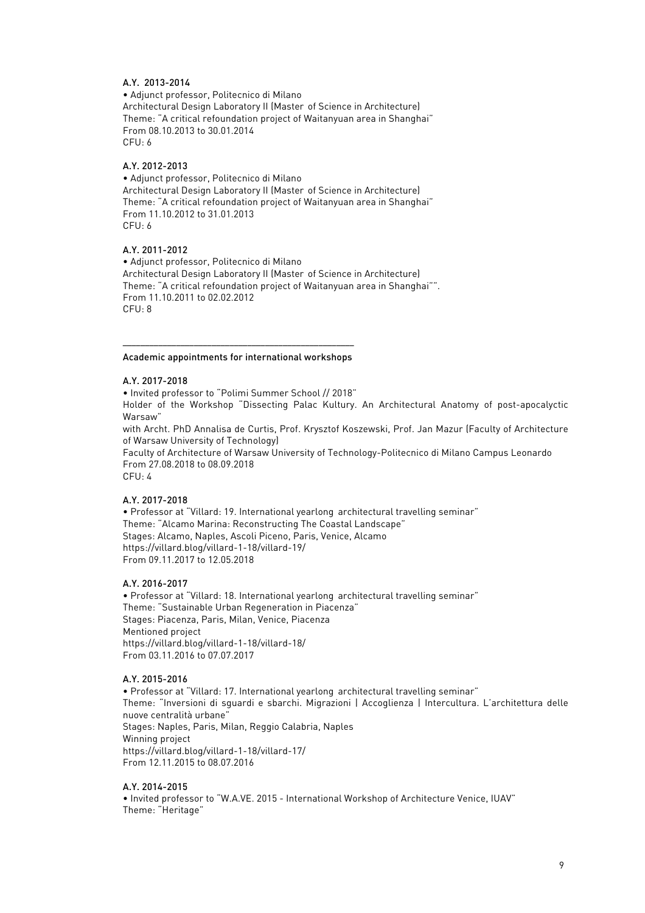**A.Y. 2013-2014**

• Adjunct professor, Politecnico di Milano
Architectural Design Laboratory II (Master of Science in Architecture)
Theme: "A critical refoundation project of Waitanyuan area in Shanghai"
From 08.10.2013 to 30.01.2014
CFU: 6

**A.Y. 2012-2013**

• Adjunct professor, Politecnico di Milano
Architectural Design Laboratory II (Master of Science in Architecture)
Theme: "A critical refoundation project of Waitanyuan area in Shanghai"
From 11.10.2012 to 31.01.2013
CFU: 6

**A.Y. 2011-2012**

• Adjunct professor, Politecnico di Milano
Architectural Design Laboratory II (Master of Science in Architecture)
Theme: "A critical refoundation project of Waitanyuan area in Shanghai"".
From 11.10.2011 to 02.02.2012
CFU: 8

---

## Academic appointments for international workshops

**A.Y. 2017-2018**

• Invited professor to "Polimi Summer School // 2018"
Holder of the Workshop "Dissecting Palac Kultury. An Architectural Anatomy of post-apocalyctic Warsaw"
with Archt. PhD Annalisa de Curtis, Prof. Krysztof Koszewski, Prof. Jan Mazur (Faculty of Architecture of Warsaw University of Technology)
Faculty of Architecture of Warsaw University of Technology-Politecnico di Milano Campus Leonardo
From 27.08.2018 to 08.09.2018
CFU: 4

**A.Y. 2017-2018**

• Professor at "Villard: 19. International yearlong architectural travelling seminar"
Theme: "Alcamo Marina: Reconstructing The Coastal Landscape"
Stages: Alcamo, Naples, Ascoli Piceno, Paris, Venice, Alcamo
https://villard.blog/villard-1-18/villard-19/
From 09.11.2017 to 12.05.2018

**A.Y. 2016-2017**

• Professor at "Villard: 18. International yearlong architectural travelling seminar"
Theme: "Sustainable Urban Regeneration in Piacenza"
Stages: Piacenza, Paris, Milan, Venice, Piacenza
Mentioned project
https://villard.blog/villard-1-18/villard-18/
From 03.11.2016 to 07.07.2017

**A.Y. 2015-2016**

• Professor at "Villard: 17. International yearlong architectural travelling seminar"
Theme: "Inversioni di sguardi e sbarchi. Migrazioni | Accoglienza | Intercultura. L'architettura delle nuove centralità urbane"
Stages: Naples, Paris, Milan, Reggio Calabria, Naples
Winning project
https://villard.blog/villard-1-18/villard-17/
From 12.11.2015 to 08.07.2016

**A.Y. 2014-2015**

• Invited professor to "W.A.VE. 2015 - International Workshop of Architecture Venice, IUAV"
Theme: "Heritage"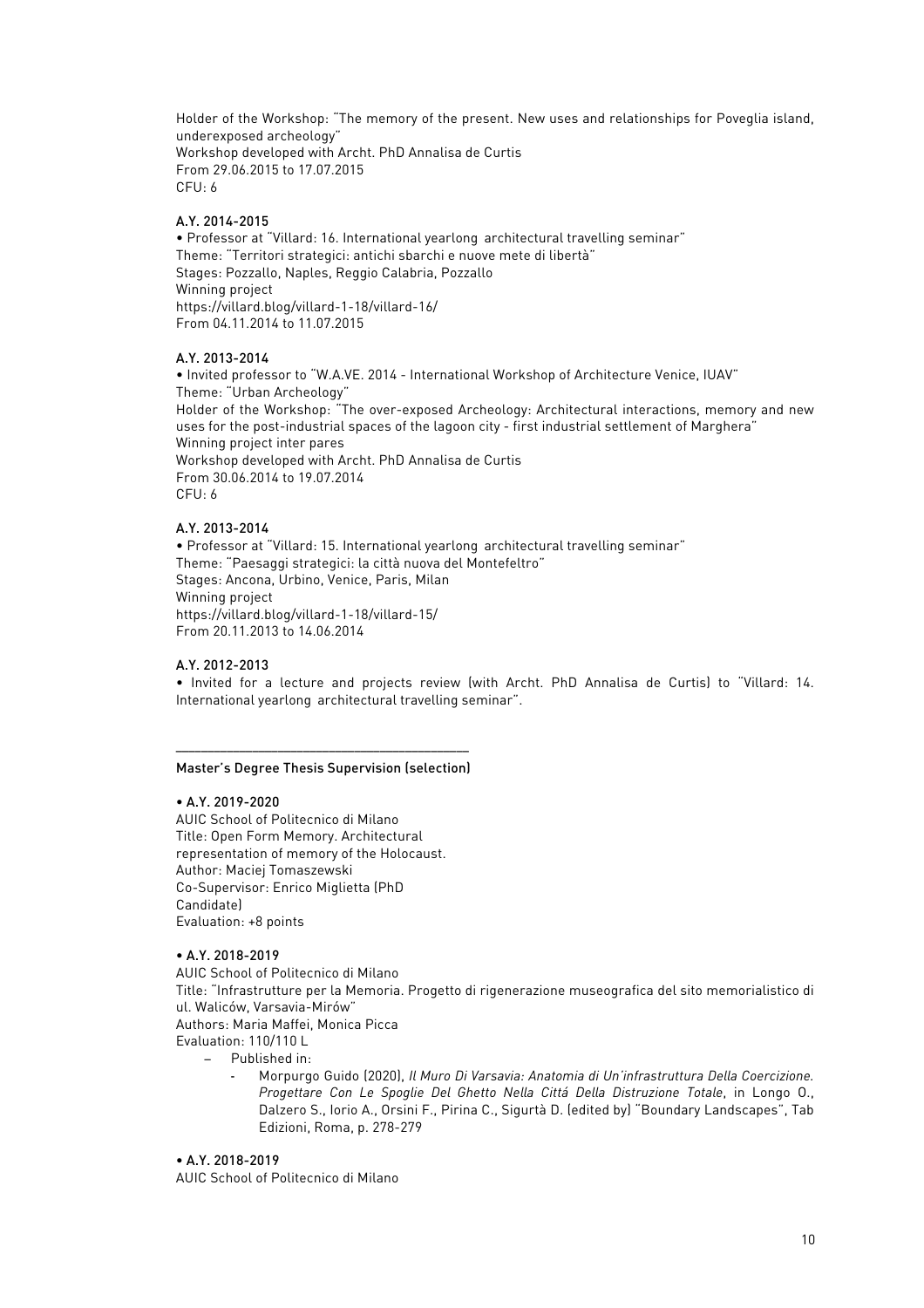Holder of the Workshop: "The memory of the present. New uses and relationships for Poveglia island, underexposed archeology"
Workshop developed with Archt. PhD Annalisa de Curtis
From 29.06.2015 to 17.07.2015
CFU: 6

**A.Y. 2014-2015**

• Professor at "Villard: 16. International yearlong architectural travelling seminar"
Theme: "Territori strategici: antichi sbarchi e nuove mete di libertà"
Stages: Pozzallo, Naples, Reggio Calabria, Pozzallo
Winning project
https://villard.blog/villard-1-18/villard-16/
From 04.11.2014 to 11.07.2015

**A.Y. 2013-2014**

• Invited professor to "W.A.VE. 2014 - International Workshop of Architecture Venice, IUAV"
Theme: "Urban Archeology"
Holder of the Workshop: "The over-exposed Archeology: Architectural interactions, memory and new uses for the post-industrial spaces of the lagoon city - first industrial settlement of Marghera"
Winning project inter pares
Workshop developed with Archt. PhD Annalisa de Curtis
From 30.06.2014 to 19.07.2014
CFU: 6

**A.Y. 2013-2014**

• Professor at "Villard: 15. International yearlong architectural travelling seminar"
Theme: "Paesaggi strategici: la città nuova del Montefeltro"
Stages: Ancona, Urbino, Venice, Paris, Milan
Winning project
https://villard.blog/villard-1-18/villard-15/
From 20.11.2013 to 14.06.2014

**A.Y. 2012-2013**

• Invited for a lecture and projects review (with Archt. PhD Annalisa de Curtis) to "Villard: 14. International yearlong architectural travelling seminar".

---

**Master's Degree Thesis Supervision (selection)**

**• A.Y. 2019-2020**

AUIC School of Politecnico di Milano
Title: Open Form Memory. Architectural representation of memory of the Holocaust.
Author: Maciej Tomaszewski
Co-Supervisor: Enrico Miglietta (PhD Candidate)
Evaluation: +8 points

**• A.Y. 2018-2019**

AUIC School of Politecnico di Milano
Title: "Infrastrutture per la Memoria. Progetto di rigenerazione museografica del sito memorialistico di ul. Waliców, Varsavia-Mirów"
Authors: Maria Maffei, Monica Picca
Evaluation: 110/110 L

- Published in:
  - Morpurgo Guido (2020), *Il Muro Di Varsavia: Anatomia di Un'infrastruttura Della Coercizione. Progettare Con Le Spoglie Del Ghetto Nella Cittá Della Distruzione Totale*, in Longo O., Dalzero S., Iorio A., Orsini F., Pirina C., Sigurtà D. (edited by) "Boundary Landscapes", Tab Edizioni, Roma, p. 278-279

**• A.Y. 2018-2019**

AUIC School of Politecnico di Milano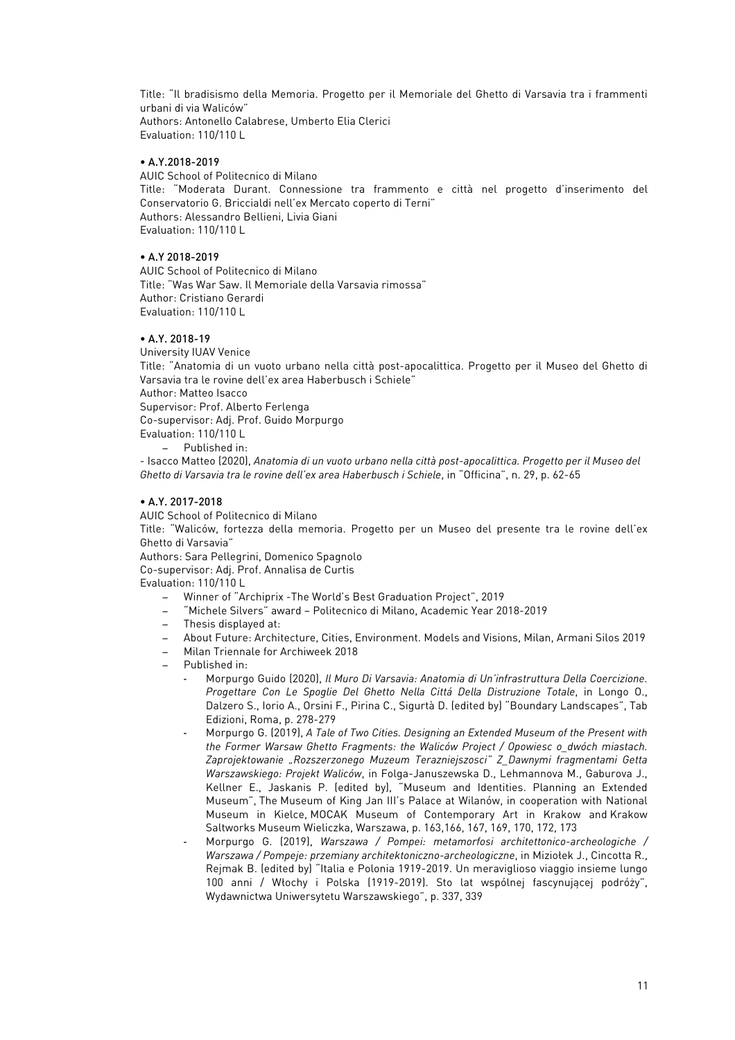Title: "Il bradisismo della Memoria. Progetto per il Memoriale del Ghetto di Varsavia tra i frammenti urbani di via Waliców"
Authors: Antonello Calabrese, Umberto Elia Clerici
Evaluation: 110/110 L

• A.Y.2018-2019
AUIC School of Politecnico di Milano
Title: "Moderata Durant. Connessione tra frammento e città nel progetto d'inserimento del Conservatorio G. Briccialdi nell'ex Mercato coperto di Terni"
Authors: Alessandro Bellieni, Livia Giani
Evaluation: 110/110 L

• A.Y 2018-2019
AUIC School of Politecnico di Milano
Title: "Was War Saw. Il Memoriale della Varsavia rimossa"
Author: Cristiano Gerardi
Evaluation: 110/110 L

• A.Y. 2018-19
University IUAV Venice
Title: "Anatomia di un vuoto urbano nella città post-apocalittica. Progetto per il Museo del Ghetto di Varsavia tra le rovine dell'ex area Haberbusch i Schiele"
Author: Matteo Isacco
Supervisor: Prof. Alberto Ferlenga
Co-supervisor: Adj. Prof. Guido Morpurgo
Evaluation: 110/110 L

– Published in:

- Isacco Matteo (2020), *Anatomia di un vuoto urbano nella città post-apocalittica. Progetto per il Museo del Ghetto di Varsavia tra le rovine dell'ex area Haberbusch i Schiele*, in "Officina", n. 29, p. 62-65

• A.Y. 2017-2018
AUIC School of Politecnico di Milano
Title: "Waliców, fortezza della memoria. Progetto per un Museo del presente tra le rovine dell'ex Ghetto di Varsavia"
Authors: Sara Pellegrini, Domenico Spagnolo
Co-supervisor: Adj. Prof. Annalisa de Curtis
Evaluation: 110/110 L

- Winner of "Archiprix -The World's Best Graduation Project", 2019
- "Michele Silvers" award – Politecnico di Milano, Academic Year 2018-2019
- Thesis displayed at:
- About Future: Architecture, Cities, Environment. Models and Visions, Milan, Armani Silos 2019
- Milan Triennale for Archiweek 2018
- Published in:
  - Morpurgo Guido (2020), *Il Muro Di Varsavia: Anatomia di Un'infrastruttura Della Coercizione. Progettare Con Le Spoglie Del Ghetto Nella Cittá Della Distruzione Totale*, in Longo O., Dalzero S., Iorio A., Orsini F., Pirina C., Sigurtà D. (edited by) "Boundary Landscapes", Tab Edizioni, Roma, p. 278-279
  - Morpurgo G. (2019), *A Tale of Two Cities. Designing an Extended Museum of the Present with the Former Warsaw Ghetto Fragments: the Waliców Project / Opowiesc o_dwóch miastach. Zaprojektowanie „Rozszerzonego Muzeum Terazniejszosci" Z_Dawnymi fragmentami Getta Warszawskiego: Projekt Waliców*, in Folga-Januszewska D., Lehmannova M., Gaburova J., Kellner E., Jaskanis P. (edited by), "Museum and Identities. Planning an Extended Museum", The Museum of King Jan III's Palace at Wilanów, in cooperation with National Museum in Kielce, MOCAK Museum of Contemporary Art in Krakow and Krakow Saltworks Museum Wieliczka, Warszawa, p. 163,166, 167, 169, 170, 172, 173
  - Morpurgo G. (2019), *Warszawa / Pompei: metamorfosi architettonico-archeologiche / Warszawa / Pompeje: przemiany architektoniczno-archeologiczne*, in Miziołek J., Cincotta R., Rejmak B. (edited by) "Italia e Polonia 1919-2019. Un meraviglioso viaggio insieme lungo 100 anni / Włochy i Polska (1919-2019). Sto lat wspólnej fascynującej podróży", Wydawnictwa Uniwersytetu Warszawskiego", p. 337, 339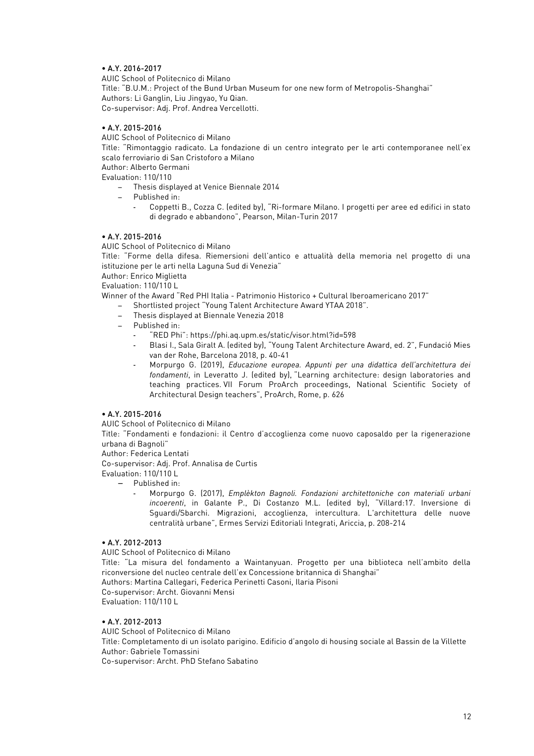• **A.Y. 2016-2017**

AUIC School of Politecnico di Milano
Title: "B.U.M.: Project of the Bund Urban Museum for one new form of Metropolis-Shanghai"
Authors: Li Ganglin, Liu Jingyao, Yu Qian.
Co-supervisor: Adj. Prof. Andrea Vercellotti.

• **A.Y. 2015-2016**

AUIC School of Politecnico di Milano
Title: "Rimontaggio radicato. La fondazione di un centro integrato per le arti contemporanee nell'ex scalo ferroviario di San Cristoforo a Milano
Author: Alberto Germani
Evaluation: 110/110

- Thesis displayed at Venice Biennale 2014
- Published in:
  - Coppetti B., Cozza C. (edited by), "Ri-formare Milano. I progetti per aree ed edifici in stato di degrado e abbandono", Pearson, Milan-Turin 2017

• **A.Y. 2015-2016**

AUIC School of Politecnico di Milano
Title: "Forme della difesa. Riemersioni dell'antico e attualità della memoria nel progetto di una istituzione per le arti nella Laguna Sud di Venezia"
Author: Enrico Miglietta
Evaluation: 110/110 L
Winner of the Award "Red PHI Italia - Patrimonio Historico + Cultural Iberoamericano 2017"

- Shortlisted project "Young Talent Architecture Award YTAA 2018".
- Thesis displayed at Biennale Venezia 2018
- Published in:
  - "RED Phi": https://phi.aq.upm.es/static/visor.html?id=598
  - Blasi I., Sala Giralt A. (edited by), "Young Talent Architecture Award, ed. 2", Fundació Mies van der Rohe, Barcelona 2018, p. 40-41
  - Morpurgo G. (2019), *Educazione europea. Appunti per una didattica dell'architettura dei fondamenti*, in Leveratto J. (edited by), "Learning architecture: design laboratories and teaching practices. VII Forum ProArch proceedings, National Scientific Society of Architectural Design teachers", ProArch, Rome, p. 626

• **A.Y. 2015-2016**

AUIC School of Politecnico di Milano
Title: "Fondamenti e fondazioni: il Centro d'accoglienza come nuovo caposaldo per la rigenerazione urbana di Bagnoli"
Author: Federica Lentati
Co-supervisor: Adj. Prof. Annalisa de Curtis
Evaluation: 110/110 L

- Published in:
  - Morpurgo G. (2017), *Emplèkton Bagnoli. Fondazioni architettoniche con materiali urbani incoerenti*, in Galante P., Di Costanzo M.L. (edited by), "Villard:17. Inversione di Sguardi/Sbarchi. Migrazioni, accoglienza, intercultura. L'architettura delle nuove centralità urbane", Ermes Servizi Editoriali Integrati, Ariccia, p. 208-214

• **A.Y. 2012-2013**

AUIC School of Politecnico di Milano
Title: "La misura del fondamento a Waintanyuan. Progetto per una biblioteca nell'ambito della riconversione del nucleo centrale dell'ex Concessione britannica di Shanghai"
Authors: Martina Callegari, Federica Perinetti Casoni, Ilaria Pisoni
Co-supervisor: Archt. Giovanni Mensi
Evaluation: 110/110 L

• **A.Y. 2012-2013**

AUIC School of Politecnico di Milano
Title: Completamento di un isolato parigino. Edificio d'angolo di housing sociale al Bassin de la Villette
Author: Gabriele Tomassini
Co-supervisor: Archt. PhD Stefano Sabatino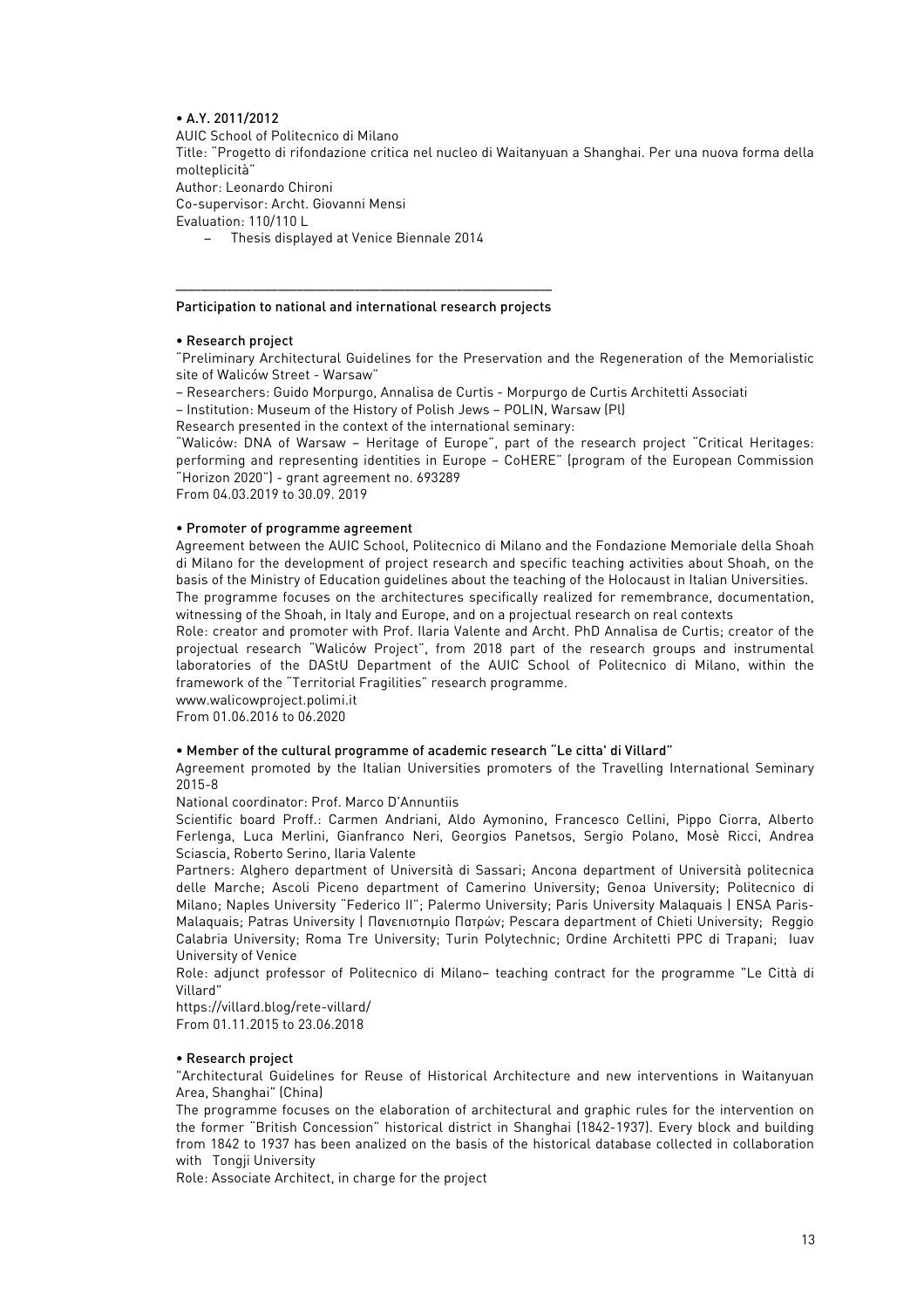• **A.Y. 2011/2012**
AUIC School of Politecnico di Milano
Title: "Progetto di rifondazione critica nel nucleo di Waitanyuan a Shanghai. Per una nuova forma della molteplicità"
Author: Leonardo Chironi
Co-supervisor: Archt. Giovanni Mensi
Evaluation: 110/110 L

- Thesis displayed at Venice Biennale 2014

---

**Participation to national and international research projects**

• **Research project**
"Preliminary Architectural Guidelines for the Preservation and the Regeneration of the Memorialistic site of Walicόw Street - Warsaw"
– Researchers: Guido Morpurgo, Annalisa de Curtis - Morpurgo de Curtis Architetti Associati
– Institution: Museum of the History of Polish Jews – POLIN, Warsaw (Pl)
Research presented in the context of the international seminary:
"Walicόw: DNA of Warsaw – Heritage of Europe", part of the research project "Critical Heritages: performing and representing identities in Europe – CoHERE" (program of the European Commission "Horizon 2020") - grant agreement no. 693289
From 04.03.2019 to 30.09. 2019

• **Promoter of programme agreement**
Agreement between the AUIC School, Politecnico di Milano and the Fondazione Memoriale della Shoah di Milano for the development of project research and specific teaching activities about Shoah, on the basis of the Ministry of Education guidelines about the teaching of the Holocaust in Italian Universities.
The programme focuses on the architectures specifically realized for remembrance, documentation, witnessing of the Shoah, in Italy and Europe, and on a projectual research on real contexts
Role: creator and promoter with Prof. Ilaria Valente and Archt. PhD Annalisa de Curtis; creator of the projectual research "Walicόw Project", from 2018 part of the research groups and instrumental laboratories of the DAStU Department of the AUIC School of Politecnico di Milano, within the framework of the "Territorial Fragilities" research programme.
www.walicowproject.polimi.it
From 01.06.2016 to 06.2020

• **Member of the cultural programme of academic research "Le citta' di Villard"**
Agreement promoted by the Italian Universities promoters of the Travelling International Seminary 2015-8
National coordinator: Prof. Marco D'Annuntiis
Scientific board Proff.: Carmen Andriani, Aldo Aymonino, Francesco Cellini, Pippo Ciorra, Alberto Ferlenga, Luca Merlini, Gianfranco Neri, Georgios Panetsos, Sergio Polano, Mosè Ricci, Andrea Sciascia, Roberto Serino, Ilaria Valente
Partners: Alghero department of Università di Sassari; Ancona department of Università politecnica delle Marche; Ascoli Piceno department of Camerino University; Genoa University; Politecnico di Milano; Naples University "Federico II"; Palermo University; Paris University Malaquais | ENSA Paris-Malaquais; Patras University | Πανεπιστημίο Πατρών; Pescara department of Chieti University; Reggio Calabria University; Roma Tre University; Turin Polytechnic; Ordine Architetti PPC di Trapani; Iuav University of Venice
Role: adjunct professor of Politecnico di Milano– teaching contract for the programme "Le Città di Villard"
https://villard.blog/rete-villard/
From 01.11.2015 to 23.06.2018

• **Research project**
"Architectural Guidelines for Reuse of Historical Architecture and new interventions in Waitanyuan Area, Shanghai" (China)
The programme focuses on the elaboration of architectural and graphic rules for the intervention on the former "British Concession" historical district in Shanghai (1842-1937). Every block and building from 1842 to 1937 has been analized on the basis of the historical database collected in collaboration with Tongji University
Role: Associate Architect, in charge for the project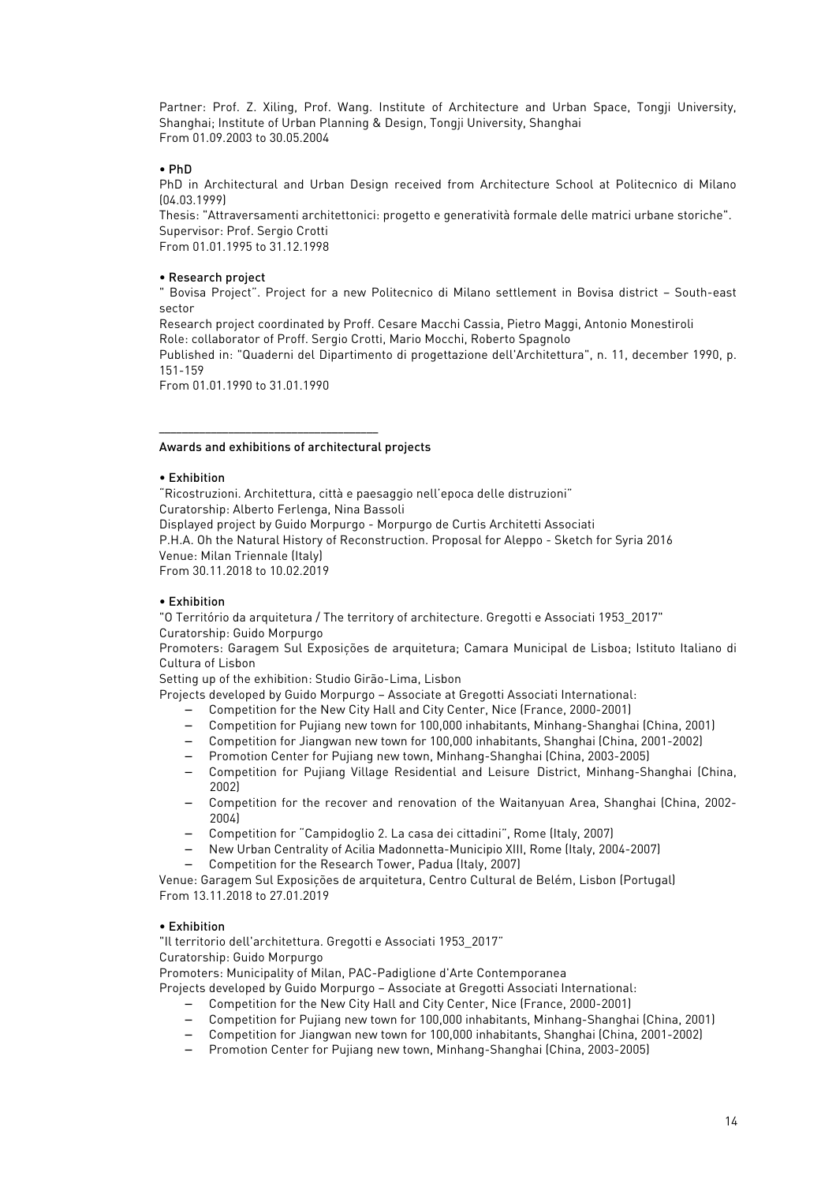Partner: Prof. Z. Xiling, Prof. Wang. Institute of Architecture and Urban Space, Tongji University, Shanghai; Institute of Urban Planning & Design, Tongji University, Shanghai
From 01.09.2003 to 30.05.2004

• **PhD**
PhD in Architectural and Urban Design received from Architecture School at Politecnico di Milano (04.03.1999)
Thesis: "Attraversamenti architettonici: progetto e generatività formale delle matrici urbane storiche".
Supervisor: Prof. Sergio Crotti
From 01.01.1995 to 31.12.1998

• **Research project**
" Bovisa Project". Project for a new Politecnico di Milano settlement in Bovisa district – South-east sector
Research project coordinated by Proff. Cesare Macchi Cassia, Pietro Maggi, Antonio Monestiroli
Role: collaborator of Proff. Sergio Crotti, Mario Mocchi, Roberto Spagnolo
Published in: "Quaderni del Dipartimento di progettazione dell'Architettura", n. 11, december 1990, p. 151-159
From 01.01.1990 to 31.01.1990

---

## Awards and exhibitions of architectural projects

• **Exhibition**
"Ricostruzioni. Architettura, città e paesaggio nell'epoca delle distruzioni"
Curatorship: Alberto Ferlenga, Nina Bassoli
Displayed project by Guido Morpurgo - Morpurgo de Curtis Architetti Associati
P.H.A. Oh the Natural History of Reconstruction. Proposal for Aleppo - Sketch for Syria 2016
Venue: Milan Triennale (Italy)
From 30.11.2018 to 10.02.2019

• **Exhibition**
"O Território da arquitetura / The territory of architecture. Gregotti e Associati 1953_2017"
Curatorship: Guido Morpurgo
Promoters: Garagem Sul Exposições de arquitetura; Camara Municipal de Lisboa; Istituto Italiano di Cultura of Lisbon
Setting up of the exhibition: Studio Girão-Lima, Lisbon
Projects developed by Guido Morpurgo – Associate at Gregotti Associati International:

- Competition for the New City Hall and City Center, Nice (France, 2000-2001)
- Competition for Pujiang new town for 100,000 inhabitants, Minhang-Shanghai (China, 2001)
- Competition for Jiangwan new town for 100,000 inhabitants, Shanghai (China, 2001-2002)
- Promotion Center for Pujiang new town, Minhang-Shanghai (China, 2003-2005)
- Competition for Pujiang Village Residential and Leisure District, Minhang-Shanghai (China, 2002)
- Competition for the recover and renovation of the Waitanyuan Area, Shanghai (China, 2002-2004)
- Competition for "Campidoglio 2. La casa dei cittadini", Rome (Italy, 2007)
- New Urban Centrality of Acilia Madonnetta-Municipio XIII, Rome (Italy, 2004-2007)
- Competition for the Research Tower, Padua (Italy, 2007)

Venue: Garagem Sul Exposições de arquitetura, Centro Cultural de Belém, Lisbon (Portugal)
From 13.11.2018 to 27.01.2019

• **Exhibition**
"Il territorio dell'architettura. Gregotti e Associati 1953_2017"
Curatorship: Guido Morpurgo
Promoters: Municipality of Milan, PAC-Padiglione d'Arte Contemporanea
Projects developed by Guido Morpurgo – Associate at Gregotti Associati International:

- Competition for the New City Hall and City Center, Nice (France, 2000-2001)
- Competition for Pujiang new town for 100,000 inhabitants, Minhang-Shanghai (China, 2001)
- Competition for Jiangwan new town for 100,000 inhabitants, Shanghai (China, 2001-2002)
- Promotion Center for Pujiang new town, Minhang-Shanghai (China, 2003-2005)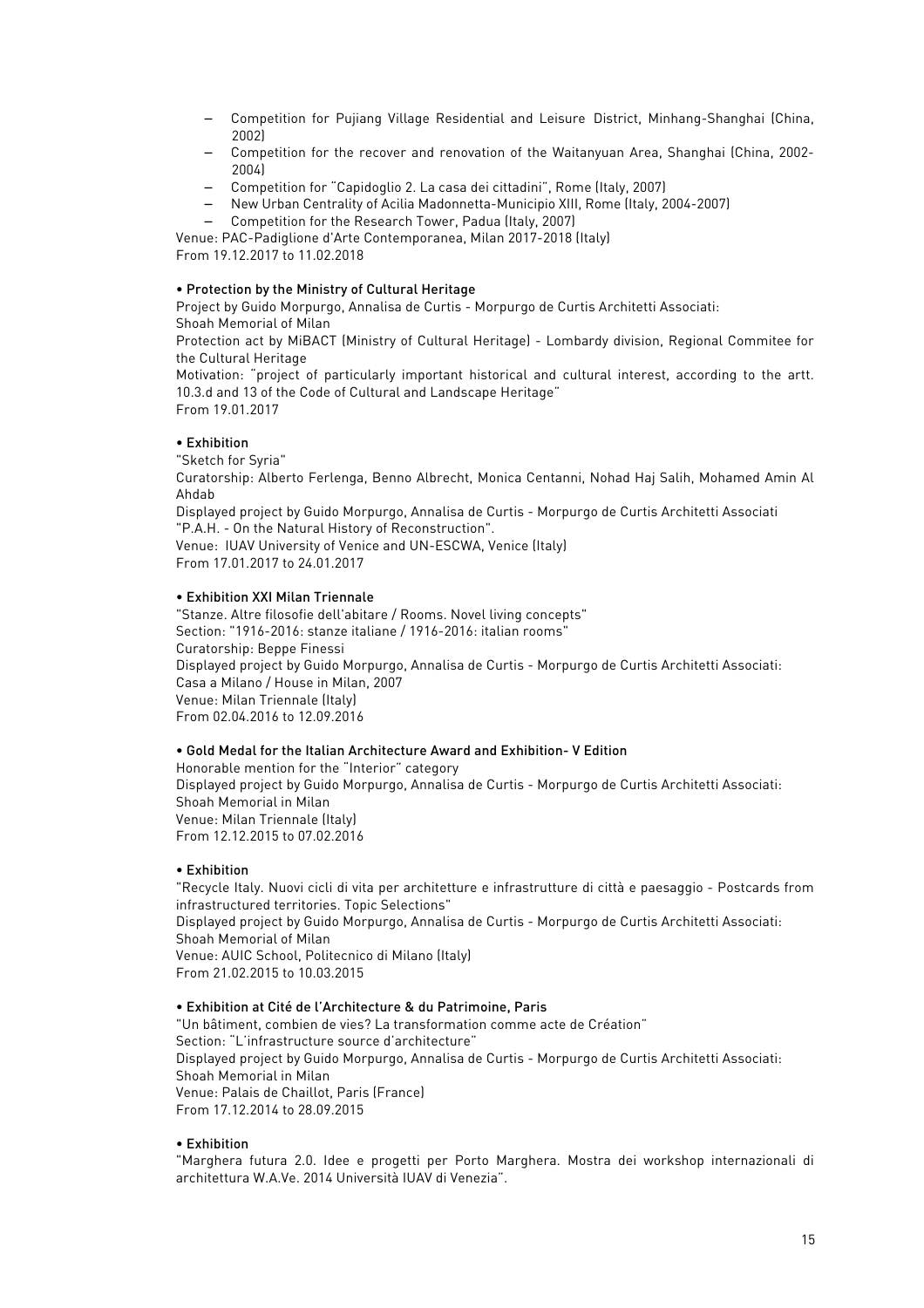- Competition for Pujiang Village Residential and Leisure District, Minhang-Shanghai (China, 2002)
- Competition for the recover and renovation of the Waitanyuan Area, Shanghai (China, 2002-2004)
- Competition for "Capidoglio 2. La casa dei cittadini", Rome (Italy, 2007)
- New Urban Centrality of Acilia Madonnetta-Municipio XIII, Rome (Italy, 2004-2007)
- Competition for the Research Tower, Padua (Italy, 2007)

Venue: PAC-Padiglione d'Arte Contemporanea, Milan 2017-2018 (Italy)
From 19.12.2017 to 11.02.2018

**• Protection by the Ministry of Cultural Heritage**

Project by Guido Morpurgo, Annalisa de Curtis - Morpurgo de Curtis Architetti Associati:
Shoah Memorial of Milan
Protection act by MiBACT (Ministry of Cultural Heritage) - Lombardy division, Regional Commitee for the Cultural Heritage
Motivation: "project of particularly important historical and cultural interest, according to the artt. 10.3.d and 13 of the Code of Cultural and Landscape Heritage"
From 19.01.2017

**• Exhibition**

"Sketch for Syria"
Curatorship: Alberto Ferlenga, Benno Albrecht, Monica Centanni, Nohad Haj Salih, Mohamed Amin Al Ahdab
Displayed project by Guido Morpurgo, Annalisa de Curtis - Morpurgo de Curtis Architetti Associati
"P.A.H. - On the Natural History of Reconstruction".
Venue: IUAV University of Venice and UN-ESCWA, Venice (Italy)
From 17.01.2017 to 24.01.2017

**• Exhibition XXI Milan Triennale**

"Stanze. Altre filosofie dell'abitare / Rooms. Novel living concepts"
Section: "1916-2016: stanze italiane / 1916-2016: italian rooms"
Curatorship: Beppe Finessi
Displayed project by Guido Morpurgo, Annalisa de Curtis - Morpurgo de Curtis Architetti Associati:
Casa a Milano / House in Milan, 2007
Venue: Milan Triennale (Italy)
From 02.04.2016 to 12.09.2016

**• Gold Medal for the Italian Architecture Award and Exhibition- V Edition**

Honorable mention for the "Interior" category
Displayed project by Guido Morpurgo, Annalisa de Curtis - Morpurgo de Curtis Architetti Associati:
Shoah Memorial in Milan
Venue: Milan Triennale (Italy)
From 12.12.2015 to 07.02.2016

**• Exhibition**

"Recycle Italy. Nuovi cicli di vita per architetture e infrastrutture di città e paesaggio - Postcards from infrastructured territories. Topic Selections"
Displayed project by Guido Morpurgo, Annalisa de Curtis - Morpurgo de Curtis Architetti Associati:
Shoah Memorial of Milan
Venue: AUIC School, Politecnico di Milano (Italy)
From 21.02.2015 to 10.03.2015

**• Exhibition at Cité de l'Architecture & du Patrimoine, Paris**

"Un bâtiment, combien de vies? La transformation comme acte de Création"
Section: "L'infrastructure source d'architecture"
Displayed project by Guido Morpurgo, Annalisa de Curtis - Morpurgo de Curtis Architetti Associati:
Shoah Memorial in Milan
Venue: Palais de Chaillot, Paris (France)
From 17.12.2014 to 28.09.2015

**• Exhibition**

"Marghera futura 2.0. Idee e progetti per Porto Marghera. Mostra dei workshop internazionali di architettura W.A.Ve. 2014 Università IUAV di Venezia".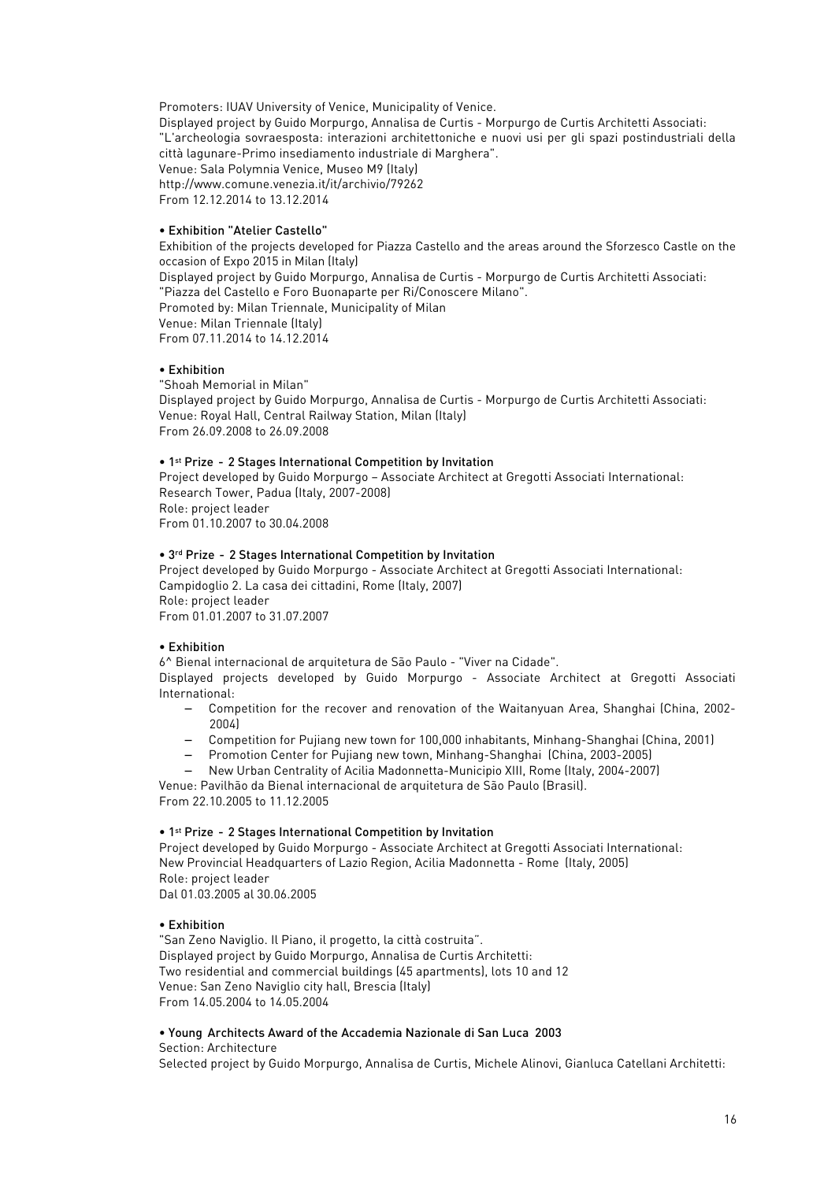Promoters: IUAV University of Venice, Municipality of Venice.
Displayed project by Guido Morpurgo, Annalisa de Curtis - Morpurgo de Curtis Architetti Associati: "L'archeologia sovraesposta: interazioni architettoniche e nuovi usi per gli spazi postindustriali della città lagunare-Primo insediamento industriale di Marghera".
Venue: Sala Polymnia Venice, Museo M9 (Italy)
http://www.comune.venezia.it/it/archivio/79262
From 12.12.2014 to 13.12.2014

**• Exhibition "Atelier Castello"**
Exhibition of the projects developed for Piazza Castello and the areas around the Sforzesco Castle on the occasion of Expo 2015 in Milan (Italy)
Displayed project by Guido Morpurgo, Annalisa de Curtis - Morpurgo de Curtis Architetti Associati: "Piazza del Castello e Foro Buonaparte per Ri/Conoscere Milano".
Promoted by: Milan Triennale, Municipality of Milan
Venue: Milan Triennale (Italy)
From 07.11.2014 to 14.12.2014

**• Exhibition**
"Shoah Memorial in Milan"
Displayed project by Guido Morpurgo, Annalisa de Curtis - Morpurgo de Curtis Architetti Associati:
Venue: Royal Hall, Central Railway Station, Milan (Italy)
From 26.09.2008 to 26.09.2008

**• 1st Prize - 2 Stages International Competition by Invitation**
Project developed by Guido Morpurgo – Associate Architect at Gregotti Associati International:
Research Tower, Padua (Italy, 2007-2008)
Role: project leader
From 01.10.2007 to 30.04.2008

**• 3rd Prize - 2 Stages International Competition by Invitation**
Project developed by Guido Morpurgo - Associate Architect at Gregotti Associati International:
Campidoglio 2. La casa dei cittadini, Rome (Italy, 2007)
Role: project leader
From 01.01.2007 to 31.07.2007

**• Exhibition**
6^ Bienal internacional de arquitetura de São Paulo - "Viver na Cidade".
Displayed projects developed by Guido Morpurgo - Associate Architect at Gregotti Associati International:

- Competition for the recover and renovation of the Waitanyuan Area, Shanghai (China, 2002-2004)
- Competition for Pujiang new town for 100,000 inhabitants, Minhang-Shanghai (China, 2001)
- Promotion Center for Pujiang new town, Minhang-Shanghai (China, 2003-2005)
- New Urban Centrality of Acilia Madonnetta-Municipio XIII, Rome (Italy, 2004-2007)

Venue: Pavilhão da Bienal internacional de arquitetura de São Paulo (Brasil).
From 22.10.2005 to 11.12.2005

**• 1st Prize - 2 Stages International Competition by Invitation**
Project developed by Guido Morpurgo - Associate Architect at Gregotti Associati International:
New Provincial Headquarters of Lazio Region, Acilia Madonnetta - Rome (Italy, 2005)
Role: project leader
Dal 01.03.2005 al 30.06.2005

**• Exhibition**
"San Zeno Naviglio. Il Piano, il progetto, la città costruita".
Displayed project by Guido Morpurgo, Annalisa de Curtis Architetti:
Two residential and commercial buildings (45 apartments), lots 10 and 12
Venue: San Zeno Naviglio city hall, Brescia (Italy)
From 14.05.2004 to 14.05.2004

**• Young Architects Award of the Accademia Nazionale di San Luca 2003**
Section: Architecture
Selected project by Guido Morpurgo, Annalisa de Curtis, Michele Alinovi, Gianluca Catellani Architetti: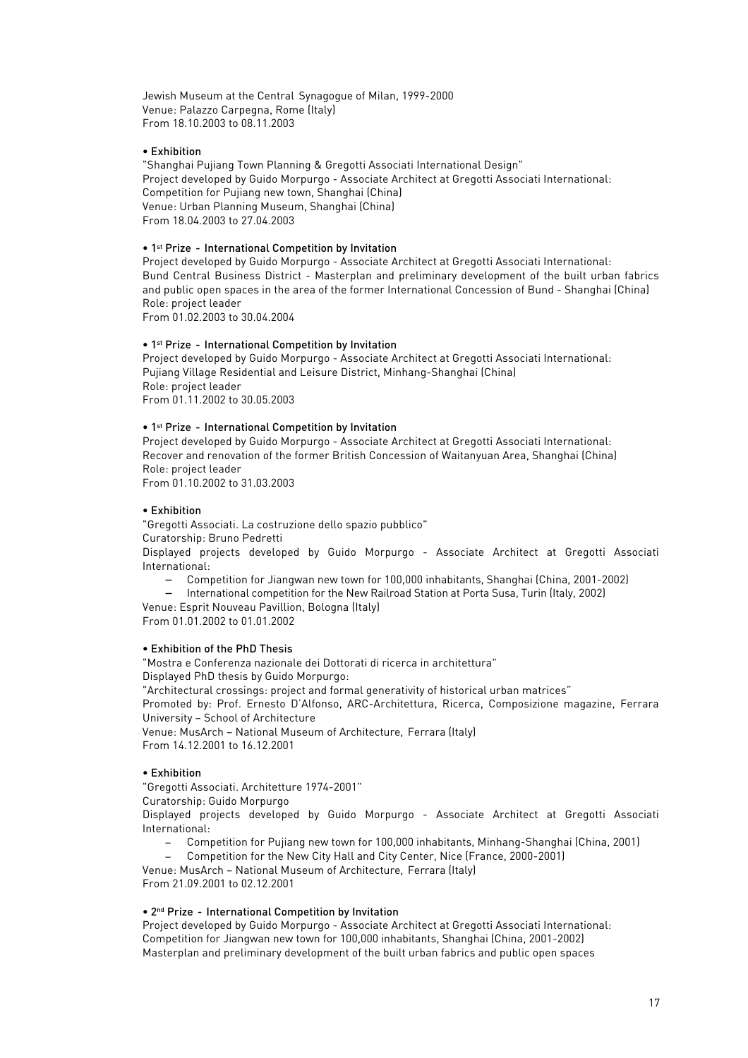Jewish Museum at the Central Synagogue of Milan, 1999-2000
Venue: Palazzo Carpegna, Rome (Italy)
From 18.10.2003 to 08.11.2003

• **Exhibition**
"Shanghai Pujiang Town Planning & Gregotti Associati International Design"
Project developed by Guido Morpurgo - Associate Architect at Gregotti Associati International:
Competition for Pujiang new town, Shanghai (China)
Venue: Urban Planning Museum, Shanghai (China)
From 18.04.2003 to 27.04.2003

• **1st Prize - International Competition by Invitation**
Project developed by Guido Morpurgo - Associate Architect at Gregotti Associati International:
Bund Central Business District - Masterplan and preliminary development of the built urban fabrics and public open spaces in the area of the former International Concession of Bund - Shanghai (China)
Role: project leader
From 01.02.2003 to 30.04.2004

• **1st Prize - International Competition by Invitation**
Project developed by Guido Morpurgo - Associate Architect at Gregotti Associati International:
Pujiang Village Residential and Leisure District, Minhang-Shanghai (China)
Role: project leader
From 01.11.2002 to 30.05.2003

• **1st Prize - International Competition by Invitation**
Project developed by Guido Morpurgo - Associate Architect at Gregotti Associati International:
Recover and renovation of the former British Concession of Waitanyuan Area, Shanghai (China)
Role: project leader
From 01.10.2002 to 31.03.2003

• **Exhibition**
"Gregotti Associati. La costruzione dello spazio pubblico"
Curatorship: Bruno Pedretti
Displayed projects developed by Guido Morpurgo - Associate Architect at Gregotti Associati International:

- Competition for Jiangwan new town for 100,000 inhabitants, Shanghai (China, 2001-2002)
- International competition for the New Railroad Station at Porta Susa, Turin (Italy, 2002)

Venue: Esprit Nouveau Pavillion, Bologna (Italy)
From 01.01.2002 to 01.01.2002

• **Exhibition of the PhD Thesis**
"Mostra e Conferenza nazionale dei Dottorati di ricerca in architettura"
Displayed PhD thesis by Guido Morpurgo:
"Architectural crossings: project and formal generativity of historical urban matrices"
Promoted by: Prof. Ernesto D'Alfonso, ARC-Architettura, Ricerca, Composizione magazine, Ferrara University – School of Architecture
Venue: MusArch – National Museum of Architecture, Ferrara (Italy)
From 14.12.2001 to 16.12.2001

• **Exhibition**
"Gregotti Associati. Architetture 1974-2001"
Curatorship: Guido Morpurgo
Displayed projects developed by Guido Morpurgo - Associate Architect at Gregotti Associati International:

- Competition for Pujiang new town for 100,000 inhabitants, Minhang-Shanghai (China, 2001)
- Competition for the New City Hall and City Center, Nice (France, 2000-2001)

Venue: MusArch – National Museum of Architecture, Ferrara (Italy)
From 21.09.2001 to 02.12.2001

• **2nd Prize - International Competition by Invitation**
Project developed by Guido Morpurgo - Associate Architect at Gregotti Associati International:
Competition for Jiangwan new town for 100,000 inhabitants, Shanghai (China, 2001-2002)
Masterplan and preliminary development of the built urban fabrics and public open spaces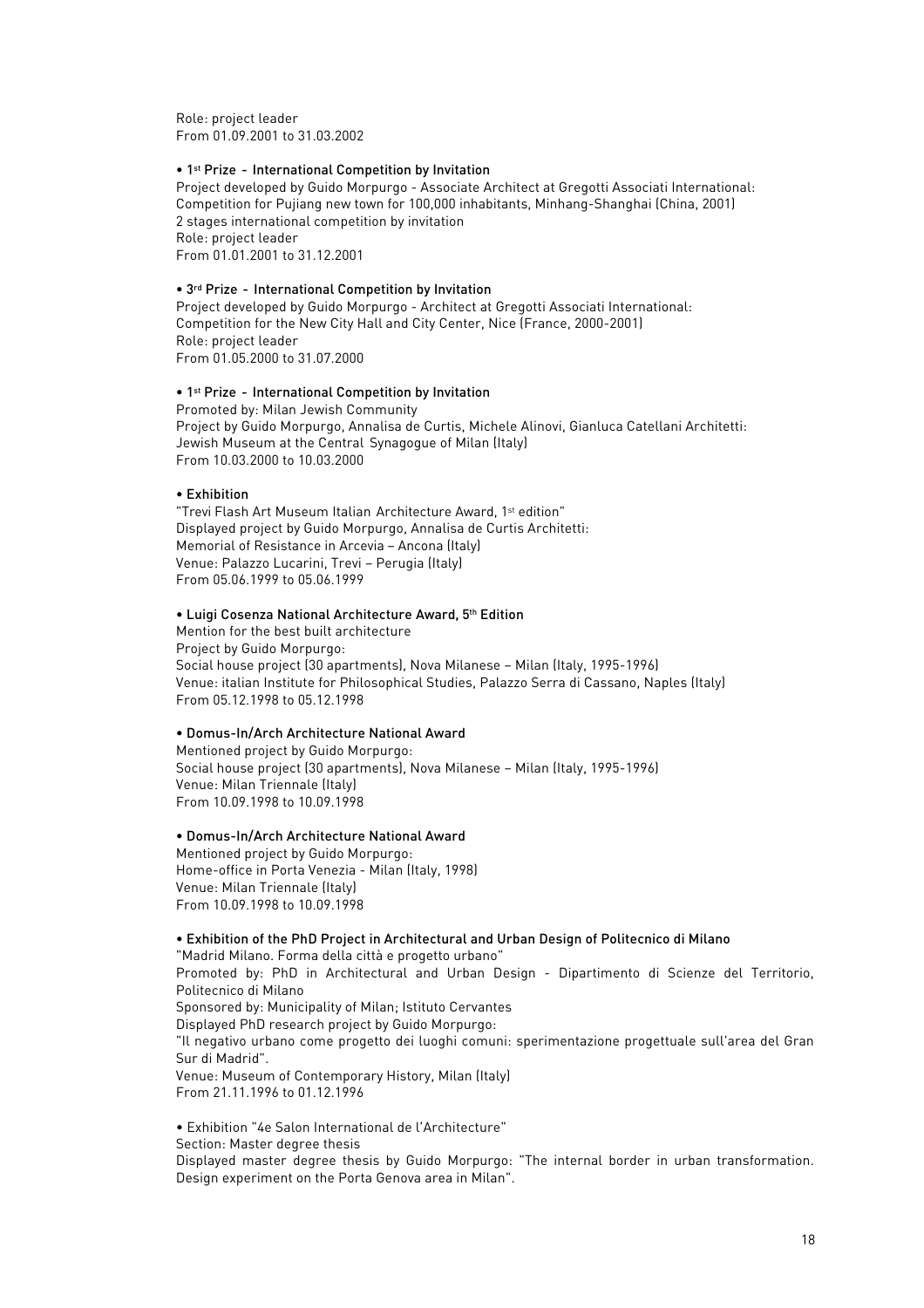Role: project leader
From 01.09.2001 to 31.03.2002

• **1st Prize - International Competition by Invitation**
Project developed by Guido Morpurgo - Associate Architect at Gregotti Associati International:
Competition for Pujiang new town for 100,000 inhabitants, Minhang-Shanghai (China, 2001)
2 stages international competition by invitation
Role: project leader
From 01.01.2001 to 31.12.2001

• **3rd Prize - International Competition by Invitation**
Project developed by Guido Morpurgo - Architect at Gregotti Associati International:
Competition for the New City Hall and City Center, Nice (France, 2000-2001)
Role: project leader
From 01.05.2000 to 31.07.2000

• **1st Prize - International Competition by Invitation**
Promoted by: Milan Jewish Community
Project by Guido Morpurgo, Annalisa de Curtis, Michele Alinovi, Gianluca Catellani Architetti:
Jewish Museum at the Central Synagogue of Milan (Italy)
From 10.03.2000 to 10.03.2000

• **Exhibition**
"Trevi Flash Art Museum Italian Architecture Award, 1st edition"
Displayed project by Guido Morpurgo, Annalisa de Curtis Architetti:
Memorial of Resistance in Arcevia – Ancona (Italy)
Venue: Palazzo Lucarini, Trevi – Perugia (Italy)
From 05.06.1999 to 05.06.1999

• **Luigi Cosenza National Architecture Award, 5th Edition**
Mention for the best built architecture
Project by Guido Morpurgo:
Social house project (30 apartments), Nova Milanese – Milan (Italy, 1995-1996)
Venue: italian Institute for Philosophical Studies, Palazzo Serra di Cassano, Naples (Italy)
From 05.12.1998 to 05.12.1998

• **Domus-In/Arch Architecture National Award**
Mentioned project by Guido Morpurgo:
Social house project (30 apartments), Nova Milanese – Milan (Italy, 1995-1996)
Venue: Milan Triennale (Italy)
From 10.09.1998 to 10.09.1998

• **Domus-In/Arch Architecture National Award**
Mentioned project by Guido Morpurgo:
Home-office in Porta Venezia - Milan (Italy, 1998)
Venue: Milan Triennale (Italy)
From 10.09.1998 to 10.09.1998

• **Exhibition of the PhD Project in Architectural and Urban Design of Politecnico di Milano**
"Madrid Milano. Forma della città e progetto urbano"
Promoted by: PhD in Architectural and Urban Design - Dipartimento di Scienze del Territorio, Politecnico di Milano
Sponsored by: Municipality of Milan; Istituto Cervantes
Displayed PhD research project by Guido Morpurgo:
"Il negativo urbano come progetto dei luoghi comuni: sperimentazione progettuale sull'area del Gran Sur di Madrid".
Venue: Museum of Contemporary History, Milan (Italy)
From 21.11.1996 to 01.12.1996

• Exhibition "4e Salon International de l'Architecture"
Section: Master degree thesis
Displayed master degree thesis by Guido Morpurgo: "The internal border in urban transformation. Design experiment on the Porta Genova area in Milan".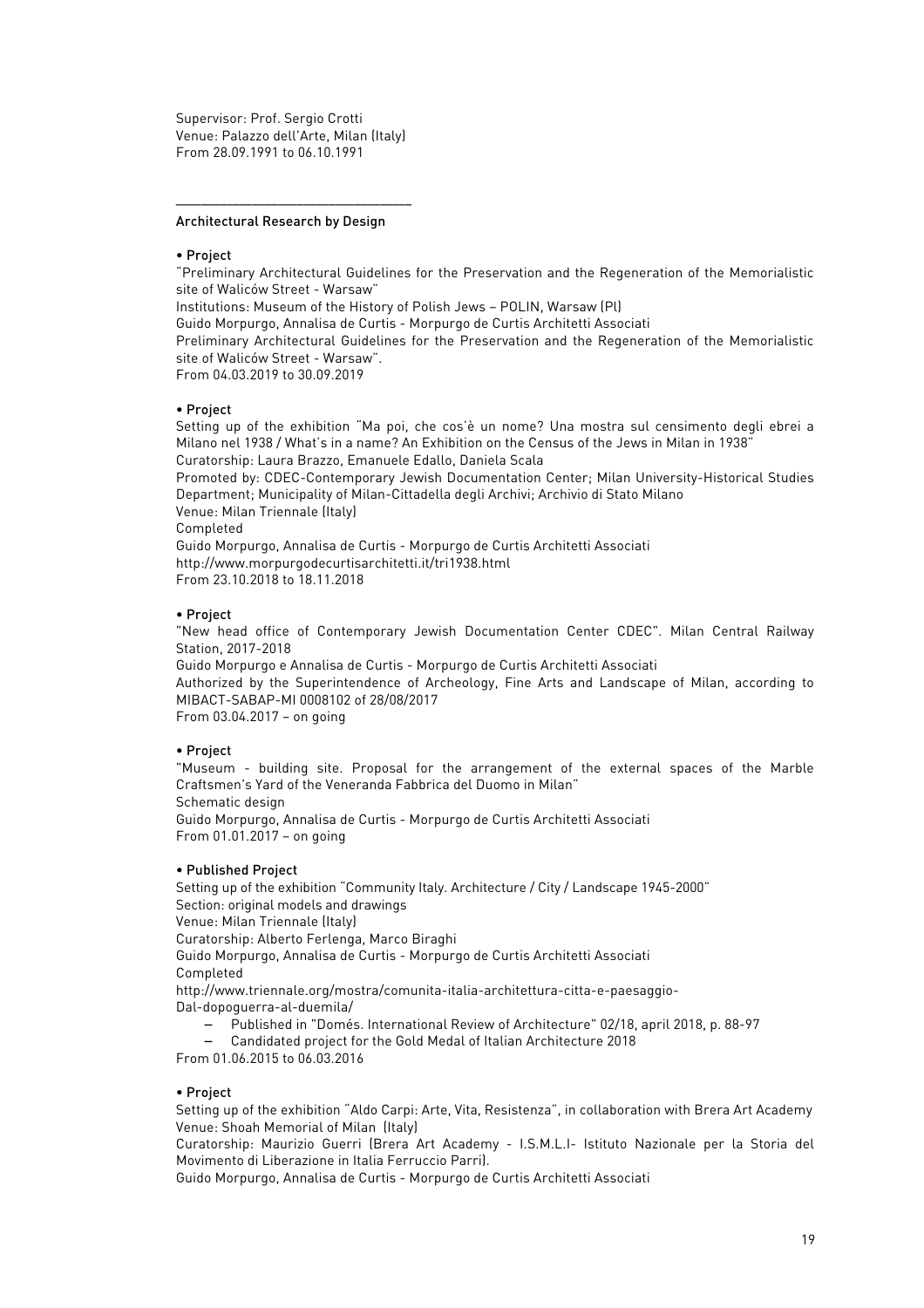Supervisor: Prof. Sergio Crotti
Venue: Palazzo dell'Arte, Milan (Italy)
From 28.09.1991 to 06.10.1991

---

## Architectural Research by Design

• **Project**

"Preliminary Architectural Guidelines for the Preservation and the Regeneration of the Memorialistic site of Waliców Street - Warsaw"
Institutions: Museum of the History of Polish Jews – POLIN, Warsaw (Pl)
Guido Morpurgo, Annalisa de Curtis - Morpurgo de Curtis Architetti Associati
Preliminary Architectural Guidelines for the Preservation and the Regeneration of the Memorialistic site of Waliców Street - Warsaw".
From 04.03.2019 to 30.09.2019

• **Project**

Setting up of the exhibition "Ma poi, che cos'è un nome? Una mostra sul censimento degli ebrei a Milano nel 1938 / What's in a name? An Exhibition on the Census of the Jews in Milan in 1938"
Curatorship: Laura Brazzo, Emanuele Edallo, Daniela Scala
Promoted by: CDEC-Contemporary Jewish Documentation Center; Milan University-Historical Studies Department; Municipality of Milan-Cittadella degli Archivi; Archivio di Stato Milano
Venue: Milan Triennale (Italy)
Completed
Guido Morpurgo, Annalisa de Curtis - Morpurgo de Curtis Architetti Associati
http://www.morpurgodecurtisarchitetti.it/tri1938.html
From 23.10.2018 to 18.11.2018

• **Project**

"New head office of Contemporary Jewish Documentation Center CDEC". Milan Central Railway Station, 2017-2018
Guido Morpurgo e Annalisa de Curtis - Morpurgo de Curtis Architetti Associati
Authorized by the Superintendence of Archeology, Fine Arts and Landscape of Milan, according to MIBACT-SABAP-MI 0008102 of 28/08/2017
From 03.04.2017 – on going

• **Project**

"Museum - building site. Proposal for the arrangement of the external spaces of the Marble Craftsmen's Yard of the Veneranda Fabbrica del Duomo in Milan"
Schematic design
Guido Morpurgo, Annalisa de Curtis - Morpurgo de Curtis Architetti Associati
From 01.01.2017 – on going

• **Published Project**

Setting up of the exhibition "Community Italy. Architecture / City / Landscape 1945-2000"
Section: original models and drawings
Venue: Milan Triennale (Italy)
Curatorship: Alberto Ferlenga, Marco Biraghi
Guido Morpurgo, Annalisa de Curtis - Morpurgo de Curtis Architetti Associati
Completed
http://www.triennale.org/mostra/comunita-italia-architettura-citta-e-paesaggio-Dal-dopoguerra-al-duemila/

- Published in "Domés. International Review of Architecture" 02/18, april 2018, p. 88-97
- Candidated project for the Gold Medal of Italian Architecture 2018

From 01.06.2015 to 06.03.2016

• **Project**

Setting up of the exhibition "Aldo Carpi: Arte, Vita, Resistenza", in collaboration with Brera Art Academy
Venue: Shoah Memorial of Milan (Italy)
Curatorship: Maurizio Guerri (Brera Art Academy - I.S.M.L.I- Istituto Nazionale per la Storia del Movimento di Liberazione in Italia Ferruccio Parri).
Guido Morpurgo, Annalisa de Curtis - Morpurgo de Curtis Architetti Associati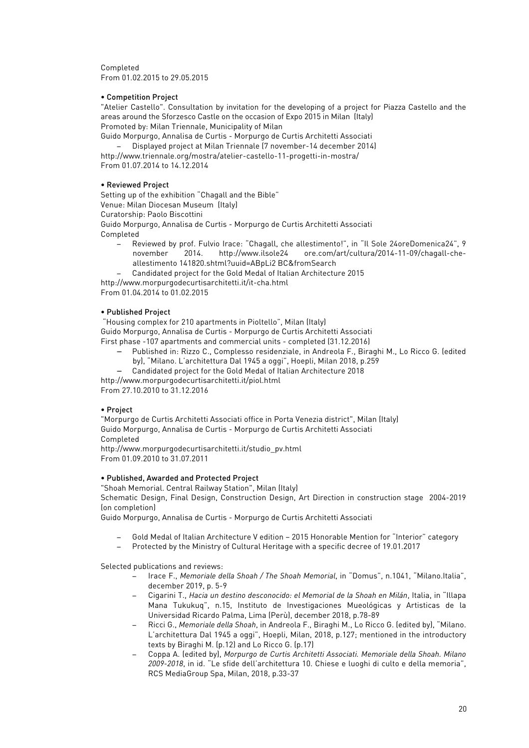Completed
From 01.02.2015 to 29.05.2015

• **Competition Project**
"Atelier Castello". Consultation by invitation for the developing of a project for Piazza Castello and the areas around the Sforzesco Castle on the occasion of Expo 2015 in Milan (Italy)
Promoted by: Milan Triennale, Municipality of Milan
Guido Morpurgo, Annalisa de Curtis - Morpurgo de Curtis Architetti Associati

- Displayed project at Milan Triennale (7 november-14 december 2014)

http://www.triennale.org/mostra/atelier-castello-11-progetti-in-mostra/
From 01.07.2014 to 14.12.2014

• **Reviewed Project**
Setting up of the exhibition "Chagall and the Bible"
Venue: Milan Diocesan Museum (Italy)
Curatorship: Paolo Biscottini
Guido Morpurgo, Annalisa de Curtis - Morpurgo de Curtis Architetti Associati
Completed

- Reviewed by prof. Fulvio Irace: "Chagall, che allestimento!", in "Il Sole 24oreDomenica24", 9 november 2014. http://www.ilsole24 ore.com/art/cultura/2014-11-09/chagall-che-allestimento 141820.shtml?uuid=ABpLi2 BC&fromSearch
- Candidated project for the Gold Medal of Italian Architecture 2015

http://www.morpurgodecurtisarchitetti.it/it-cha.html
From 01.04.2014 to 01.02.2015

• **Published Project**
"Housing complex for 210 apartments in Pioltello", Milan (Italy)
Guido Morpurgo, Annalisa de Curtis - Morpurgo de Curtis Architetti Associati
First phase -107 apartments and commercial units - completed (31.12.2016)

- Published in: Rizzo C., Complesso residenziale, in Andreola F., Biraghi M., Lo Ricco G. (edited by), "Milano. L'architettura Dal 1945 a oggi", Hoepli, Milan 2018, p.259
- Candidated project for the Gold Medal of Italian Architecture 2018

http://www.morpurgodecurtisarchitetti.it/piol.html
From 27.10.2010 to 31.12.2016

• **Project**
"Morpurgo de Curtis Architetti Associati office in Porta Venezia district", Milan (Italy)
Guido Morpurgo, Annalisa de Curtis - Morpurgo de Curtis Architetti Associati
Completed
http://www.morpurgodecurtisarchitetti.it/studio_pv.html
From 01.09.2010 to 31.07.2011

• **Published, Awarded and Protected Project**
"Shoah Memorial. Central Railway Station", Milan (Italy)
Schematic Design, Final Design, Construction Design, Art Direction in construction stage 2004-2019 (on completion)
Guido Morpurgo, Annalisa de Curtis - Morpurgo de Curtis Architetti Associati

- Gold Medal of Italian Architecture V edition – 2015 Honorable Mention for "Interior" category
- Protected by the Ministry of Cultural Heritage with a specific decree of 19.01.2017

Selected publications and reviews:

- Irace F., *Memoriale della Shoah / The Shoah Memorial*, in "Domus", n.1041, "Milano.Italia", december 2019, p. 5-9
- Cigarini T., *Hacia un destino desconocido: el Memorial de la Shoah en Milán*, Italia, in "Illapa Mana Tukukuq", n.15, Instituto de Investigaciones Mueológicas y Artisticas de la Universidad Ricardo Palma, Lima (Perù), december 2018, p.78-89
- Ricci G., *Memoriale della Shoah*, in Andreola F., Biraghi M., Lo Ricco G. (edited by), "Milano. L'architettura Dal 1945 a oggi", Hoepli, Milan, 2018, p.127; mentioned in the introductory texts by Biraghi M. (p.12) and Lo Ricco G. (p.17)
- Coppa A. (edited by), *Morpurgo de Curtis Architetti Associati. Memoriale della Shoah. Milano 2009-2018*, in id. "Le sfide dell'architettura 10. Chiese e luoghi di culto e della memoria", RCS MediaGroup Spa, Milan, 2018, p.33-37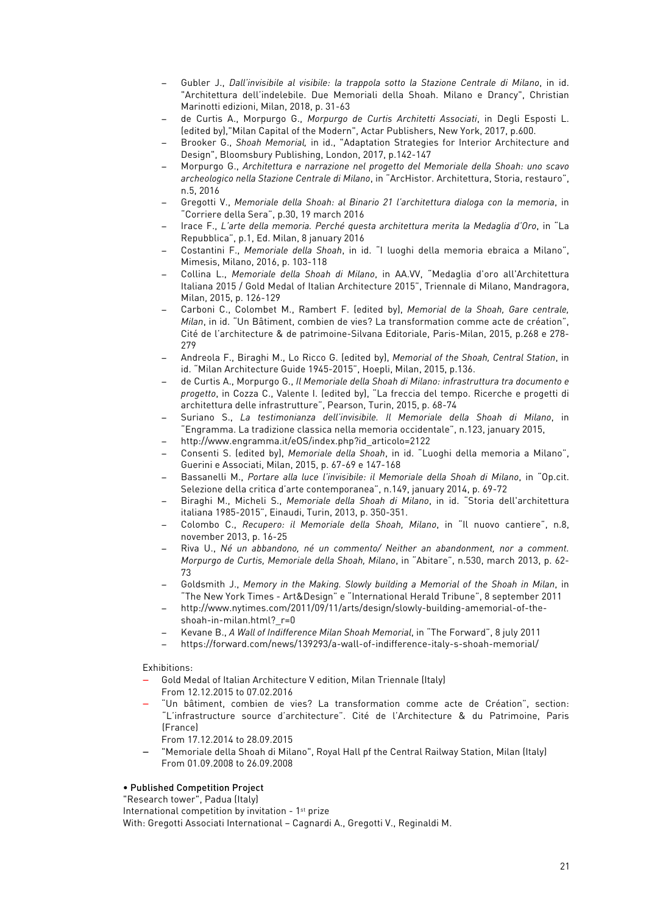- Gubler J., *Dall'invisibile al visibile: la trappola sotto la Stazione Centrale di Milano*, in id. "Architettura dell'indelebile. Due Memoriali della Shoah. Milano e Drancy", Christian Marinotti edizioni, Milan, 2018, p. 31-63
- de Curtis A., Morpurgo G., *Morpurgo de Curtis Architetti Associati*, in Degli Esposti L. (edited by),"Milan Capital of the Modern", Actar Publishers, New York, 2017, p.600.
- Brooker G., *Shoah Memorial,* in id., "Adaptation Strategies for Interior Architecture and Design", Bloomsbury Publishing, London, 2017, p.142-147
- Morpurgo G., *Architettura e narrazione nel progetto del Memoriale della Shoah: uno scavo archeologico nella Stazione Centrale di Milano*, in "ArcHistor. Architettura, Storia, restauro", n.5, 2016
- Gregotti V., *Memoriale della Shoah: al Binario 21 l'architettura dialoga con la memoria*, in "Corriere della Sera", p.30, 19 march 2016
- Irace F., *L'arte della memoria. Perché questa architettura merita la Medaglia d'Oro*, in "La Repubblica", p.1, Ed. Milan, 8 january 2016
- Costantini F., *Memoriale della Shoah*, in id. "I luoghi della memoria ebraica a Milano", Mimesis, Milano, 2016, p. 103-118
- Collina L., *Memoriale della Shoah di Milano*, in AA.VV, "Medaglia d'oro all'Architettura Italiana 2015 / Gold Medal of Italian Architecture 2015", Triennale di Milano, Mandragora, Milan, 2015, p. 126-129
- Carboni C., Colombet M., Rambert F. (edited by), *Memorial de la Shoah, Gare centrale, Milan*, in id. "Un Bâtiment, combien de vies? La transformation comme acte de création", Cité de l'architecture & de patrimoine-Silvana Editoriale, Paris-Milan, 2015, p.268 e 278-279
- Andreola F., Biraghi M., Lo Ricco G. (edited by), *Memorial of the Shoah, Central Station*, in id. "Milan Architecture Guide 1945-2015", Hoepli, Milan, 2015, p.136.
- de Curtis A., Morpurgo G., *Il Memoriale della Shoah di Milano: infrastruttura tra documento e progetto*, in Cozza C., Valente I. (edited by), "La freccia del tempo. Ricerche e progetti di architettura delle infrastrutture", Pearson, Turin, 2015, p. 68-74
- Suriano S., *La testimonianza dell'invisibile. Il Memoriale della Shoah di Milano*, in "Engramma. La tradizione classica nella memoria occidentale", n.123, january 2015,
- http://www.engramma.it/eOS/index.php?id_articolo=2122
- Consenti S. (edited by), *Memoriale della Shoah*, in id. "Luoghi della memoria a Milano", Guerini e Associati, Milan, 2015, p. 67-69 e 147-168
- Bassanelli M., *Portare alla luce l'invisibile: il Memoriale della Shoah di Milano*, in "Op.cit. Selezione della critica d'arte contemporanea", n.149, january 2014, p. 69-72
- Biraghi M., Micheli S., *Memoriale della Shoah di Milano*, in id. "Storia dell'architettura italiana 1985-2015", Einaudi, Turin, 2013, p. 350-351.
- Colombo C., *Recupero: il Memoriale della Shoah, Milano*, in "Il nuovo cantiere", n.8, november 2013, p. 16-25
- Riva U., *Né un abbandono, né un commento/ Neither an abandonment, nor a comment. Morpurgo de Curtis, Memoriale della Shoah, Milano*, in "Abitare", n.530, march 2013, p. 62-73
- Goldsmith J., *Memory in the Making. Slowly building a Memorial of the Shoah in Milan*, in "The New York Times - Art&Design" e "International Herald Tribune", 8 september 2011
- http://www.nytimes.com/2011/09/11/arts/design/slowly-building-amemorial-of-the-shoah-in-milan.html?_r=0
- Kevane B., *A Wall of Indifference Milan Shoah Memorial*, in "The Forward", 8 july 2011
- https://forward.com/news/139293/a-wall-of-indifference-italy-s-shoah-memorial/

Exhibitions:

- Gold Medal of Italian Architecture V edition, Milan Triennale (Italy)
  From 12.12.2015 to 07.02.2016
- "Un bâtiment, combien de vies? La transformation comme acte de Création", section: "L'infrastructure source d'architecture". Cité de l'Architecture & du Patrimoine, Paris (France)
  From 17.12.2014 to 28.09.2015
- "Memoriale della Shoah di Milano", Royal Hall pf the Central Railway Station, Milan (Italy)
  From 01.09.2008 to 26.09.2008

**• Published Competition Project**

"Research tower", Padua (Italy)
International competition by invitation - 1st prize
With: Gregotti Associati International – Cagnardi A., Gregotti V., Reginaldi M.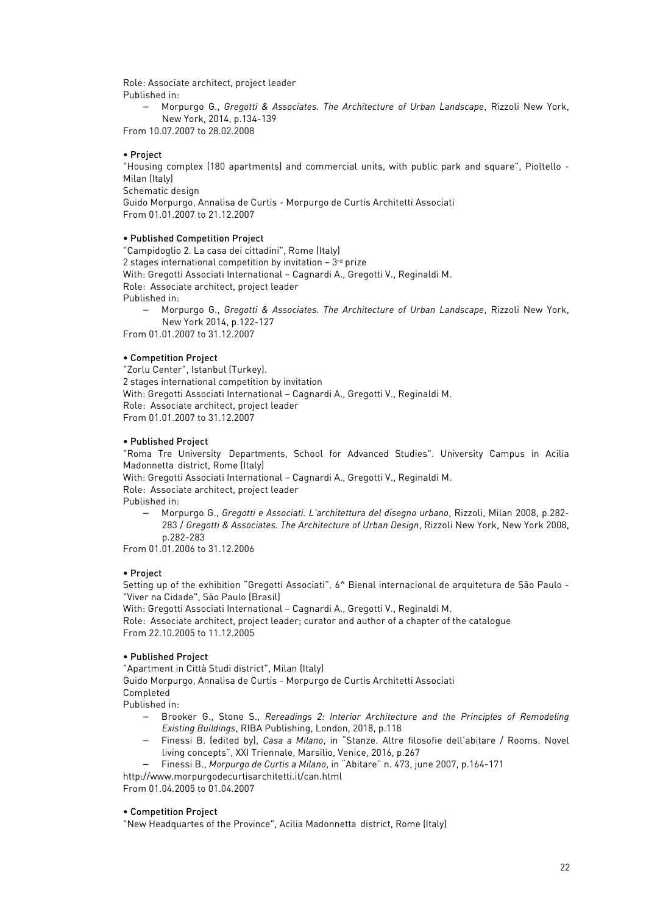Role: Associate architect, project leader
Published in:

- Morpurgo G., *Gregotti & Associates. The Architecture of Urban Landscape*, Rizzoli New York, New York, 2014, p.134-139

From 10.07.2007 to 28.02.2008

• **Project**
"Housing complex (180 apartments) and commercial units, with public park and square", Pioltello - Milan (Italy)
Schematic design
Guido Morpurgo, Annalisa de Curtis - Morpurgo de Curtis Architetti Associati
From 01.01.2007 to 21.12.2007

• **Published Competition Project**
"Campidoglio 2. La casa dei cittadini", Rome (Italy)
2 stages international competition by invitation – 3rd prize
With: Gregotti Associati International – Cagnardi A., Gregotti V., Reginaldi M.
Role: Associate architect, project leader
Published in:

- Morpurgo G., *Gregotti & Associates. The Architecture of Urban Landscape*, Rizzoli New York, New York 2014, p.122-127

From 01.01.2007 to 31.12.2007

• **Competition Project**
"Zorlu Center", Istanbul (Turkey).
2 stages international competition by invitation
With: Gregotti Associati International – Cagnardi A., Gregotti V., Reginaldi M.
Role: Associate architect, project leader
From 01.01.2007 to 31.12.2007

• **Published Project**
"Roma Tre University Departments, School for Advanced Studies". University Campus in Acilia Madonnetta district, Rome (Italy)
With: Gregotti Associati International – Cagnardi A., Gregotti V., Reginaldi M.
Role: Associate architect, project leader
Published in:

- Morpurgo G., *Gregotti e Associati. L'architettura del disegno urbano*, Rizzoli, Milan 2008, p.282-283 / *Gregotti & Associates. The Architecture of Urban Design*, Rizzoli New York, New York 2008, p.282-283

From 01.01.2006 to 31.12.2006

• **Project**
Setting up of the exhibition "Gregotti Associati". 6^ Bienal internacional de arquitetura de São Paulo - "Viver na Cidade", São Paulo (Brasil)
With: Gregotti Associati International – Cagnardi A., Gregotti V., Reginaldi M.
Role: Associate architect, project leader; curator and author of a chapter of the catalogue
From 22.10.2005 to 11.12.2005

• **Published Project**
"Apartment in Città Studi district", Milan (Italy)
Guido Morpurgo, Annalisa de Curtis - Morpurgo de Curtis Architetti Associati
Completed
Published in:

- Brooker G., Stone S., *Rereadings 2: Interior Architecture and the Principles of Remodeling Existing Buildings*, RIBA Publishing, London, 2018, p.118
- Finessi B. (edited by), *Casa a Milano*, in "Stanze. Altre filosofie dell'abitare / Rooms. Novel living concepts", XXI Triennale, Marsilio, Venice, 2016, p.267
- Finessi B., *Morpurgo de Curtis a Milano*, in "Abitare" n. 473, june 2007, p.164-171

http://www.morpurgodecurtisarchitetti.it/can.html
From 01.04.2005 to 01.04.2007

• **Competition Project**
"New Headquartes of the Province", Acilia Madonnetta district, Rome (Italy)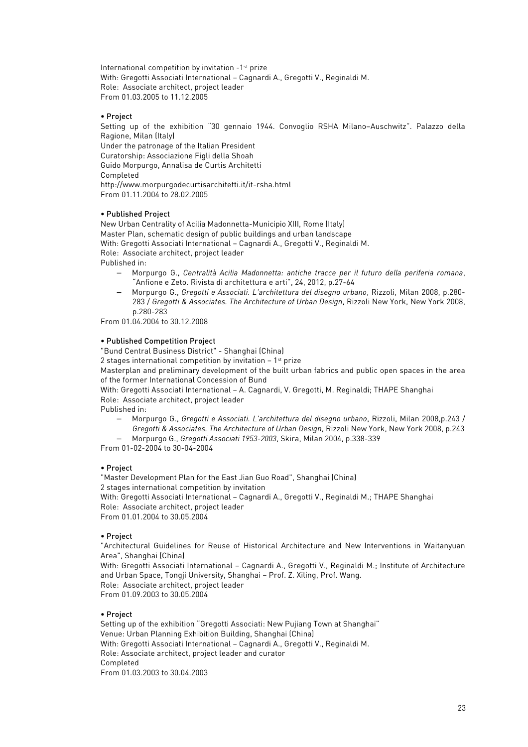International competition by invitation -1st prize
With: Gregotti Associati International – Cagnardi A., Gregotti V., Reginaldi M.
Role: Associate architect, project leader
From 01.03.2005 to 11.12.2005

• **Project**
Setting up of the exhibition "30 gennaio 1944. Convoglio RSHA Milano–Auschwitz". Palazzo della Ragione, Milan (Italy)
Under the patronage of the Italian President
Curatorship: Associazione Figli della Shoah
Guido Morpurgo, Annalisa de Curtis Architetti
Completed
http://www.morpurgodecurtisarchitetti.it/it-rsha.html
From 01.11.2004 to 28.02.2005

• **Published Project**
New Urban Centrality of Acilia Madonnetta-Municipio XIII, Rome (Italy)
Master Plan, schematic design of public buildings and urban landscape
With: Gregotti Associati International – Cagnardi A., Gregotti V., Reginaldi M.
Role: Associate architect, project leader
Published in:

- Morpurgo G., *Centralità Acilia Madonnetta: antiche tracce per il futuro della periferia romana*, "Anfione e Zeto. Rivista di architettura e arti", 24, 2012, p.27-64
- Morpurgo G., *Gregotti e Associati. L'architettura del disegno urbano*, Rizzoli, Milan 2008, p.280-283 / *Gregotti & Associates. The Architecture of Urban Design*, Rizzoli New York, New York 2008, p.280-283

From 01.04.2004 to 30.12.2008

• **Published Competition Project**
"Bund Central Business District" - Shanghai (China)
2 stages international competition by invitation – 1st prize
Masterplan and preliminary development of the built urban fabrics and public open spaces in the area of the former International Concession of Bund
With: Gregotti Associati International – A. Cagnardi, V. Gregotti, M. Reginaldi; THAPE Shanghai
Role: Associate architect, project leader
Published in:

- Morpurgo G., *Gregotti e Associati. L'architettura del disegno urbano*, Rizzoli, Milan 2008,p.243 / *Gregotti & Associates. The Architecture of Urban Design*, Rizzoli New York, New York 2008, p.243
- Morpurgo G., *Gregotti Associati 1953-2003*, Skira, Milan 2004, p.338-339

From 01-02-2004 to 30-04-2004

• **Project**
"Master Development Plan for the East Jian Guo Road", Shanghai (China)
2 stages international competition by invitation
With: Gregotti Associati International – Cagnardi A., Gregotti V., Reginaldi M.; THAPE Shanghai
Role: Associate architect, project leader
From 01.01.2004 to 30.05.2004

• **Project**
"Architectural Guidelines for Reuse of Historical Architecture and New Interventions in Waitanyuan Area", Shanghai (China)
With: Gregotti Associati International – Cagnardi A., Gregotti V., Reginaldi M.; Institute of Architecture and Urban Space, Tongji University, Shanghai – Prof. Z. Xiling, Prof. Wang.
Role: Associate architect, project leader
From 01.09.2003 to 30.05.2004

• **Project**
Setting up of the exhibition "Gregotti Associati: New Pujiang Town at Shanghai"
Venue: Urban Planning Exhibition Building, Shanghai (China)
With: Gregotti Associati International – Cagnardi A., Gregotti V., Reginaldi M.
Role: Associate architect, project leader and curator
Completed
From 01.03.2003 to 30.04.2003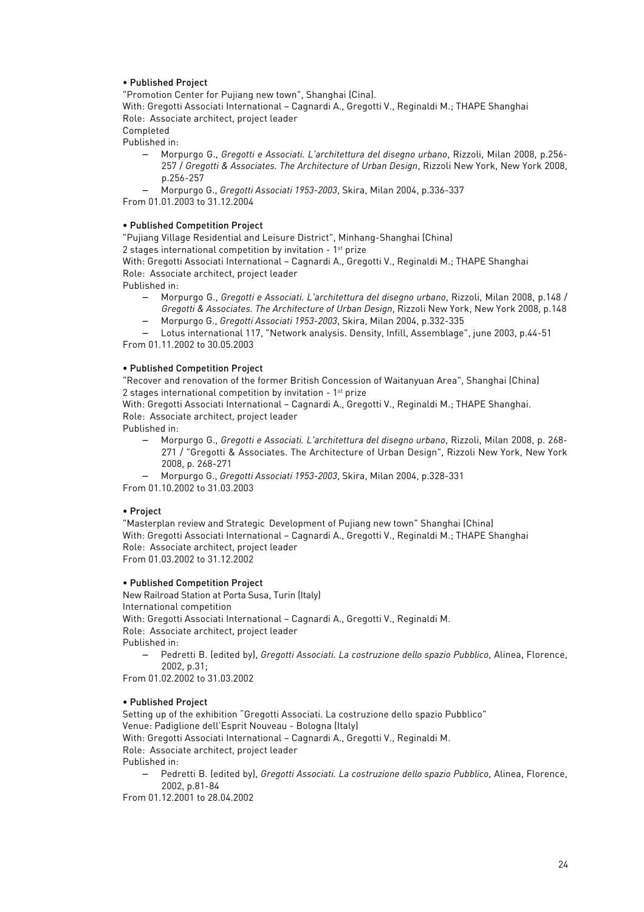• **Published Project**

"Promotion Center for Pujiang new town", Shanghai (Cina).
With: Gregotti Associati International – Cagnardi A., Gregotti V., Reginaldi M.; THAPE Shanghai
Role: Associate architect, project leader
Completed
Published in:

- Morpurgo G., *Gregotti e Associati. L'architettura del disegno urbano*, Rizzoli, Milan 2008, p.256-257 / *Gregotti & Associates. The Architecture of Urban Design*, Rizzoli New York, New York 2008, p.256-257
- Morpurgo G., *Gregotti Associati 1953-2003*, Skira, Milan 2004, p.336-337

From 01.01.2003 to 31.12.2004

• **Published Competition Project**

"Pujiang Village Residential and Leisure District", Minhang-Shanghai (China)
2 stages international competition by invitation - 1st prize
With: Gregotti Associati International – Cagnardi A., Gregotti V., Reginaldi M.; THAPE Shanghai
Role: Associate architect, project leader
Published in:

- Morpurgo G., *Gregotti e Associati. L'architettura del disegno urbano*, Rizzoli, Milan 2008, p.148 / *Gregotti & Associates. The Architecture of Urban Design*, Rizzoli New York, New York 2008, p.148
- Morpurgo G., *Gregotti Associati 1953-2003*, Skira, Milan 2004, p.332-335
- Lotus international 117, "Network analysis. Density, Infill, Assemblage", june 2003, p.44-51

From 01.11.2002 to 30.05.2003

• **Published Competition Project**

"Recover and renovation of the former British Concession of Waitanyuan Area", Shanghai (China)
2 stages international competition by invitation - 1st prize
With: Gregotti Associati International – Cagnardi A., Gregotti V., Reginaldi M.; THAPE Shanghai.
Role: Associate architect, project leader
Published in:

- Morpurgo G., *Gregotti e Associati. L'architettura del disegno urbano*, Rizzoli, Milan 2008, p. 268-271 / "Gregotti & Associates. The Architecture of Urban Design", Rizzoli New York, New York 2008, p. 268-271
- Morpurgo G., *Gregotti Associati 1953-2003*, Skira, Milan 2004, p.328-331

From 01.10.2002 to 31.03.2003

• **Project**

"Masterplan review and Strategic Development of Pujiang new town" Shanghai (China)
With: Gregotti Associati International – Cagnardi A., Gregotti V., Reginaldi M.; THAPE Shanghai
Role: Associate architect, project leader
From 01.03.2002 to 31.12.2002

• **Published Competition Project**

New Railroad Station at Porta Susa, Turin (Italy)
International competition
With: Gregotti Associati International – Cagnardi A., Gregotti V., Reginaldi M.
Role: Associate architect, project leader
Published in:

- Pedretti B. (edited by), *Gregotti Associati. La costruzione dello spazio Pubblico*, Alinea, Florence, 2002, p.31;

From 01.02.2002 to 31.03.2002

• **Published Project**

Setting up of the exhibition "Gregotti Associati. La costruzione dello spazio Pubblico"
Venue: Padiglione dell'Esprit Nouveau - Bologna (Italy)
With: Gregotti Associati International – Cagnardi A., Gregotti V., Reginaldi M.
Role: Associate architect, project leader
Published in:

- Pedretti B. (edited by), *Gregotti Associati. La costruzione dello spazio Pubblico*, Alinea, Florence, 2002, p.81-84

From 01.12.2001 to 28.04.2002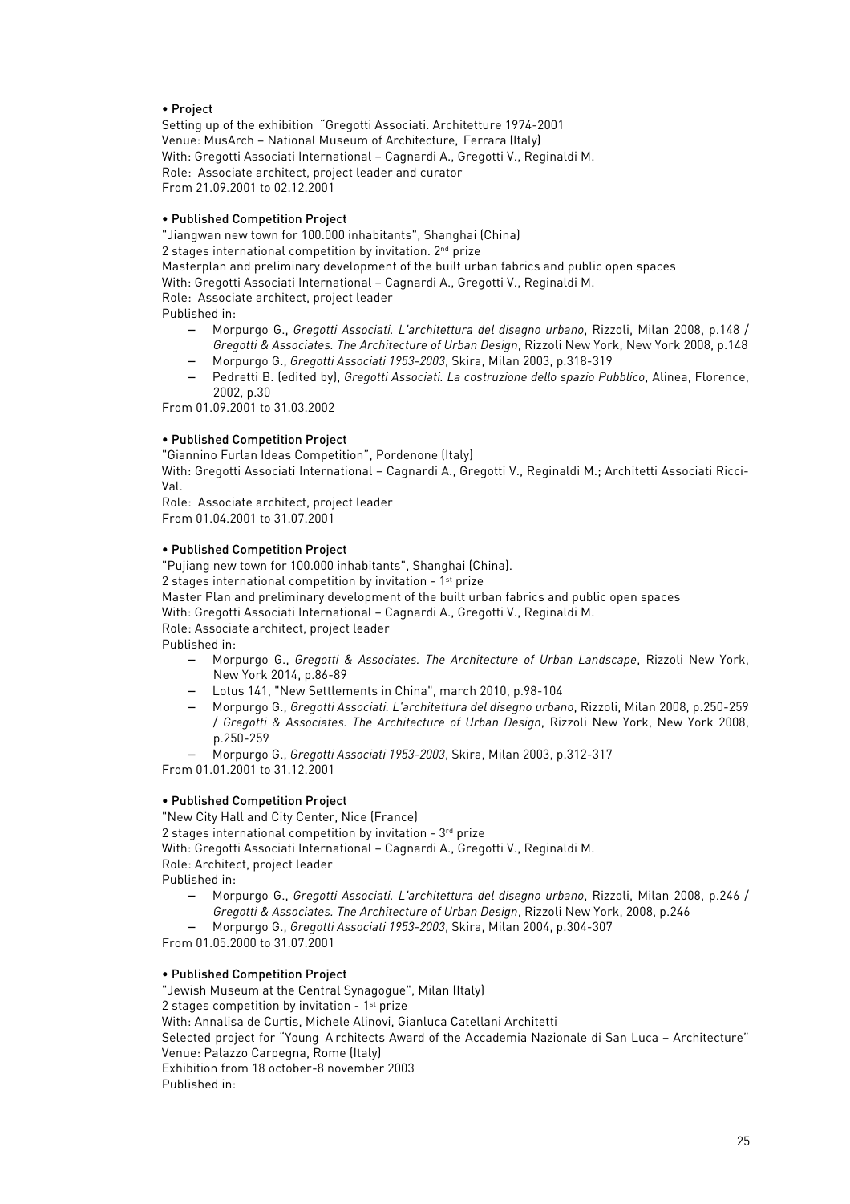• **Project**

Setting up of the exhibition "Gregotti Associati. Architetture 1974-2001
Venue: MusArch – National Museum of Architecture, Ferrara (Italy)
With: Gregotti Associati International – Cagnardi A., Gregotti V., Reginaldi M.
Role: Associate architect, project leader and curator
From 21.09.2001 to 02.12.2001

• **Published Competition Project**

"Jiangwan new town for 100.000 inhabitants", Shanghai (China)
2 stages international competition by invitation. 2nd prize
Masterplan and preliminary development of the built urban fabrics and public open spaces
With: Gregotti Associati International – Cagnardi A., Gregotti V., Reginaldi M.
Role: Associate architect, project leader
Published in:

- Morpurgo G., *Gregotti Associati. L'architettura del disegno urbano*, Rizzoli, Milan 2008, p.148 / *Gregotti & Associates. The Architecture of Urban Design*, Rizzoli New York, New York 2008, p.148
- Morpurgo G., *Gregotti Associati 1953-2003*, Skira, Milan 2003, p.318-319
- Pedretti B. (edited by), *Gregotti Associati. La costruzione dello spazio Pubblico*, Alinea, Florence, 2002, p.30

From 01.09.2001 to 31.03.2002

• **Published Competition Project**

"Giannino Furlan Ideas Competition", Pordenone (Italy)
With: Gregotti Associati International – Cagnardi A., Gregotti V., Reginaldi M.; Architetti Associati Ricci-Val.
Role: Associate architect, project leader
From 01.04.2001 to 31.07.2001

• **Published Competition Project**

"Pujiang new town for 100.000 inhabitants", Shanghai (China).
2 stages international competition by invitation - 1st prize
Master Plan and preliminary development of the built urban fabrics and public open spaces
With: Gregotti Associati International – Cagnardi A., Gregotti V., Reginaldi M.
Role: Associate architect, project leader
Published in:

- Morpurgo G., *Gregotti & Associates. The Architecture of Urban Landscape*, Rizzoli New York, New York 2014, p.86-89
- Lotus 141, "New Settlements in China", march 2010, p.98-104
- Morpurgo G., *Gregotti Associati. L'architettura del disegno urbano*, Rizzoli, Milan 2008, p.250-259 / *Gregotti & Associates. The Architecture of Urban Design*, Rizzoli New York, New York 2008, p.250-259
- Morpurgo G., *Gregotti Associati 1953-2003*, Skira, Milan 2003, p.312-317

From 01.01.2001 to 31.12.2001

• **Published Competition Project**

"New City Hall and City Center, Nice (France)
2 stages international competition by invitation - 3rd prize
With: Gregotti Associati International – Cagnardi A., Gregotti V., Reginaldi M.
Role: Architect, project leader
Published in:

- Morpurgo G., *Gregotti Associati. L'architettura del disegno urbano*, Rizzoli, Milan 2008, p.246 / *Gregotti & Associates. The Architecture of Urban Design*, Rizzoli New York, 2008, p.246
- Morpurgo G., *Gregotti Associati 1953-2003*, Skira, Milan 2004, p.304-307

From 01.05.2000 to 31.07.2001

• **Published Competition Project**

"Jewish Museum at the Central Synagogue", Milan (Italy)
2 stages competition by invitation - 1st prize
With: Annalisa de Curtis, Michele Alinovi, Gianluca Catellani Architetti
Selected project for "Young A rchitects Award of the Accademia Nazionale di San Luca – Architecture"
Venue: Palazzo Carpegna, Rome (Italy)
Exhibition from 18 october-8 november 2003
Published in: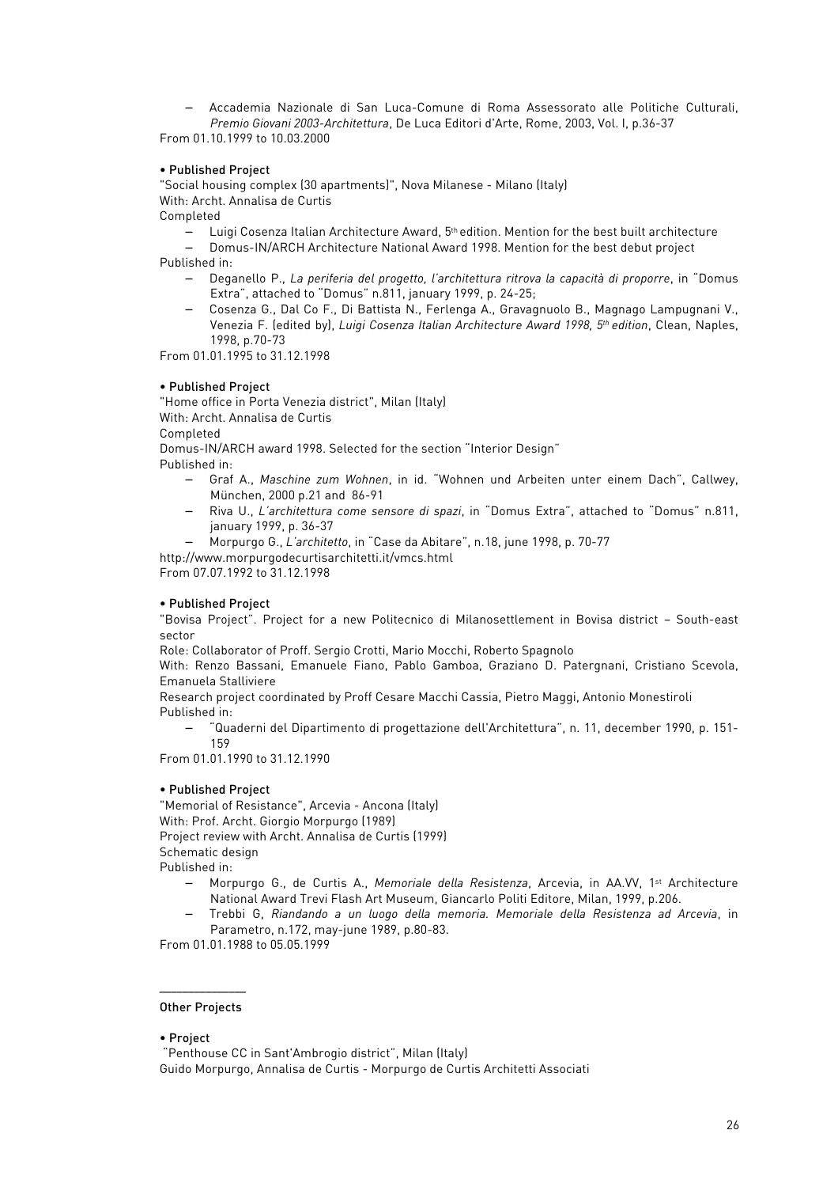- Accademia Nazionale di San Luca-Comune di Roma Assessorato alle Politiche Culturali, *Premio Giovani 2003-Architettura*, De Luca Editori d'Arte, Rome, 2003, Vol. I, p.36-37

From 01.10.1999 to 10.03.2000

• **Published Project**

"Social housing complex (30 apartments)", Nova Milanese - Milano (Italy)
With: Archt. Annalisa de Curtis
Completed

- Luigi Cosenza Italian Architecture Award, 5th edition. Mention for the best built architecture
- Domus-IN/ARCH Architecture National Award 1998. Mention for the best debut project

Published in:

- Deganello P., *La periferia del progetto, l'architettura ritrova la capacità di proporre*, in "Domus Extra", attached to "Domus" n.811, january 1999, p. 24-25;
- Cosenza G., Dal Co F., Di Battista N., Ferlenga A., Gravagnuolo B., Magnago Lampugnani V., Venezia F. (edited by), *Luigi Cosenza Italian Architecture Award 1998, 5th edition*, Clean, Naples, 1998, p.70-73

From 01.01.1995 to 31.12.1998

• **Published Project**

"Home office in Porta Venezia district", Milan (Italy)
With: Archt. Annalisa de Curtis
Completed
Domus-IN/ARCH award 1998. Selected for the section "Interior Design"
Published in:

- Graf A., *Maschine zum Wohnen*, in id. "Wohnen und Arbeiten unter einem Dach", Callwey, München, 2000 p.21 and 86-91
- Riva U., *L'architettura come sensore di spazi*, in "Domus Extra", attached to "Domus" n.811, january 1999, p. 36-37
- Morpurgo G., *L'architetto*, in "Case da Abitare", n.18, june 1998, p. 70-77

http://www.morpurgodecurtisarchitetti.it/vmcs.html
From 07.07.1992 to 31.12.1998

• **Published Project**

"Bovisa Project". Project for a new Politecnico di Milanosettlement in Bovisa district – South-east sector
Role: Collaborator of Proff. Sergio Crotti, Mario Mocchi, Roberto Spagnolo
With: Renzo Bassani, Emanuele Fiano, Pablo Gamboa, Graziano D. Patergnani, Cristiano Scevola, Emanuela Stalliviere
Research project coordinated by Proff Cesare Macchi Cassia, Pietro Maggi, Antonio Monestiroli
Published in:

- "Quaderni del Dipartimento di progettazione dell'Architettura", n. 11, december 1990, p. 151-159

From 01.01.1990 to 31.12.1990

• **Published Project**

"Memorial of Resistance", Arcevia - Ancona (Italy)
With: Prof. Archt. Giorgio Morpurgo (1989)
Project review with Archt. Annalisa de Curtis (1999)
Schematic design
Published in:

- Morpurgo G., de Curtis A., *Memoriale della Resistenza*, Arcevia, in AA.VV, 1st Architecture National Award Trevi Flash Art Museum, Giancarlo Politi Editore, Milan, 1999, p.206.
- Trebbi G, *Riandando a un luogo della memoria. Memoriale della Resistenza ad Arcevia*, in Parametro, n.172, may-june 1989, p.80-83.

From 01.01.1988 to 05.05.1999

______________

**Other Projects**

• **Project**

"Penthouse CC in Sant'Ambrogio district", Milan (Italy)
Guido Morpurgo, Annalisa de Curtis - Morpurgo de Curtis Architetti Associati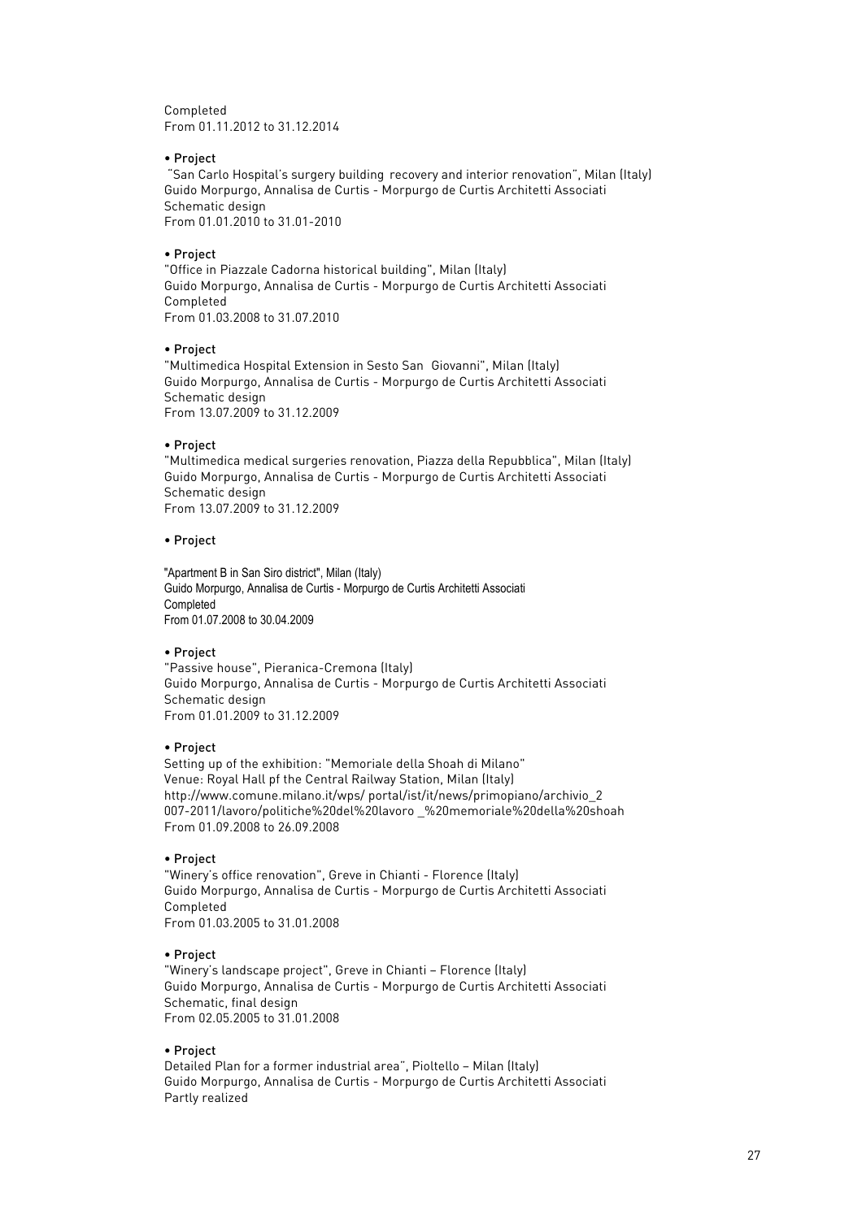Completed
From 01.11.2012 to 31.12.2014

• Project
"San Carlo Hospital's surgery building recovery and interior renovation", Milan (Italy)
Guido Morpurgo, Annalisa de Curtis - Morpurgo de Curtis Architetti Associati
Schematic design
From 01.01.2010 to 31.01-2010

• Project
"Office in Piazzale Cadorna historical building", Milan (Italy)
Guido Morpurgo, Annalisa de Curtis - Morpurgo de Curtis Architetti Associati
Completed
From 01.03.2008 to 31.07.2010

• Project
"Multimedica Hospital Extension in Sesto San Giovanni", Milan (Italy)
Guido Morpurgo, Annalisa de Curtis - Morpurgo de Curtis Architetti Associati
Schematic design
From 13.07.2009 to 31.12.2009

• Project
"Multimedica medical surgeries renovation, Piazza della Repubblica", Milan (Italy)
Guido Morpurgo, Annalisa de Curtis - Morpurgo de Curtis Architetti Associati
Schematic design
From 13.07.2009 to 31.12.2009

• Project

"Apartment B in San Siro district", Milan (Italy)
Guido Morpurgo, Annalisa de Curtis - Morpurgo de Curtis Architetti Associati
Completed
From 01.07.2008 to 30.04.2009

• Project
"Passive house", Pieranica-Cremona (Italy)
Guido Morpurgo, Annalisa de Curtis - Morpurgo de Curtis Architetti Associati
Schematic design
From 01.01.2009 to 31.12.2009

• Project
Setting up of the exhibition: "Memoriale della Shoah di Milano"
Venue: Royal Hall pf the Central Railway Station, Milan (Italy)
http://www.comune.milano.it/wps/ portal/ist/it/news/primopiano/archivio_2
007-2011/lavoro/politiche%20del%20lavoro _%20memoriale%20della%20shoah
From 01.09.2008 to 26.09.2008

• Project
"Winery's office renovation", Greve in Chianti - Florence (Italy)
Guido Morpurgo, Annalisa de Curtis - Morpurgo de Curtis Architetti Associati
Completed
From 01.03.2005 to 31.01.2008

• Project
"Winery's landscape project", Greve in Chianti – Florence (Italy)
Guido Morpurgo, Annalisa de Curtis - Morpurgo de Curtis Architetti Associati
Schematic, final design
From 02.05.2005 to 31.01.2008

• Project
Detailed Plan for a former industrial area", Pioltello – Milan (Italy)
Guido Morpurgo, Annalisa de Curtis - Morpurgo de Curtis Architetti Associati
Partly realized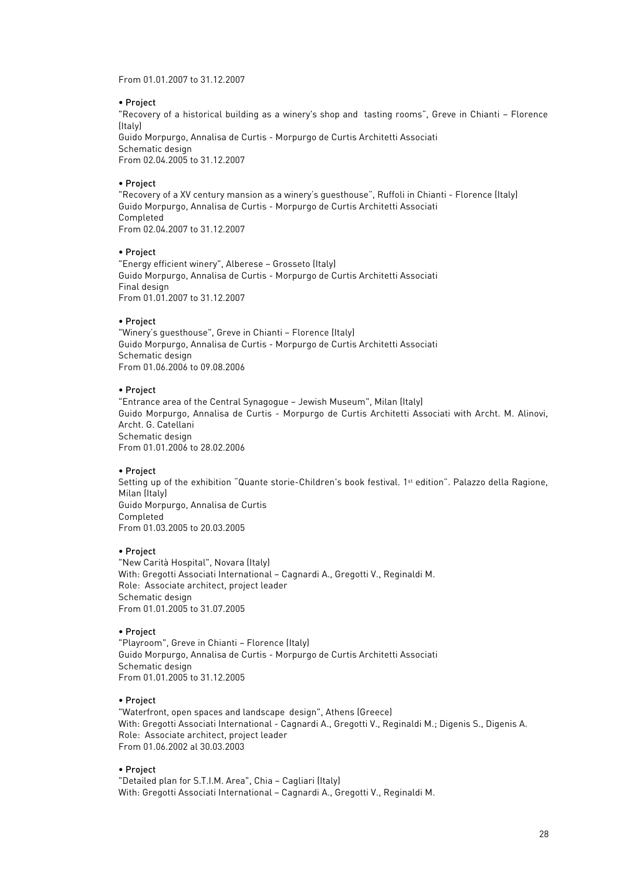From 01.01.2007 to 31.12.2007

• Project
"Recovery of a historical building as a winery's shop and tasting rooms", Greve in Chianti – Florence (Italy)
Guido Morpurgo, Annalisa de Curtis - Morpurgo de Curtis Architetti Associati
Schematic design
From 02.04.2005 to 31.12.2007

• Project
"Recovery of a XV century mansion as a winery's guesthouse", Ruffoli in Chianti - Florence (Italy)
Guido Morpurgo, Annalisa de Curtis - Morpurgo de Curtis Architetti Associati
Completed
From 02.04.2007 to 31.12.2007

• Project
"Energy efficient winery", Alberese – Grosseto (Italy)
Guido Morpurgo, Annalisa de Curtis - Morpurgo de Curtis Architetti Associati
Final design
From 01.01.2007 to 31.12.2007

• Project
"Winery's guesthouse", Greve in Chianti – Florence (Italy)
Guido Morpurgo, Annalisa de Curtis - Morpurgo de Curtis Architetti Associati
Schematic design
From 01.06.2006 to 09.08.2006

• Project
"Entrance area of the Central Synagogue – Jewish Museum", Milan (Italy)
Guido Morpurgo, Annalisa de Curtis - Morpurgo de Curtis Architetti Associati with Archt. M. Alinovi, Archt. G. Catellani
Schematic design
From 01.01.2006 to 28.02.2006

• Project
Setting up of the exhibition "Quante storie-Children's book festival. 1st edition". Palazzo della Ragione, Milan (Italy)
Guido Morpurgo, Annalisa de Curtis
Completed
From 01.03.2005 to 20.03.2005

• Project
"New Carità Hospital", Novara (Italy)
With: Gregotti Associati International – Cagnardi A., Gregotti V., Reginaldi M.
Role: Associate architect, project leader
Schematic design
From 01.01.2005 to 31.07.2005

• Project
"Playroom", Greve in Chianti – Florence (Italy)
Guido Morpurgo, Annalisa de Curtis - Morpurgo de Curtis Architetti Associati
Schematic design
From 01.01.2005 to 31.12.2005

• Project
"Waterfront, open spaces and landscape design", Athens (Greece)
With: Gregotti Associati International - Cagnardi A., Gregotti V., Reginaldi M.; Digenis S., Digenis A.
Role: Associate architect, project leader
From 01.06.2002 al 30.03.2003

• Project
"Detailed plan for S.T.I.M. Area", Chia – Cagliari (Italy)
With: Gregotti Associati International – Cagnardi A., Gregotti V., Reginaldi M.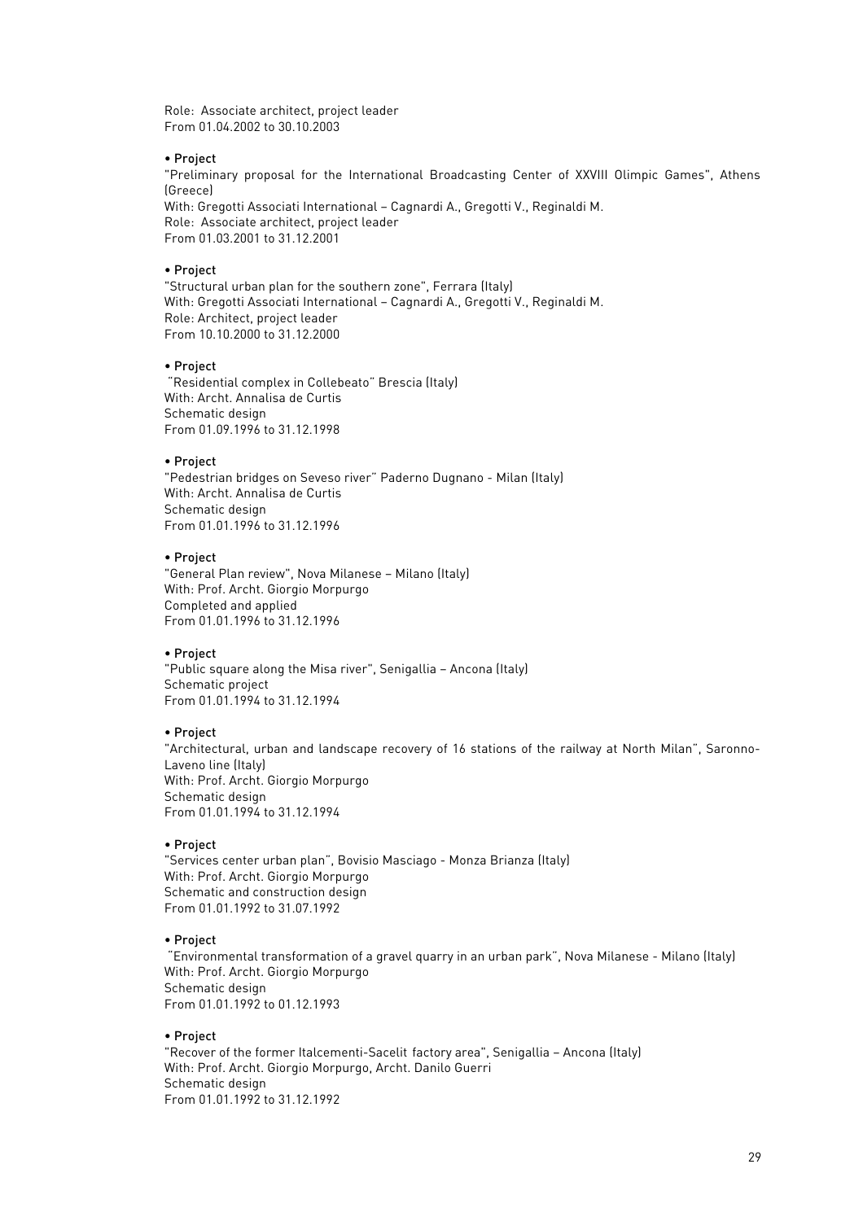Role: Associate architect, project leader
From 01.04.2002 to 30.10.2003

• Project
"Preliminary proposal for the International Broadcasting Center of XXVIII Olimpic Games", Athens (Greece)
With: Gregotti Associati International – Cagnardi A., Gregotti V., Reginaldi M.
Role: Associate architect, project leader
From 01.03.2001 to 31.12.2001

• Project
"Structural urban plan for the southern zone", Ferrara (Italy)
With: Gregotti Associati International – Cagnardi A., Gregotti V., Reginaldi M.
Role: Architect, project leader
From 10.10.2000 to 31.12.2000

• Project
"Residential complex in Collebeato" Brescia (Italy)
With: Archt. Annalisa de Curtis
Schematic design
From 01.09.1996 to 31.12.1998

• Project
"Pedestrian bridges on Seveso river" Paderno Dugnano - Milan (Italy)
With: Archt. Annalisa de Curtis
Schematic design
From 01.01.1996 to 31.12.1996

• Project
"General Plan review", Nova Milanese – Milano (Italy)
With: Prof. Archt. Giorgio Morpurgo
Completed and applied
From 01.01.1996 to 31.12.1996

• Project
"Public square along the Misa river", Senigallia – Ancona (Italy)
Schematic project
From 01.01.1994 to 31.12.1994

• Project
"Architectural, urban and landscape recovery of 16 stations of the railway at North Milan", Saronno-Laveno line (Italy)
With: Prof. Archt. Giorgio Morpurgo
Schematic design
From 01.01.1994 to 31.12.1994

• Project
"Services center urban plan", Bovisio Masciago - Monza Brianza (Italy)
With: Prof. Archt. Giorgio Morpurgo
Schematic and construction design
From 01.01.1992 to 31.07.1992

• Project
"Environmental transformation of a gravel quarry in an urban park", Nova Milanese - Milano (Italy)
With: Prof. Archt. Giorgio Morpurgo
Schematic design
From 01.01.1992 to 01.12.1993

• Project
"Recover of the former Italcementi-Sacelit factory area", Senigallia – Ancona (Italy)
With: Prof. Archt. Giorgio Morpurgo, Archt. Danilo Guerri
Schematic design
From 01.01.1992 to 31.12.1992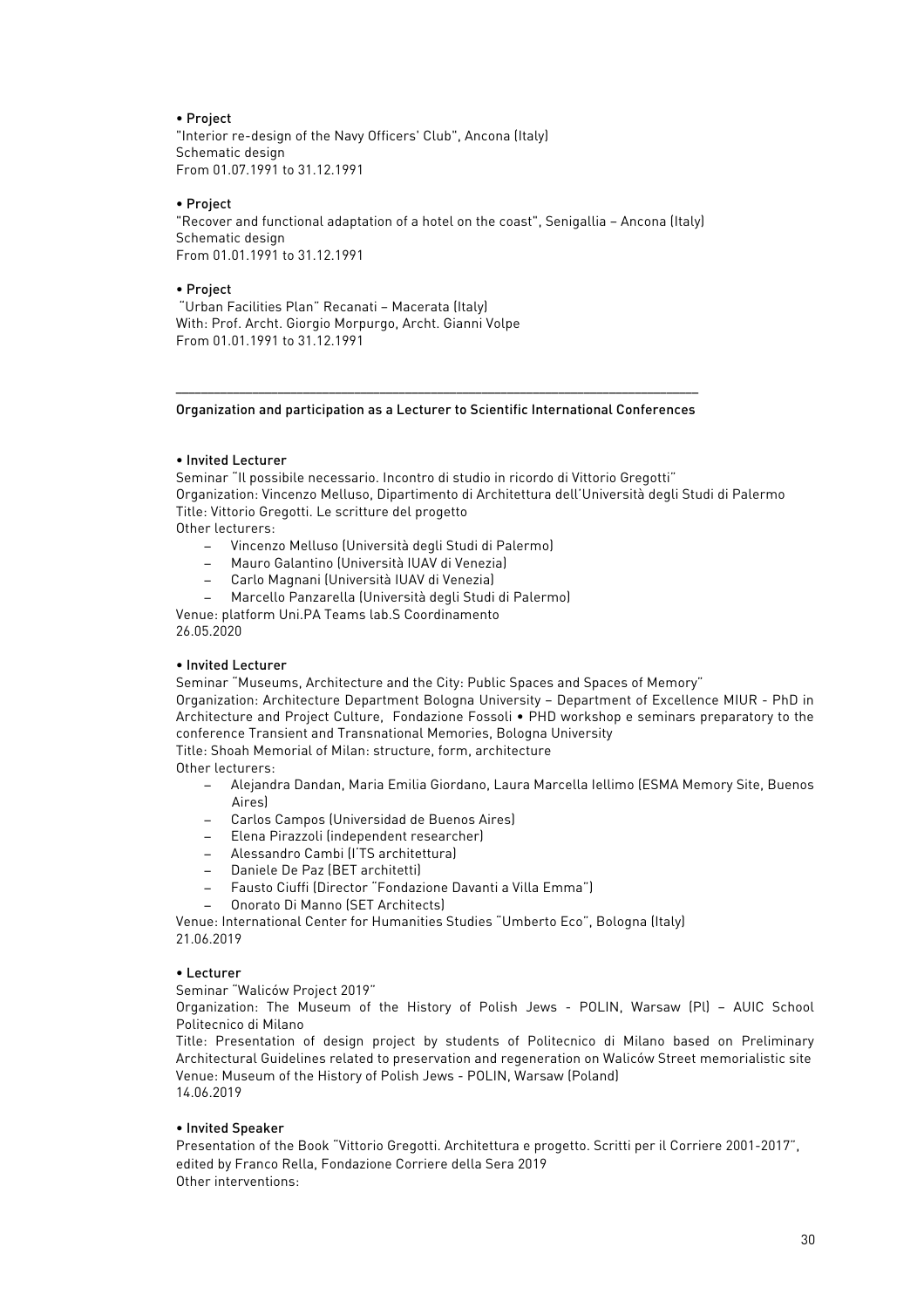• **Project**
"Interior re-design of the Navy Officers' Club", Ancona (Italy)
Schematic design
From 01.07.1991 to 31.12.1991

• **Project**
"Recover and functional adaptation of a hotel on the coast", Senigallia – Ancona (Italy)
Schematic design
From 01.01.1991 to 31.12.1991

• **Project**
"Urban Facilities Plan" Recanati – Macerata (Italy)
With: Prof. Archt. Giorgio Morpurgo, Archt. Gianni Volpe
From 01.01.1991 to 31.12.1991

---

**Organization and participation as a Lecturer to Scientific International Conferences**

• **Invited Lecturer**
Seminar "Il possibile necessario. Incontro di studio in ricordo di Vittorio Gregotti"
Organization: Vincenzo Melluso, Dipartimento di Architettura dell'Università degli Studi di Palermo
Title: Vittorio Gregotti. Le scritture del progetto
Other lecturers:

- Vincenzo Melluso (Università degli Studi di Palermo)
- Mauro Galantino (Università IUAV di Venezia)
- Carlo Magnani (Università IUAV di Venezia)
- Marcello Panzarella (Università degli Studi di Palermo)

Venue: platform Uni.PA Teams lab.S Coordinamento
26.05.2020

• **Invited Lecturer**
Seminar "Museums, Architecture and the City: Public Spaces and Spaces of Memory"
Organization: Architecture Department Bologna University – Department of Excellence MIUR - PhD in Architecture and Project Culture, Fondazione Fossoli • PHD workshop e seminars preparatory to the conference Transient and Transnational Memories, Bologna University
Title: Shoah Memorial of Milan: structure, form, architecture
Other lecturers:

- Alejandra Dandan, Maria Emilia Giordano, Laura Marcella Iellimo (ESMA Memory Site, Buenos Aires)
- Carlos Campos (Universidad de Buenos Aires)
- Elena Pirazzoli (independent researcher)
- Alessandro Cambi (I'TS architettura)
- Daniele De Paz (BET architetti)
- Fausto Ciuffi (Director "Fondazione Davanti a Villa Emma")
- Onorato Di Manno (SET Architects)

Venue: International Center for Humanities Studies "Umberto Eco", Bologna (Italy)
21.06.2019

• **Lecturer**
Seminar "Waliców Project 2019"
Organization: The Museum of the History of Polish Jews - POLIN, Warsaw (Pl) – AUIC School Politecnico di Milano
Title: Presentation of design project by students of Politecnico di Milano based on Preliminary Architectural Guidelines related to preservation and regeneration on Waliców Street memorialistic site
Venue: Museum of the History of Polish Jews - POLIN, Warsaw (Poland)
14.06.2019

• **Invited Speaker**
Presentation of the Book "Vittorio Gregotti. Architettura e progetto. Scritti per il Corriere 2001-2017", edited by Franco Rella, Fondazione Corriere della Sera 2019
Other interventions: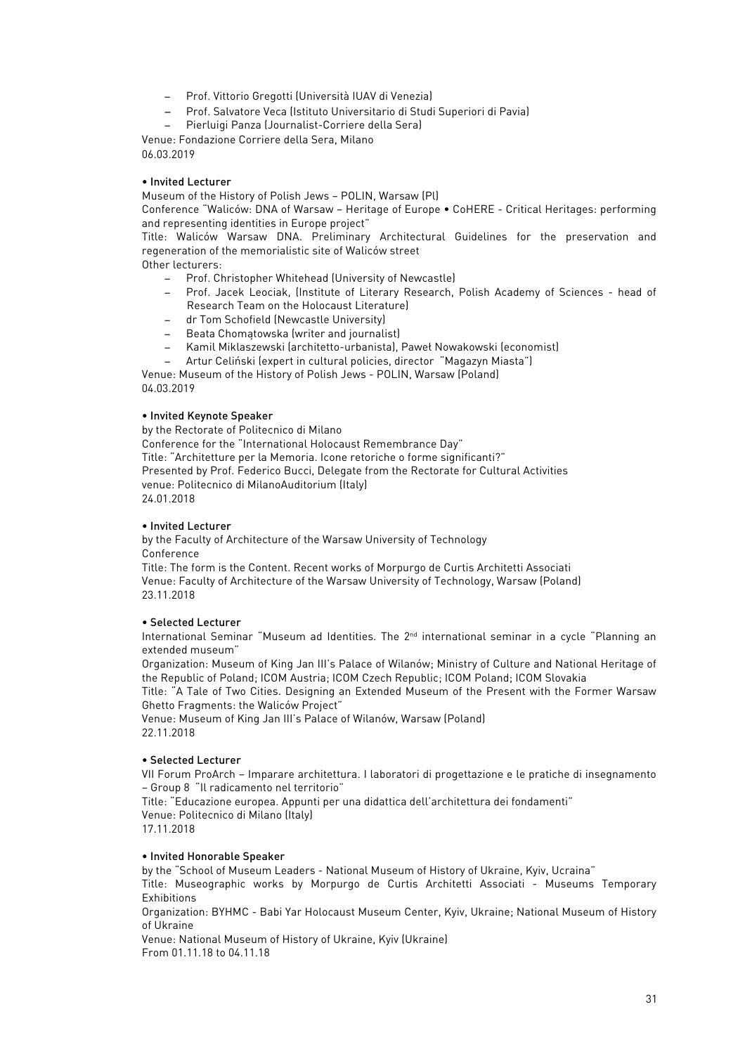- Prof. Vittorio Gregotti (Università IUAV di Venezia)
- Prof. Salvatore Veca (Istituto Universitario di Studi Superiori di Pavia)
- Pierluigi Panza (Journalist-Corriere della Sera)

Venue: Fondazione Corriere della Sera, Milano
06.03.2019

• Invited Lecturer
Museum of the History of Polish Jews – POLIN, Warsaw (Pl)
Conference "Waliców: DNA of Warsaw – Heritage of Europe • CoHERE - Critical Heritages: performing and representing identities in Europe project"
Title: Waliców Warsaw DNA. Preliminary Architectural Guidelines for the preservation and regeneration of the memorialistic site of Waliców street
Other lecturers:

- Prof. Christopher Whitehead (University of Newcastle)
- Prof. Jacek Leociak, (Institute of Literary Research, Polish Academy of Sciences - head of Research Team on the Holocaust Literature)
- dr Tom Schofield (Newcastle University)
- Beata Chomątowska (writer and journalist)
- Kamil Miklaszewski (architetto-urbanista), Paweł Nowakowski (economist)
- Artur Celiński (expert in cultural policies, director "Magazyn Miasta")

Venue: Museum of the History of Polish Jews - POLIN, Warsaw (Poland)
04.03.2019

• Invited Keynote Speaker
by the Rectorate of Politecnico di Milano
Conference for the "International Holocaust Remembrance Day"
Title: "Architetture per la Memoria. Icone retoriche o forme significanti?"
Presented by Prof. Federico Bucci, Delegate from the Rectorate for Cultural Activities
venue: Politecnico di MilanoAuditorium (Italy)
24.01.2018

• Invited Lecturer
by the Faculty of Architecture of the Warsaw University of Technology
Conference
Title: The form is the Content. Recent works of Morpurgo de Curtis Architetti Associati
Venue: Faculty of Architecture of the Warsaw University of Technology, Warsaw (Poland)
23.11.2018

• Selected Lecturer
International Seminar "Museum ad Identities. The 2nd international seminar in a cycle "Planning an extended museum"
Organization: Museum of King Jan III's Palace of Wilanów; Ministry of Culture and National Heritage of the Republic of Poland; ICOM Austria; ICOM Czech Republic; ICOM Poland; ICOM Slovakia
Title: "A Tale of Two Cities. Designing an Extended Museum of the Present with the Former Warsaw Ghetto Fragments: the Waliców Project"
Venue: Museum of King Jan III's Palace of Wilanów, Warsaw (Poland)
22.11.2018

• Selected Lecturer
VII Forum ProArch – Imparare architettura. I laboratori di progettazione e le pratiche di insegnamento – Group 8 "Il radicamento nel territorio"
Title: "Educazione europea. Appunti per una didattica dell'architettura dei fondamenti"
Venue: Politecnico di Milano (Italy)
17.11.2018

• Invited Honorable Speaker
by the "School of Museum Leaders - National Museum of History of Ukraine, Kyiv, Ucraina"
Title: Museographic works by Morpurgo de Curtis Architetti Associati - Museums Temporary Exhibitions
Organization: BYHMC - Babi Yar Holocaust Museum Center, Kyiv, Ukraine; National Museum of History of Ukraine
Venue: National Museum of History of Ukraine, Kyiv (Ukraine)
From 01.11.18 to 04.11.18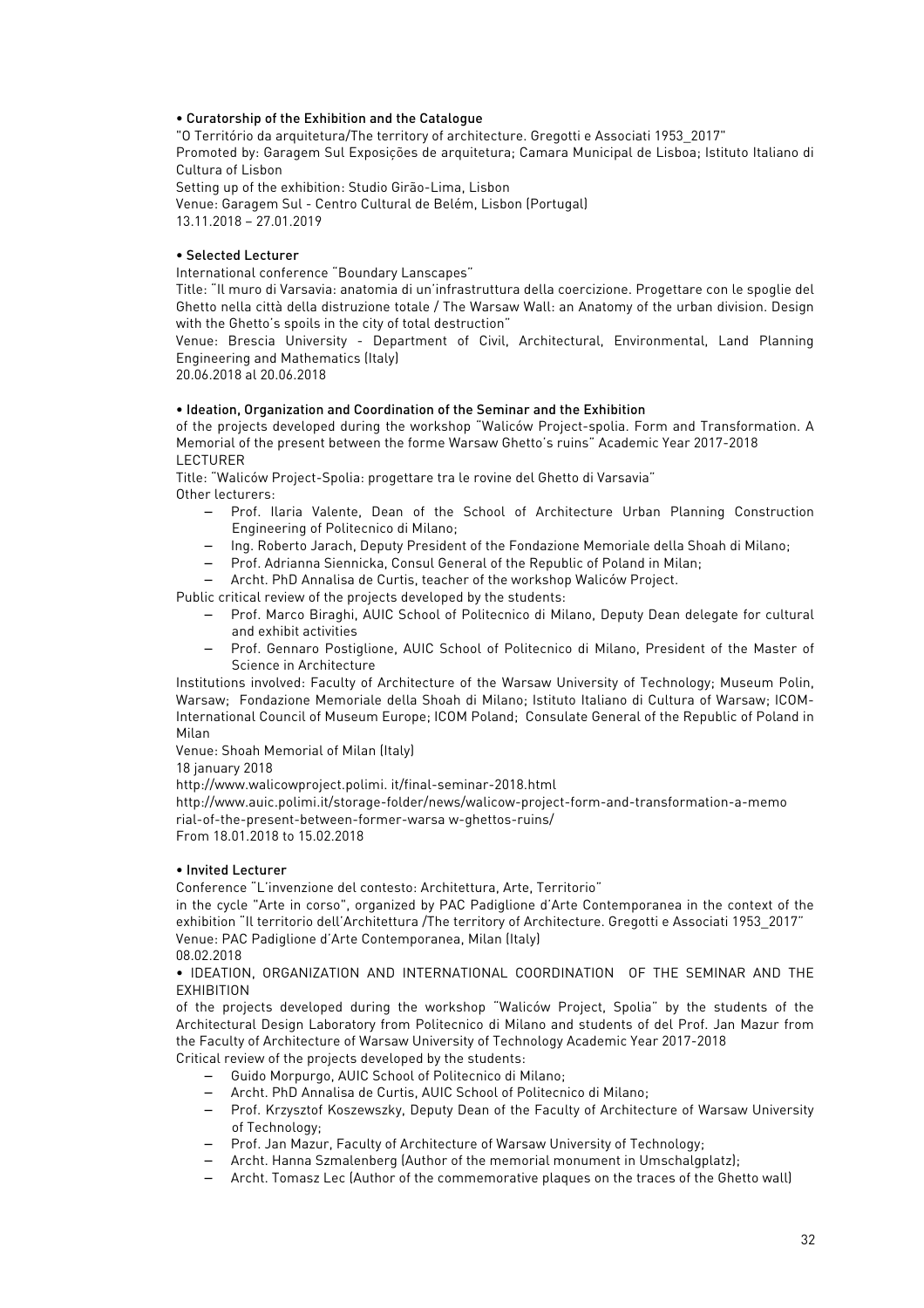**• Curatorship of the Exhibition and the Catalogue**

"O Território da arquitetura/The territory of architecture. Gregotti e Associati 1953_2017"
Promoted by: Garagem Sul Exposições de arquitetura; Camara Municipal de Lisboa; Istituto Italiano di Cultura of Lisbon
Setting up of the exhibition: Studio Girão-Lima, Lisbon
Venue: Garagem Sul - Centro Cultural de Belém, Lisbon (Portugal)
13.11.2018 – 27.01.2019

**• Selected Lecturer**

International conference "Boundary Lanscapes"
Title: "Il muro di Varsavia: anatomia di un'infrastruttura della coercizione. Progettare con le spoglie del Ghetto nella città della distruzione totale / The Warsaw Wall: an Anatomy of the urban division. Design with the Ghetto's spoils in the city of total destruction"
Venue: Brescia University - Department of Civil, Architectural, Environmental, Land Planning Engineering and Mathematics (Italy)
20.06.2018 al 20.06.2018

**• Ideation, Organization and Coordination of the Seminar and the Exhibition**

of the projects developed during the workshop "Waliców Project-spolia. Form and Transformation. A Memorial of the present between the forme Warsaw Ghetto's ruins" Academic Year 2017-2018
LECTURER
Title: "Waliców Project-Spolia: progettare tra le rovine del Ghetto di Varsavia"
Other lecturers:

- Prof. Ilaria Valente, Dean of the School of Architecture Urban Planning Construction Engineering of Politecnico di Milano;
- Ing. Roberto Jarach, Deputy President of the Fondazione Memoriale della Shoah di Milano;
- Prof. Adrianna Siennicka, Consul General of the Republic of Poland in Milan;
- Archt. PhD Annalisa de Curtis, teacher of the workshop Waliców Project.

Public critical review of the projects developed by the students:

- Prof. Marco Biraghi, AUIC School of Politecnico di Milano, Deputy Dean delegate for cultural and exhibit activities
- Prof. Gennaro Postiglione, AUIC School of Politecnico di Milano, President of the Master of Science in Architecture

Institutions involved: Faculty of Architecture of the Warsaw University of Technology; Museum Polin, Warsaw; Fondazione Memoriale della Shoah di Milano; Istituto Italiano di Cultura of Warsaw; ICOM-International Council of Museum Europe; ICOM Poland; Consulate General of the Republic of Poland in Milan
Venue: Shoah Memorial of Milan (Italy)
18 january 2018
http://www.walicowproject.polimi. it/final-seminar-2018.html
http://www.auic.polimi.it/storage-folder/news/walicow-project-form-and-transformation-a-memo rial-of-the-present-between-former-warsa w-ghettos-ruins/
From 18.01.2018 to 15.02.2018

**• Invited Lecturer**

Conference "L'invenzione del contesto: Architettura, Arte, Territorio"
in the cycle "Arte in corso", organized by PAC Padiglione d'Arte Contemporanea in the context of the exhibition "Il territorio dell'Architettura /The territory of Architecture. Gregotti e Associati 1953_2017"
Venue: PAC Padiglione d'Arte Contemporanea, Milan (Italy)
08.02.2018

• IDEATION, ORGANIZATION AND INTERNATIONAL COORDINATION OF THE SEMINAR AND THE EXHIBITION

of the projects developed during the workshop "Waliców Project, Spolia" by the students of the Architectural Design Laboratory from Politecnico di Milano and students of del Prof. Jan Mazur from the Faculty of Architecture of Warsaw University of Technology Academic Year 2017-2018
Critical review of the projects developed by the students:

- Guido Morpurgo, AUIC School of Politecnico di Milano;
- Archt. PhD Annalisa de Curtis, AUIC School of Politecnico di Milano;
- Prof. Krzysztof Koszewszky, Deputy Dean of the Faculty of Architecture of Warsaw University of Technology;
- Prof. Jan Mazur, Faculty of Architecture of Warsaw University of Technology;
- Archt. Hanna Szmalenberg (Author of the memorial monument in Umschalgplatz);
- Archt. Tomasz Lec (Author of the commemorative plaques on the traces of the Ghetto wall)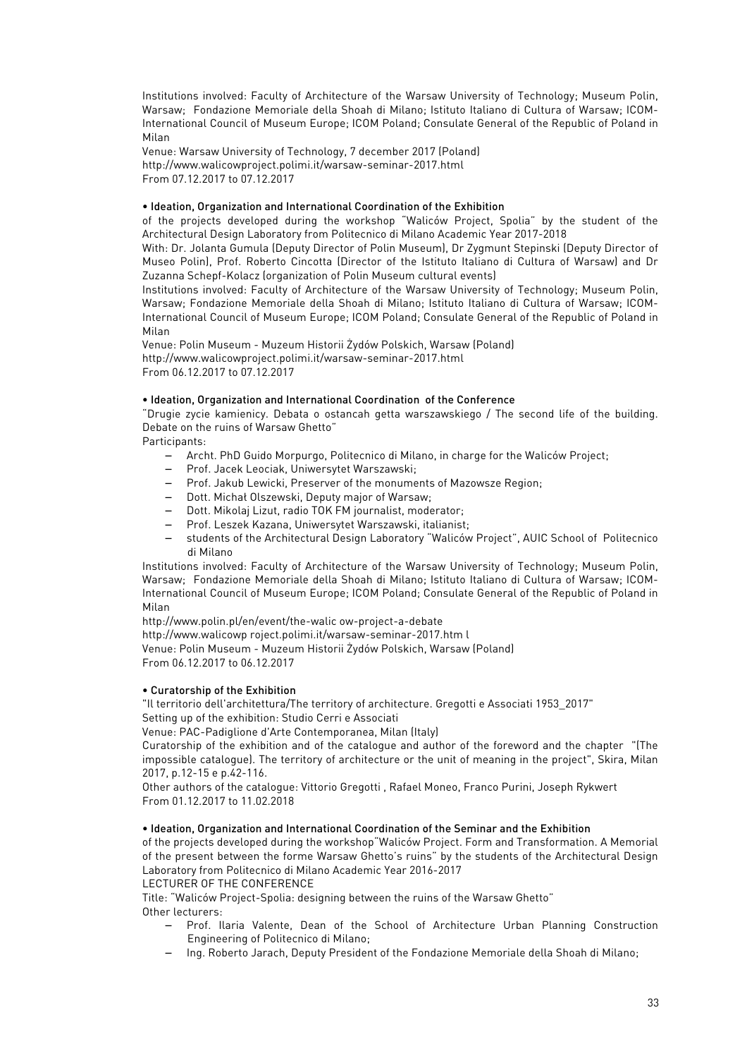Institutions involved: Faculty of Architecture of the Warsaw University of Technology; Museum Polin, Warsaw; Fondazione Memoriale della Shoah di Milano; Istituto Italiano di Cultura of Warsaw; ICOM-International Council of Museum Europe; ICOM Poland; Consulate General of the Republic of Poland in Milan

Venue: Warsaw University of Technology, 7 december 2017 (Poland)

http://www.walicowproject.polimi.it/warsaw-seminar-2017.html

From 07.12.2017 to 07.12.2017

**• Ideation, Organization and International Coordination of the Exhibition**

of the projects developed during the workshop "Waliców Project, Spolia" by the student of the Architectural Design Laboratory from Politecnico di Milano Academic Year 2017-2018

With: Dr. Jolanta Gumula (Deputy Director of Polin Museum), Dr Zygmunt Stepinski (Deputy Director of Museo Polin), Prof. Roberto Cincotta (Director of the Istituto Italiano di Cultura of Warsaw) and Dr Zuzanna Schepf-Kolacz (organization of Polin Museum cultural events)

Institutions involved: Faculty of Architecture of the Warsaw University of Technology; Museum Polin, Warsaw; Fondazione Memoriale della Shoah di Milano; Istituto Italiano di Cultura of Warsaw; ICOM-International Council of Museum Europe; ICOM Poland; Consulate General of the Republic of Poland in Milan

Venue: Polin Museum - Muzeum Historii Żydów Polskich, Warsaw (Poland)

http://www.walicowproject.polimi.it/warsaw-seminar-2017.html

From 06.12.2017 to 07.12.2017

**• Ideation, Organization and International Coordination of the Conference**

"Drugie zycie kamienicy. Debata o ostancah getta warszawskiego / The second life of the building. Debate on the ruins of Warsaw Ghetto"

Participants:

- Archt. PhD Guido Morpurgo, Politecnico di Milano, in charge for the Waliców Project;
- Prof. Jacek Leociak, Uniwersytet Warszawski;
- Prof. Jakub Lewicki, Preserver of the monuments of Mazowsze Region;
- Dott. Michał Olszewski, Deputy major of Warsaw;
- Dott. Mikolaj Lizut, radio TOK FM journalist, moderator;
- Prof. Leszek Kazana, Uniwersytet Warszawski, italianist;
- students of the Architectural Design Laboratory "Waliców Project", AUIC School of Politecnico di Milano

Institutions involved: Faculty of Architecture of the Warsaw University of Technology; Museum Polin, Warsaw; Fondazione Memoriale della Shoah di Milano; Istituto Italiano di Cultura of Warsaw; ICOM-International Council of Museum Europe; ICOM Poland; Consulate General of the Republic of Poland in Milan

http://www.polin.pl/en/event/the-walic ow-project-a-debate

http://www.walicowp roject.polimi.it/warsaw-seminar-2017.htm l

Venue: Polin Museum - Muzeum Historii Żydów Polskich, Warsaw (Poland)

From 06.12.2017 to 06.12.2017

**• Curatorship of the Exhibition**

"Il territorio dell'architettura/The territory of architecture. Gregotti e Associati 1953_2017"

Setting up of the exhibition: Studio Cerri e Associati

Venue: PAC-Padiglione d'Arte Contemporanea, Milan (Italy)

Curatorship of the exhibition and of the catalogue and author of the foreword and the chapter "(The impossible catalogue). The territory of architecture or the unit of meaning in the project", Skira, Milan 2017, p.12-15 e p.42-116.

Other authors of the catalogue: Vittorio Gregotti , Rafael Moneo, Franco Purini, Joseph Rykwert

From 01.12.2017 to 11.02.2018

**• Ideation, Organization and International Coordination of the Seminar and the Exhibition**

of the projects developed during the workshop"Waliców Project. Form and Transformation. A Memorial of the present between the forme Warsaw Ghetto's ruins" by the students of the Architectural Design Laboratory from Politecnico di Milano Academic Year 2016-2017

LECTURER OF THE CONFERENCE

Title: "Waliców Project-Spolia: designing between the ruins of the Warsaw Ghetto"

Other lecturers:

- Prof. Ilaria Valente, Dean of the School of Architecture Urban Planning Construction Engineering of Politecnico di Milano;
- Ing. Roberto Jarach, Deputy President of the Fondazione Memoriale della Shoah di Milano;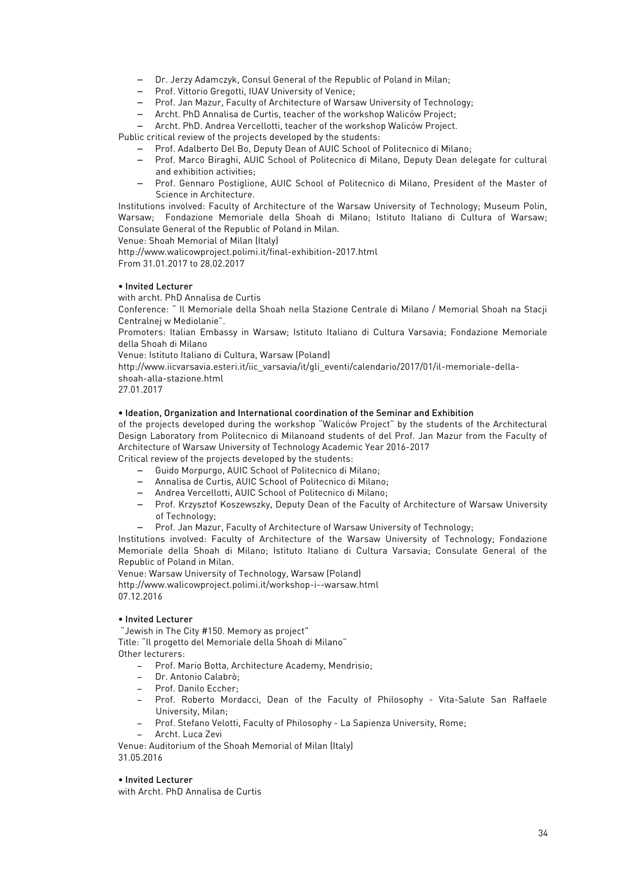- Dr. Jerzy Adamczyk, Consul General of the Republic of Poland in Milan;
- Prof. Vittorio Gregotti, IUAV University of Venice;
- Prof. Jan Mazur, Faculty of Architecture of Warsaw University of Technology;
- Archt. PhD Annalisa de Curtis, teacher of the workshop Waliców Project;
- Archt. PhD. Andrea Vercellotti, teacher of the workshop Waliców Project.

Public critical review of the projects developed by the students:

- Prof. Adalberto Del Bo, Deputy Dean of AUIC School of Politecnico di Milano;
- Prof. Marco Biraghi, AUIC School of Politecnico di Milano, Deputy Dean delegate for cultural and exhibition activities;
- Prof. Gennaro Postiglione, AUIC School of Politecnico di Milano, President of the Master of Science in Architecture.

Institutions involved: Faculty of Architecture of the Warsaw University of Technology; Museum Polin, Warsaw; Fondazione Memoriale della Shoah di Milano; Istituto Italiano di Cultura of Warsaw; Consulate General of the Republic of Poland in Milan.
Venue: Shoah Memorial of Milan (Italy)
http://www.walicowproject.polimi.it/final-exhibition-2017.html
From 31.01.2017 to 28.02.2017

**• Invited Lecturer**
with archt. PhD Annalisa de Curtis
Conference: " Il Memoriale della Shoah nella Stazione Centrale di Milano / Memorial Shoah na Stacji Centralnej w Mediolanie".
Promoters: Italian Embassy in Warsaw; Istituto Italiano di Cultura Varsavia; Fondazione Memoriale della Shoah di Milano
Venue: Istituto Italiano di Cultura, Warsaw (Poland)
http://www.iicvarsavia.esteri.it/iic_varsavia/it/gli_eventi/calendario/2017/01/il-memoriale-della-shoah-alla-stazione.html
27.01.2017

**• Ideation, Organization and International coordination of the Seminar and Exhibition**
of the projects developed during the workshop "Waliców Project" by the students of the Architectural Design Laboratory from Politecnico di Milanoand students of del Prof. Jan Mazur from the Faculty of Architecture of Warsaw University of Technology Academic Year 2016-2017
Critical review of the projects developed by the students:

- Guido Morpurgo, AUIC School of Politecnico di Milano;
- Annalisa de Curtis, AUIC School of Politecnico di Milano;
- Andrea Vercellotti, AUIC School of Politecnico di Milano;
- Prof. Krzysztof Koszewszky, Deputy Dean of the Faculty of Architecture of Warsaw University of Technology;
- Prof. Jan Mazur, Faculty of Architecture of Warsaw University of Technology;

Institutions involved: Faculty of Architecture of the Warsaw University of Technology; Fondazione Memoriale della Shoah di Milano; Istituto Italiano di Cultura Varsavia; Consulate General of the Republic of Poland in Milan.
Venue: Warsaw University of Technology, Warsaw (Poland)
http://www.walicowproject.polimi.it/workshop-i--warsaw.html
07.12.2016

**• Invited Lecturer**
"Jewish in The City #150. Memory as project"
Title: "Il progetto del Memoriale della Shoah di Milano"
Other lecturers:

- Prof. Mario Botta, Architecture Academy, Mendrisio;
- Dr. Antonio Calabrò;
- Prof. Danilo Eccher;
- Prof. Roberto Mordacci, Dean of the Faculty of Philosophy - Vita-Salute San Raffaele University, Milan;
- Prof. Stefano Velotti, Faculty of Philosophy - La Sapienza University, Rome;
- Archt. Luca Zevi

Venue: Auditorium of the Shoah Memorial of Milan (Italy)
31.05.2016

**• Invited Lecturer**
with Archt. PhD Annalisa de Curtis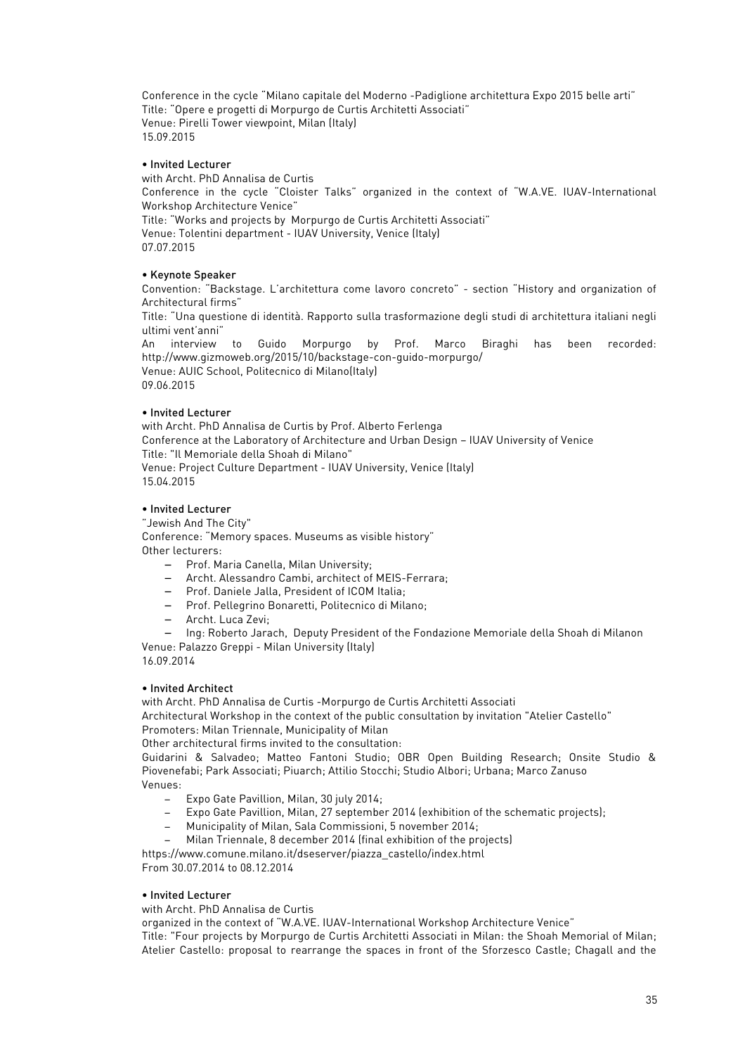Conference in the cycle "Milano capitale del Moderno -Padiglione architettura Expo 2015 belle arti"
Title: "Opere e progetti di Morpurgo de Curtis Architetti Associati"
Venue: Pirelli Tower viewpoint, Milan (Italy)
15.09.2015

• Invited Lecturer
with Archt. PhD Annalisa de Curtis
Conference in the cycle "Cloister Talks" organized in the context of "W.A.VE. IUAV-International Workshop Architecture Venice"
Title: "Works and projects by Morpurgo de Curtis Architetti Associati"
Venue: Tolentini department - IUAV University, Venice (Italy)
07.07.2015

• Keynote Speaker
Convention: "Backstage. L'architettura come lavoro concreto" - section "History and organization of Architectural firms"
Title: "Una questione di identità. Rapporto sulla trasformazione degli studi di architettura italiani negli ultimi vent'anni"
An interview to Guido Morpurgo by Prof. Marco Biraghi has been recorded: http://www.gizmoweb.org/2015/10/backstage-con-guido-morpurgo/
Venue: AUIC School, Politecnico di Milano(Italy)
09.06.2015

• Invited Lecturer
with Archt. PhD Annalisa de Curtis by Prof. Alberto Ferlenga
Conference at the Laboratory of Architecture and Urban Design – IUAV University of Venice
Title: "Il Memoriale della Shoah di Milano"
Venue: Project Culture Department - IUAV University, Venice (Italy)
15.04.2015

• Invited Lecturer
"Jewish And The City"
Conference: "Memory spaces. Museums as visible history"
Other lecturers:

- Prof. Maria Canella, Milan University;
- Archt. Alessandro Cambi, architect of MEIS-Ferrara;
- Prof. Daniele Jalla, President of ICOM Italia;
- Prof. Pellegrino Bonaretti, Politecnico di Milano;
- Archt. Luca Zevi;
- Ing: Roberto Jarach, Deputy President of the Fondazione Memoriale della Shoah di Milanon

Venue: Palazzo Greppi - Milan University (Italy)
16.09.2014

• Invited Architect
with Archt. PhD Annalisa de Curtis -Morpurgo de Curtis Architetti Associati
Architectural Workshop in the context of the public consultation by invitation "Atelier Castello"
Promoters: Milan Triennale, Municipality of Milan
Other architectural firms invited to the consultation:
Guidarini & Salvadeo; Matteo Fantoni Studio; OBR Open Building Research; Onsite Studio & Piovenefabi; Park Associati; Piuarch; Attilio Stocchi; Studio Albori; Urbana; Marco Zanuso
Venues:

- Expo Gate Pavillion, Milan, 30 july 2014;
- Expo Gate Pavillion, Milan, 27 september 2014 (exhibition of the schematic projects);
- Municipality of Milan, Sala Commissioni, 5 november 2014;
- Milan Triennale, 8 december 2014 (final exhibition of the projects)

https://www.comune.milano.it/dseserver/piazza_castello/index.html
From 30.07.2014 to 08.12.2014

• Invited Lecturer
with Archt. PhD Annalisa de Curtis
organized in the context of "W.A.VE. IUAV-International Workshop Architecture Venice"
Title: "Four projects by Morpurgo de Curtis Architetti Associati in Milan: the Shoah Memorial of Milan; Atelier Castello: proposal to rearrange the spaces in front of the Sforzesco Castle; Chagall and the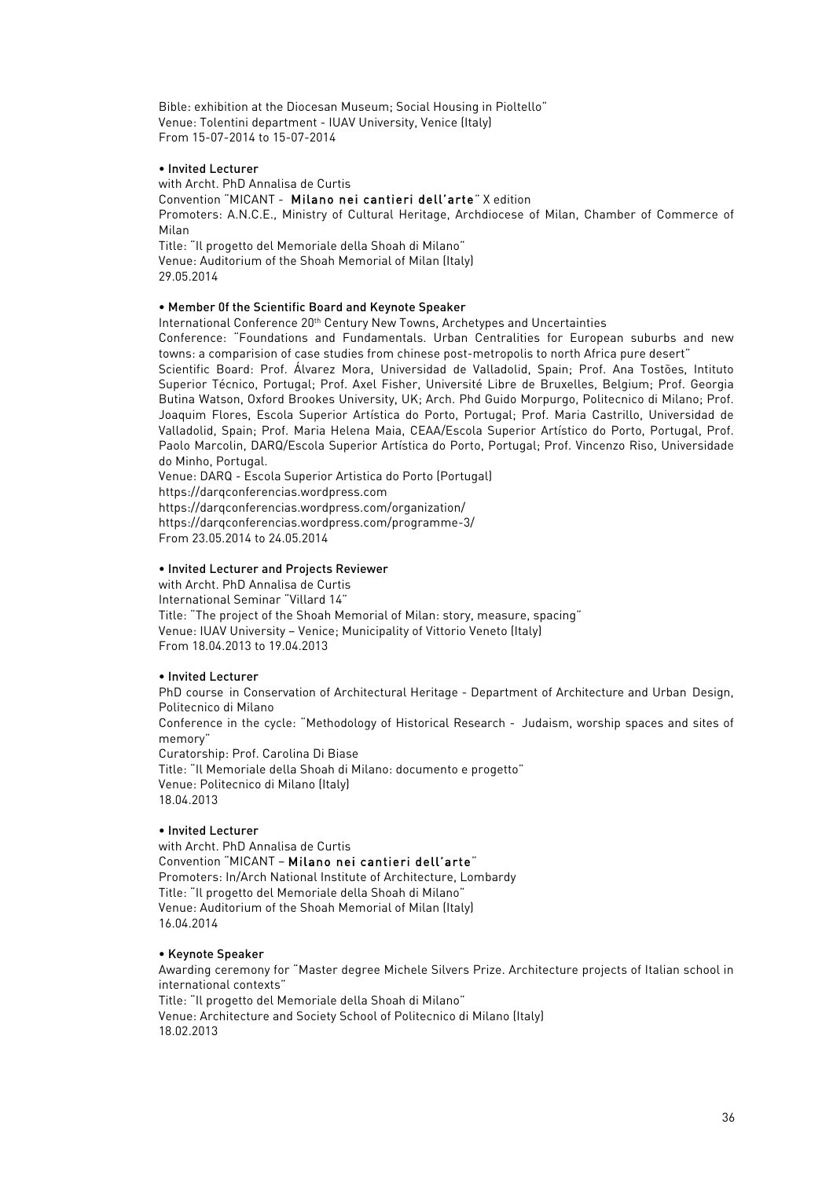Bible: exhibition at the Diocesan Museum; Social Housing in Pioltello"
Venue: Tolentini department - IUAV University, Venice (Italy)
From 15-07-2014 to 15-07-2014

• **Invited Lecturer**
with Archt. PhD Annalisa de Curtis
Convention "MICANT - **Milano nei cantieri dell'arte**" X edition
Promoters: A.N.C.E., Ministry of Cultural Heritage, Archdiocese of Milan, Chamber of Commerce of Milan
Title: "Il progetto del Memoriale della Shoah di Milano"
Venue: Auditorium of the Shoah Memorial of Milan (Italy)
29.05.2014

• **Member 0f the Scientific Board and Keynote Speaker**
International Conference 20th Century New Towns, Archetypes and Uncertainties
Conference: "Foundations and Fundamentals. Urban Centralities for European suburbs and new towns: a comparision of case studies from chinese post-metropolis to north Africa pure desert"
Scientific Board: Prof. Álvarez Mora, Universidad de Valladolid, Spain; Prof. Ana Tostões, Intituto Superior Técnico, Portugal; Prof. Axel Fisher, Université Libre de Bruxelles, Belgium; Prof. Georgia Butina Watson, Oxford Brookes University, UK; Arch. Phd Guido Morpurgo, Politecnico di Milano; Prof. Joaquim Flores, Escola Superior Artística do Porto, Portugal; Prof. Maria Castrillo, Universidad de Valladolid, Spain; Prof. Maria Helena Maia, CEAA/Escola Superior Artístico do Porto, Portugal, Prof. Paolo Marcolin, DARQ/Escola Superior Artística do Porto, Portugal; Prof. Vincenzo Riso, Universidade do Minho, Portugal.
Venue: DARQ - Escola Superior Artistica do Porto (Portugal)
https://darqconferencias.wordpress.com
https://darqconferencias.wordpress.com/organization/
https://darqconferencias.wordpress.com/programme-3/
From 23.05.2014 to 24.05.2014

• **Invited Lecturer and Projects Reviewer**
with Archt. PhD Annalisa de Curtis
International Seminar "Villard 14"
Title: "The project of the Shoah Memorial of Milan: story, measure, spacing"
Venue: IUAV University – Venice; Municipality of Vittorio Veneto (Italy)
From 18.04.2013 to 19.04.2013

• **Invited Lecturer**
PhD course in Conservation of Architectural Heritage - Department of Architecture and Urban Design, Politecnico di Milano
Conference in the cycle: "Methodology of Historical Research - Judaism, worship spaces and sites of memory"
Curatorship: Prof. Carolina Di Biase
Title: "Il Memoriale della Shoah di Milano: documento e progetto"
Venue: Politecnico di Milano (Italy)
18.04.2013

• **Invited Lecturer**
with Archt. PhD Annalisa de Curtis
Convention "MICANT – **Milano nei cantieri dell'arte**"
Promoters: In/Arch National Institute of Architecture, Lombardy
Title: "Il progetto del Memoriale della Shoah di Milano"
Venue: Auditorium of the Shoah Memorial of Milan (Italy)
16.04.2014

• **Keynote Speaker**
Awarding ceremony for "Master degree Michele Silvers Prize. Architecture projects of Italian school in international contexts"
Title: "Il progetto del Memoriale della Shoah di Milano"
Venue: Architecture and Society School of Politecnico di Milano (Italy)
18.02.2013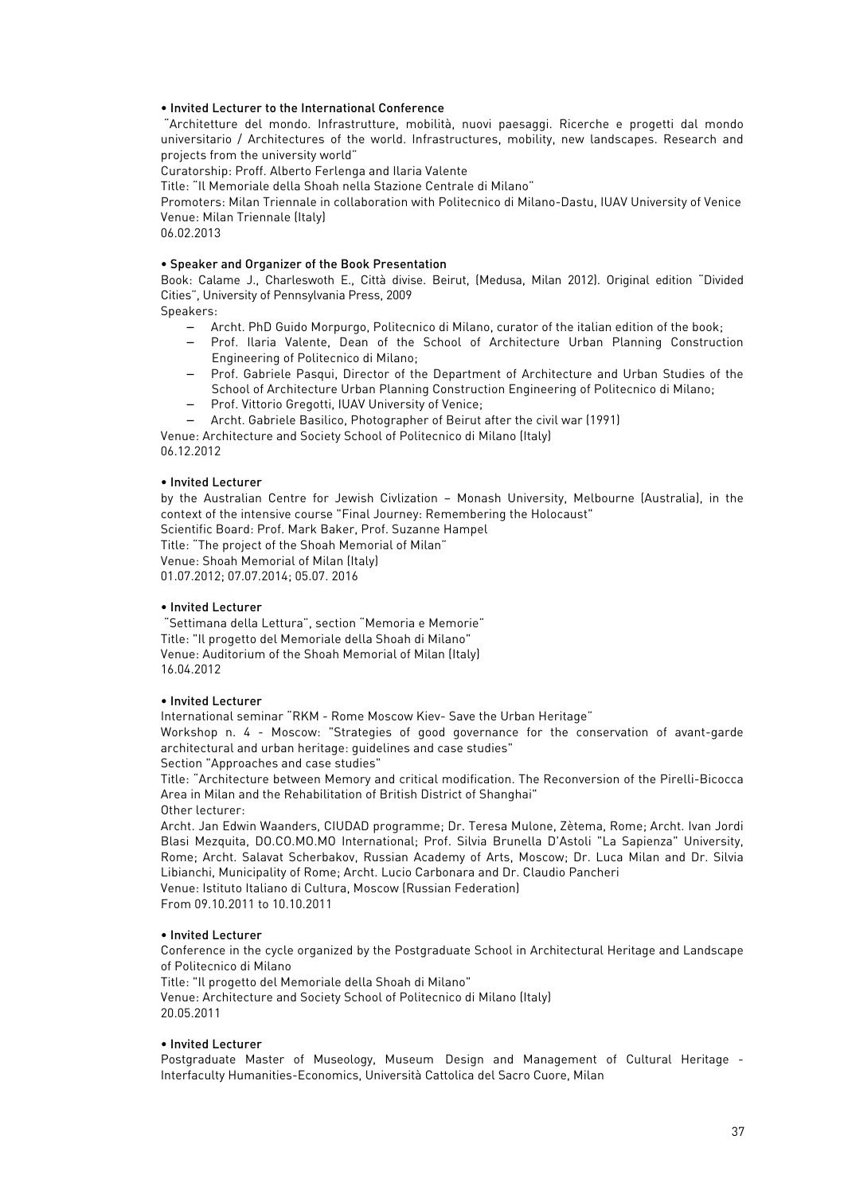• **Invited Lecturer to the International Conference**

"Architetture del mondo. Infrastrutture, mobilità, nuovi paesaggi. Ricerche e progetti dal mondo universitario / Architectures of the world. Infrastructures, mobility, new landscapes. Research and projects from the university world"

Curatorship: Proff. Alberto Ferlenga and Ilaria Valente

Title: "Il Memoriale della Shoah nella Stazione Centrale di Milano"

Promoters: Milan Triennale in collaboration with Politecnico di Milano-Dastu, IUAV University of Venice

Venue: Milan Triennale (Italy)

06.02.2013

• **Speaker and Organizer of the Book Presentation**

Book: Calame J., Charleswoth E., Città divise. Beirut, (Medusa, Milan 2012). Original edition "Divided Cities", University of Pennsylvania Press, 2009

Speakers:

- Archt. PhD Guido Morpurgo, Politecnico di Milano, curator of the italian edition of the book;
- Prof. Ilaria Valente, Dean of the School of Architecture Urban Planning Construction Engineering of Politecnico di Milano;
- Prof. Gabriele Pasqui, Director of the Department of Architecture and Urban Studies of the School of Architecture Urban Planning Construction Engineering of Politecnico di Milano;
- Prof. Vittorio Gregotti, IUAV University of Venice;
- Archt. Gabriele Basilico, Photographer of Beirut after the civil war (1991)

Venue: Architecture and Society School of Politecnico di Milano (Italy)

06.12.2012

• **Invited Lecturer**

by the Australian Centre for Jewish Civlization – Monash University, Melbourne (Australia), in the context of the intensive course "Final Journey: Remembering the Holocaust"

Scientific Board: Prof. Mark Baker, Prof. Suzanne Hampel

Title: "The project of the Shoah Memorial of Milan"

Venue: Shoah Memorial of Milan (Italy)

01.07.2012; 07.07.2014; 05.07. 2016

• **Invited Lecturer**

"Settimana della Lettura", section "Memoria e Memorie"

Title: "Il progetto del Memoriale della Shoah di Milano"

Venue: Auditorium of the Shoah Memorial of Milan (Italy)

16.04.2012

• **Invited Lecturer**

International seminar "RKM - Rome Moscow Kiev- Save the Urban Heritage"

Workshop n. 4 - Moscow: "Strategies of good governance for the conservation of avant-garde architectural and urban heritage: guidelines and case studies"

Section "Approaches and case studies"

Title: "Architecture between Memory and critical modification. The Reconversion of the Pirelli-Bicocca Area in Milan and the Rehabilitation of British District of Shanghai"

Other lecturer:

Archt. Jan Edwin Waanders, CIUDAD programme; Dr. Teresa Mulone, Zètema, Rome; Archt. Ivan Jordi Blasi Mezquita, DO.CO.MO.MO International; Prof. Silvia Brunella D'Astoli "La Sapienza" University, Rome; Archt. Salavat Scherbakov, Russian Academy of Arts, Moscow; Dr. Luca Milan and Dr. Silvia Libianchi, Municipality of Rome; Archt. Lucio Carbonara and Dr. Claudio Pancheri

Venue: Istituto Italiano di Cultura, Moscow (Russian Federation)

From 09.10.2011 to 10.10.2011

• **Invited Lecturer**

Conference in the cycle organized by the Postgraduate School in Architectural Heritage and Landscape of Politecnico di Milano

Title: "Il progetto del Memoriale della Shoah di Milano"

Venue: Architecture and Society School of Politecnico di Milano (Italy)

20.05.2011

• **Invited Lecturer**

Postgraduate Master of Museology, Museum Design and Management of Cultural Heritage - Interfaculty Humanities-Economics, Università Cattolica del Sacro Cuore, Milan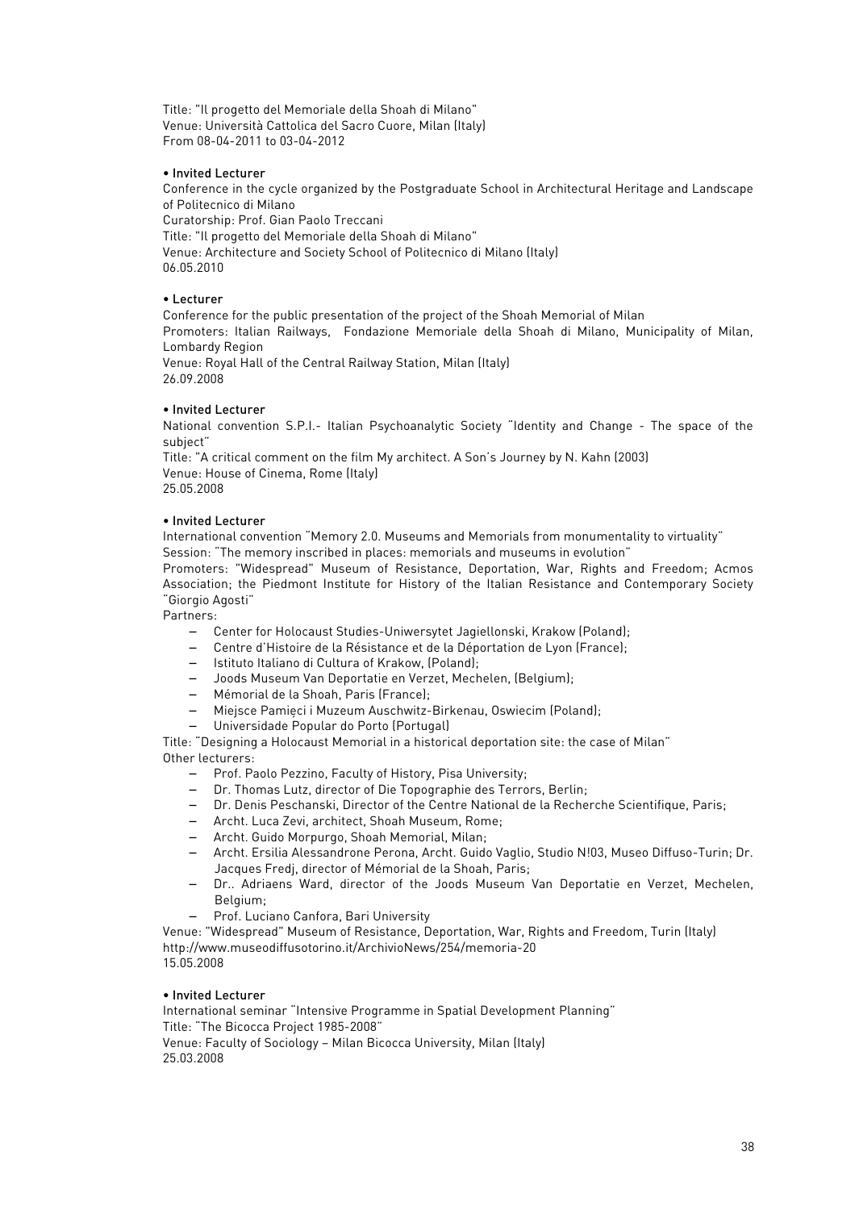Title: "Il progetto del Memoriale della Shoah di Milano"
Venue: Università Cattolica del Sacro Cuore, Milan (Italy)
From 08-04-2011 to 03-04-2012

• Invited Lecturer
Conference in the cycle organized by the Postgraduate School in Architectural Heritage and Landscape of Politecnico di Milano
Curatorship: Prof. Gian Paolo Treccani
Title: "Il progetto del Memoriale della Shoah di Milano"
Venue: Architecture and Society School of Politecnico di Milano (Italy)
06.05.2010

• Lecturer
Conference for the public presentation of the project of the Shoah Memorial of Milan
Promoters: Italian Railways, Fondazione Memoriale della Shoah di Milano, Municipality of Milan, Lombardy Region
Venue: Royal Hall of the Central Railway Station, Milan (Italy)
26.09.2008

• Invited Lecturer
National convention S.P.I.- Italian Psychoanalytic Society "Identity and Change - The space of the subject"
Title: "A critical comment on the film My architect. A Son's Journey by N. Kahn (2003)
Venue: House of Cinema, Rome (Italy)
25.05.2008

• Invited Lecturer
International convention "Memory 2.0. Museums and Memorials from monumentality to virtuality"
Session: "The memory inscribed in places: memorials and museums in evolution"
Promoters: "Widespread" Museum of Resistance, Deportation, War, Rights and Freedom; Acmos Association; the Piedmont Institute for History of the Italian Resistance and Contemporary Society "Giorgio Agosti"
Partners:

- Center for Holocaust Studies-Uniwersytet Jagiellonski, Krakow (Poland);
- Centre d'Histoire de la Résistance et de la Déportation de Lyon (France);
- Istituto Italiano di Cultura of Krakow, (Poland);
- Joods Museum Van Deportatie en Verzet, Mechelen, (Belgium);
- Mémorial de la Shoah, Paris (France);
- Miejsce Pamięci i Muzeum Auschwitz-Birkenau, Oswiecim (Poland);
- Universidade Popular do Porto (Portugal)

Title: "Designing a Holocaust Memorial in a historical deportation site: the case of Milan"
Other lecturers:

- Prof. Paolo Pezzino, Faculty of History, Pisa University;
- Dr. Thomas Lutz, director of Die Topographie des Terrors, Berlin;
- Dr. Denis Peschanski, Director of the Centre National de la Recherche Scientifique, Paris;
- Archt. Luca Zevi, architect, Shoah Museum, Rome;
- Archt. Guido Morpurgo, Shoah Memorial, Milan;
- Archt. Ersilia Alessandrone Perona, Archt. Guido Vaglio, Studio N!03, Museo Diffuso-Turin; Dr. Jacques Fredj, director of Mémorial de la Shoah, Paris;
- Dr.. Adriaens Ward, director of the Joods Museum Van Deportatie en Verzet, Mechelen, Belgium;
- Prof. Luciano Canfora, Bari University

Venue: "Widespread" Museum of Resistance, Deportation, War, Rights and Freedom, Turin (Italy)
http://www.museodiffusotorino.it/ArchivioNews/254/memoria-20
15.05.2008

• Invited Lecturer
International seminar "Intensive Programme in Spatial Development Planning"
Title: "The Bicocca Project 1985-2008"
Venue: Faculty of Sociology – Milan Bicocca University, Milan (Italy)
25.03.2008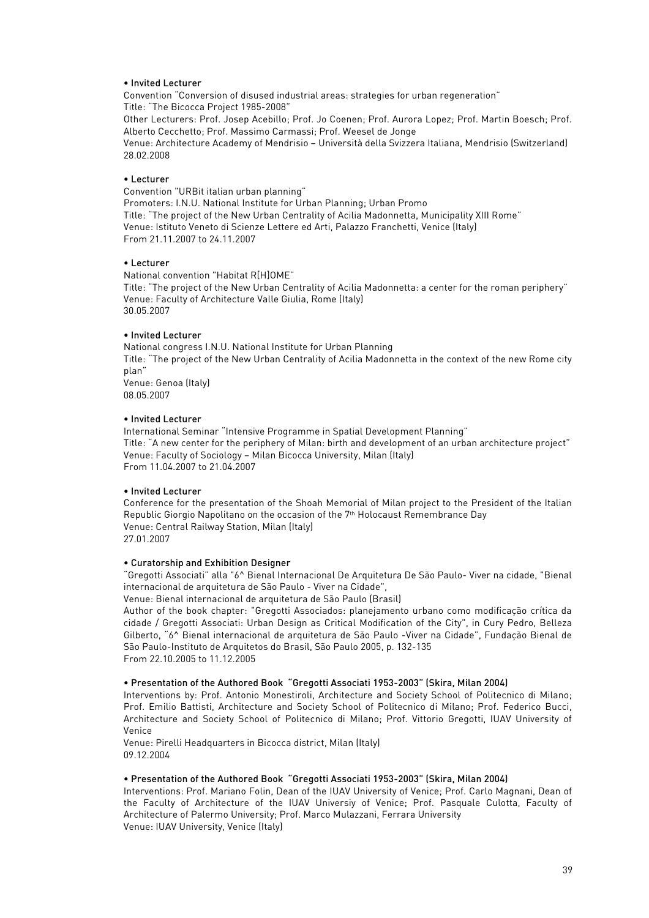**• Invited Lecturer**

Convention "Conversion of disused industrial areas: strategies for urban regeneration"
Title: "The Bicocca Project 1985-2008"
Other Lecturers: Prof. Josep Acebillo; Prof. Jo Coenen; Prof. Aurora Lopez; Prof. Martin Boesch; Prof. Alberto Cecchetto; Prof. Massimo Carmassi; Prof. Weesel de Jonge
Venue: Architecture Academy of Mendrisio – Università della Svizzera Italiana, Mendrisio (Switzerland)
28.02.2008

**• Lecturer**

Convention "URBit italian urban planning"
Promoters: I.N.U. National Institute for Urban Planning; Urban Promo
Title: "The project of the New Urban Centrality of Acilia Madonnetta, Municipality XIII Rome"
Venue: Istituto Veneto di Scienze Lettere ed Arti, Palazzo Franchetti, Venice (Italy)
From 21.11.2007 to 24.11.2007

**• Lecturer**

National convention "Habitat R[H]OME"
Title: "The project of the New Urban Centrality of Acilia Madonnetta: a center for the roman periphery"
Venue: Faculty of Architecture Valle Giulia, Rome (Italy)
30.05.2007

**• Invited Lecturer**

National congress I.N.U. National Institute for Urban Planning
Title: "The project of the New Urban Centrality of Acilia Madonnetta in the context of the new Rome city plan"
Venue: Genoa (Italy)
08.05.2007

**• Invited Lecturer**

International Seminar "Intensive Programme in Spatial Development Planning"
Title: "A new center for the periphery of Milan: birth and development of an urban architecture project"
Venue: Faculty of Sociology – Milan Bicocca University, Milan (Italy)
From 11.04.2007 to 21.04.2007

**• Invited Lecturer**

Conference for the presentation of the Shoah Memorial of Milan project to the President of the Italian Republic Giorgio Napolitano on the occasion of the 7th Holocaust Remembrance Day
Venue: Central Railway Station, Milan (Italy)
27.01.2007

**• Curatorship and Exhibition Designer**

"Gregotti Associati" alla "6^ Bienal Internacional De Arquitetura De São Paulo- Viver na cidade, "Bienal internacional de arquitetura de São Paulo - Viver na Cidade",
Venue: Bienal internacional de arquitetura de São Paulo (Brasil)
Author of the book chapter: "Gregotti Associados: planejamento urbano como modificação crítica da cidade / Gregotti Associati: Urban Design as Critical Modification of the City", in Cury Pedro, Belleza Gilberto, "6^ Bienal internacional de arquitetura de São Paulo -Viver na Cidade", Fundação Bienal de São Paulo-Instituto de Arquitetos do Brasil, São Paulo 2005, p. 132-135
From 22.10.2005 to 11.12.2005

**• Presentation of the Authored Book "Gregotti Associati 1953-2003" (Skira, Milan 2004)**

Interventions by: Prof. Antonio Monestiroli, Architecture and Society School of Politecnico di Milano; Prof. Emilio Battisti, Architecture and Society School of Politecnico di Milano; Prof. Federico Bucci, Architecture and Society School of Politecnico di Milano; Prof. Vittorio Gregotti, IUAV University of Venice
Venue: Pirelli Headquarters in Bicocca district, Milan (Italy)
09.12.2004

**• Presentation of the Authored Book "Gregotti Associati 1953-2003" (Skira, Milan 2004)**

Interventions: Prof. Mariano Folin, Dean of the IUAV University of Venice; Prof. Carlo Magnani, Dean of the Faculty of Architecture of the IUAV Universiy of Venice; Prof. Pasquale Culotta, Faculty of Architecture of Palermo University; Prof. Marco Mulazzani, Ferrara University
Venue: IUAV University, Venice (Italy)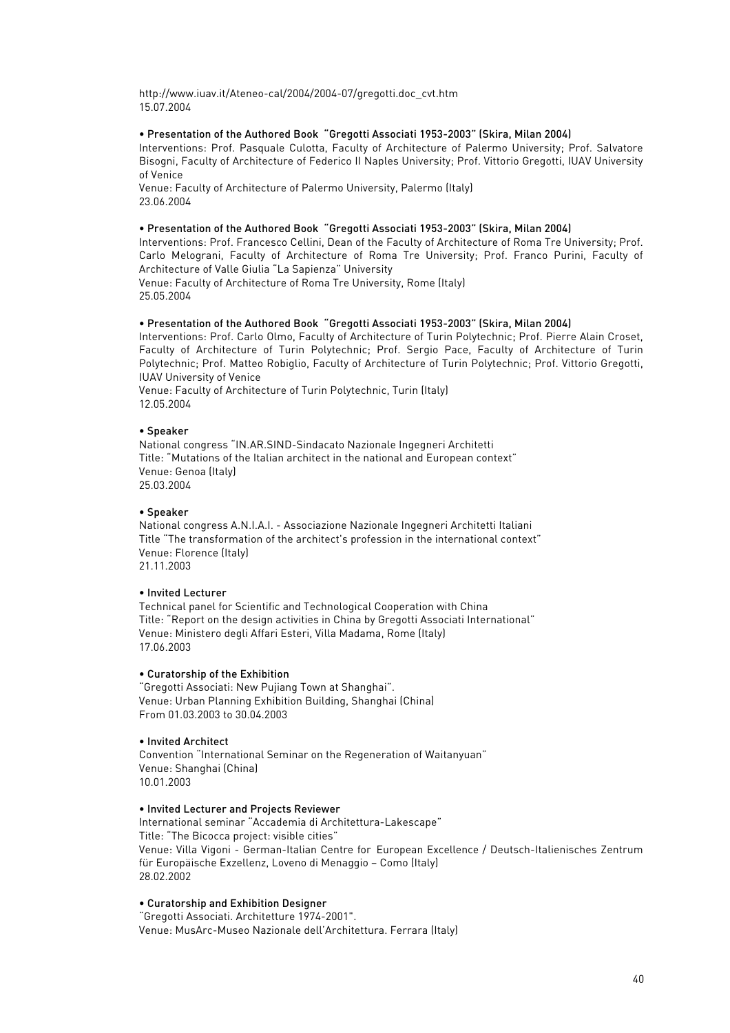http://www.iuav.it/Ateneo-cal/2004/2004-07/gregotti.doc_cvt.htm
15.07.2004

**• Presentation of the Authored Book "Gregotti Associati 1953-2003" (Skira, Milan 2004)**
Interventions: Prof. Pasquale Culotta, Faculty of Architecture of Palermo University; Prof. Salvatore Bisogni, Faculty of Architecture of Federico II Naples University; Prof. Vittorio Gregotti, IUAV University of Venice
Venue: Faculty of Architecture of Palermo University, Palermo (Italy)
23.06.2004

**• Presentation of the Authored Book "Gregotti Associati 1953-2003" (Skira, Milan 2004)**
Interventions: Prof. Francesco Cellini, Dean of the Faculty of Architecture of Roma Tre University; Prof. Carlo Melograni, Faculty of Architecture of Roma Tre University; Prof. Franco Purini, Faculty of Architecture of Valle Giulia "La Sapienza" University
Venue: Faculty of Architecture of Roma Tre University, Rome (Italy)
25.05.2004

**• Presentation of the Authored Book "Gregotti Associati 1953-2003" (Skira, Milan 2004)**
Interventions: Prof. Carlo Olmo, Faculty of Architecture of Turin Polytechnic; Prof. Pierre Alain Croset, Faculty of Architecture of Turin Polytechnic; Prof. Sergio Pace, Faculty of Architecture of Turin Polytechnic; Prof. Matteo Robiglio, Faculty of Architecture of Turin Polytechnic; Prof. Vittorio Gregotti, IUAV University of Venice
Venue: Faculty of Architecture of Turin Polytechnic, Turin (Italy)
12.05.2004

**• Speaker**
National congress "IN.AR.SIND-Sindacato Nazionale Ingegneri Architetti
Title: "Mutations of the Italian architect in the national and European context"
Venue: Genoa (Italy)
25.03.2004

**• Speaker**
National congress A.N.I.A.I. - Associazione Nazionale Ingegneri Architetti Italiani
Title "The transformation of the architect's profession in the international context"
Venue: Florence (Italy)
21.11.2003

**• Invited Lecturer**
Technical panel for Scientific and Technological Cooperation with China
Title: "Report on the design activities in China by Gregotti Associati International"
Venue: Ministero degli Affari Esteri, Villa Madama, Rome (Italy)
17.06.2003

**• Curatorship of the Exhibition**
"Gregotti Associati: New Pujiang Town at Shanghai".
Venue: Urban Planning Exhibition Building, Shanghai (China)
From 01.03.2003 to 30.04.2003

**• Invited Architect**
Convention "International Seminar on the Regeneration of Waitanyuan"
Venue: Shanghai (China)
10.01.2003

**• Invited Lecturer and Projects Reviewer**
International seminar "Accademia di Architettura-Lakescape"
Title: "The Bicocca project: visible cities"
Venue: Villa Vigoni - German-Italian Centre for European Excellence / Deutsch-Italienisches Zentrum für Europäische Exzellenz, Loveno di Menaggio – Como (Italy)
28.02.2002

**• Curatorship and Exhibition Designer**
"Gregotti Associati. Architetture 1974-2001".
Venue: MusArc-Museo Nazionale dell'Architettura. Ferrara (Italy)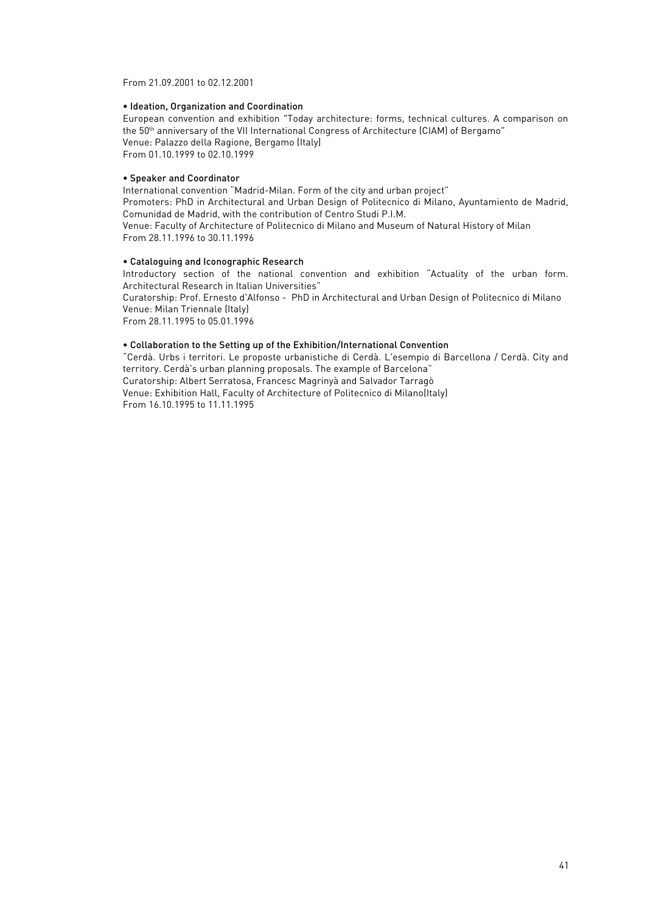From 21.09.2001 to 02.12.2001

• Ideation, Organization and Coordination
European convention and exhibition "Today architecture: forms, technical cultures. A comparison on the 50th anniversary of the VII International Congress of Architecture (CIAM) of Bergamo"
Venue: Palazzo della Ragione, Bergamo (Italy)
From 01.10.1999 to 02.10.1999

• Speaker and Coordinator
International convention "Madrid-Milan. Form of the city and urban project"
Promoters: PhD in Architectural and Urban Design of Politecnico di Milano, Ayuntamiento de Madrid, Comunidad de Madrid, with the contribution of Centro Studi P.I.M.
Venue: Faculty of Architecture of Politecnico di Milano and Museum of Natural History of Milan
From 28.11.1996 to 30.11.1996

• Cataloguing and Iconographic Research
Introductory section of the national convention and exhibition "Actuality of the urban form. Architectural Research in Italian Universities"
Curatorship: Prof. Ernesto d'Alfonso - PhD in Architectural and Urban Design of Politecnico di Milano
Venue: Milan Triennale (Italy)
From 28.11.1995 to 05.01.1996

• Collaboration to the Setting up of the Exhibition/International Convention
"Cerdà. Urbs i territori. Le proposte urbanistiche di Cerdà. L'esempio di Barcellona / Cerdà. City and territory. Cerdà's urban planning proposals. The example of Barcelona"
Curatorship: Albert Serratosa, Francesc Magrinyà and Salvador Tarragò
Venue: Exhibition Hall, Faculty of Architecture of Politecnico di Milano(Italy)
From 16.10.1995 to 11.11.1995